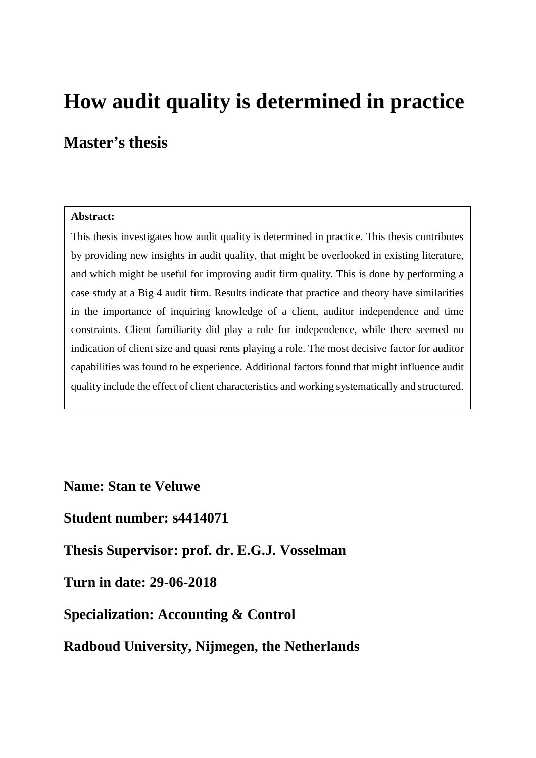# How audit quality is determined in practice

## Master's thesis

**Abstract:**

This thesis investigates how audit quality is determined in practice. This thesis contributes by providing new insights in audit quality, that might be overlooked in existing literature, and which might be useful for improving audit firm quality. This is done by performing a case study at a Big 4 audit firm. Results indicate that practice and theory have similarities in the importance of inquiring knowledge of a client, auditor independence and time constraints. Client familiarity did play a role for independence, while there seemed no indication of client size and quasi rents playing a role. The most decisive factor for auditor capabilities was found to be experience. Additional factors found that might influence audit quality include the effect of client characteristics and working systematically and structured.

**Name: Stan te Veluwe**

**Student number: s4414071**

**Thesis Supervisor: prof. dr. E.G.J. Vosselman**

**Turn in date: 29-06-2018**

**Specialization: Accounting & Control**

**Radboud University, Nijmegen, the Netherlands**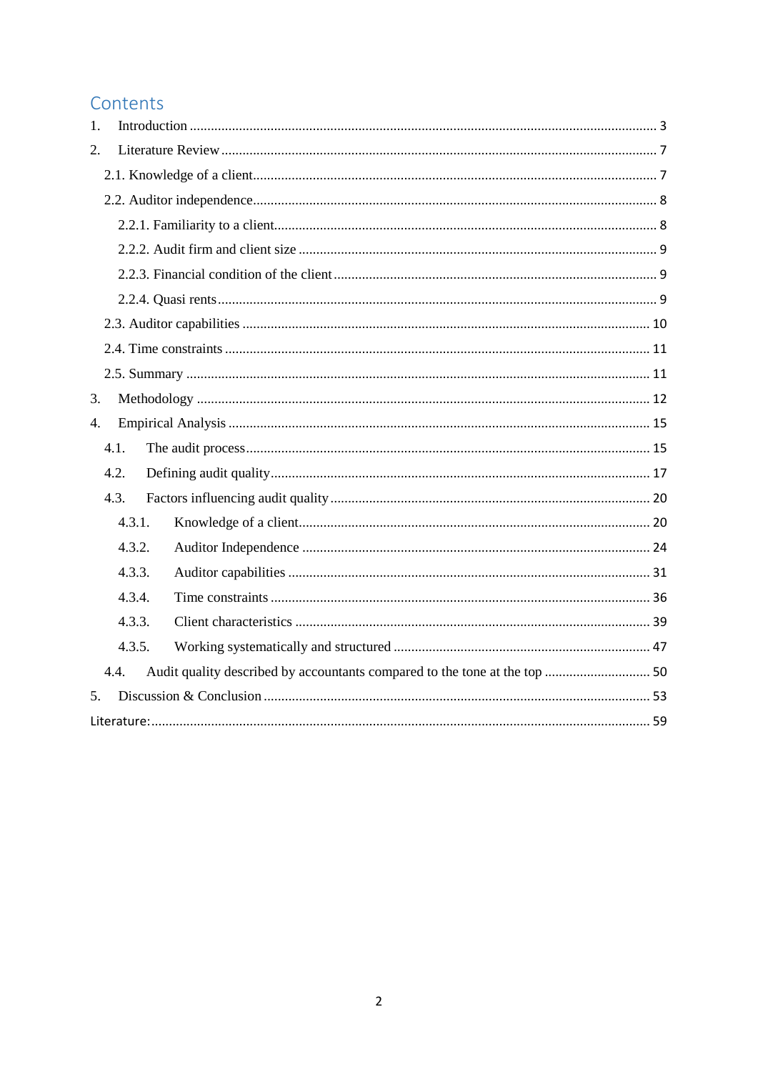# Contents

1. Introduction ... 3
2. Literature Review ... 7
   - 2.1. Knowledge of a client ... 7
   - 2.2. Auditor independence ... 8
     - 2.2.1. Familiarity to a client ... 8
     - 2.2.2. Audit firm and client size ... 9
     - 2.2.3. Financial condition of the client ... 9
     - 2.2.4. Quasi rents ... 9
   - 2.3. Auditor capabilities ... 10
   - 2.4. Time constraints ... 11
   - 2.5. Summary ... 11
3. Methodology ... 12
4. Empirical Analysis ... 15
   - 4.1. The audit process ... 15
   - 4.2. Defining audit quality ... 17
   - 4.3. Factors influencing audit quality ... 20
     - 4.3.1. Knowledge of a client ... 20
     - 4.3.2. Auditor Independence ... 24
     - 4.3.3. Auditor capabilities ... 31
     - 4.3.4. Time constraints ... 36
     - 4.3.3. Client characteristics ... 39
     - 4.3.5. Working systematically and structured ... 47
   - 4.4. Audit quality described by accountants compared to the tone at the top ... 50
5. Discussion & Conclusion ... 53

Literature: ... 59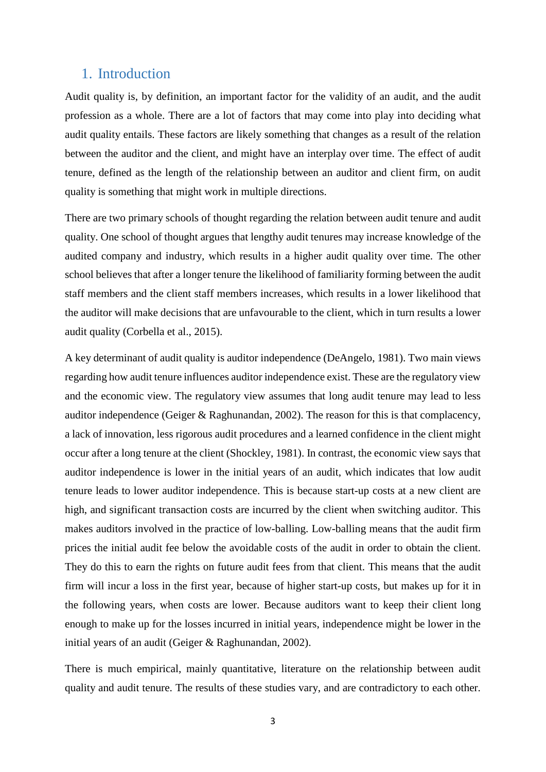# 1. Introduction

Audit quality is, by definition, an important factor for the validity of an audit, and the audit profession as a whole. There are a lot of factors that may come into play into deciding what audit quality entails. These factors are likely something that changes as a result of the relation between the auditor and the client, and might have an interplay over time. The effect of audit tenure, defined as the length of the relationship between an auditor and client firm, on audit quality is something that might work in multiple directions.

There are two primary schools of thought regarding the relation between audit tenure and audit quality. One school of thought argues that lengthy audit tenures may increase knowledge of the audited company and industry, which results in a higher audit quality over time. The other school believes that after a longer tenure the likelihood of familiarity forming between the audit staff members and the client staff members increases, which results in a lower likelihood that the auditor will make decisions that are unfavourable to the client, which in turn results a lower audit quality (Corbella et al., 2015).

A key determinant of audit quality is auditor independence (DeAngelo, 1981). Two main views regarding how audit tenure influences auditor independence exist. These are the regulatory view and the economic view. The regulatory view assumes that long audit tenure may lead to less auditor independence (Geiger & Raghunandan, 2002). The reason for this is that complacency, a lack of innovation, less rigorous audit procedures and a learned confidence in the client might occur after a long tenure at the client (Shockley, 1981). In contrast, the economic view says that auditor independence is lower in the initial years of an audit, which indicates that low audit tenure leads to lower auditor independence. This is because start-up costs at a new client are high, and significant transaction costs are incurred by the client when switching auditor. This makes auditors involved in the practice of low-balling. Low-balling means that the audit firm prices the initial audit fee below the avoidable costs of the audit in order to obtain the client. They do this to earn the rights on future audit fees from that client. This means that the audit firm will incur a loss in the first year, because of higher start-up costs, but makes up for it in the following years, when costs are lower. Because auditors want to keep their client long enough to make up for the losses incurred in initial years, independence might be lower in the initial years of an audit (Geiger & Raghunandan, 2002).

There is much empirical, mainly quantitative, literature on the relationship between audit quality and audit tenure. The results of these studies vary, and are contradictory to each other.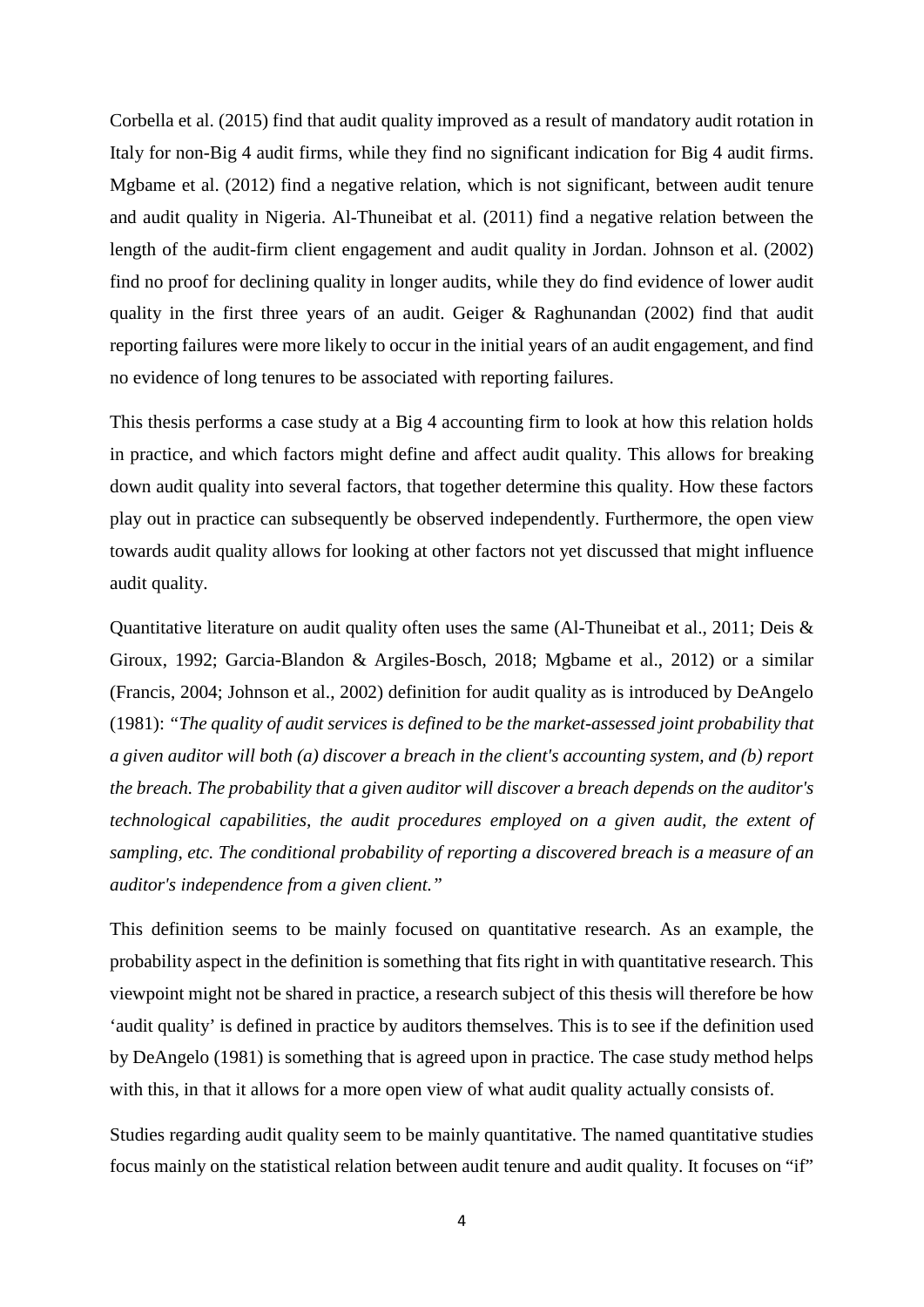Corbella et al. (2015) find that audit quality improved as a result of mandatory audit rotation in Italy for non-Big 4 audit firms, while they find no significant indication for Big 4 audit firms. Mgbame et al. (2012) find a negative relation, which is not significant, between audit tenure and audit quality in Nigeria. Al-Thuneibat et al. (2011) find a negative relation between the length of the audit-firm client engagement and audit quality in Jordan. Johnson et al. (2002) find no proof for declining quality in longer audits, while they do find evidence of lower audit quality in the first three years of an audit. Geiger & Raghunandan (2002) find that audit reporting failures were more likely to occur in the initial years of an audit engagement, and find no evidence of long tenures to be associated with reporting failures.

This thesis performs a case study at a Big 4 accounting firm to look at how this relation holds in practice, and which factors might define and affect audit quality. This allows for breaking down audit quality into several factors, that together determine this quality. How these factors play out in practice can subsequently be observed independently. Furthermore, the open view towards audit quality allows for looking at other factors not yet discussed that might influence audit quality.

Quantitative literature on audit quality often uses the same (Al-Thuneibat et al., 2011; Deis & Giroux, 1992; Garcia-Blandon & Argiles-Bosch, 2018; Mgbame et al., 2012) or a similar (Francis, 2004; Johnson et al., 2002) definition for audit quality as is introduced by DeAngelo (1981): *"The quality of audit services is defined to be the market-assessed joint probability that a given auditor will both (a) discover a breach in the client's accounting system, and (b) report the breach. The probability that a given auditor will discover a breach depends on the auditor's technological capabilities, the audit procedures employed on a given audit, the extent of sampling, etc. The conditional probability of reporting a discovered breach is a measure of an auditor's independence from a given client."*

This definition seems to be mainly focused on quantitative research. As an example, the probability aspect in the definition is something that fits right in with quantitative research. This viewpoint might not be shared in practice, a research subject of this thesis will therefore be how 'audit quality' is defined in practice by auditors themselves. This is to see if the definition used by DeAngelo (1981) is something that is agreed upon in practice. The case study method helps with this, in that it allows for a more open view of what audit quality actually consists of.

Studies regarding audit quality seem to be mainly quantitative. The named quantitative studies focus mainly on the statistical relation between audit tenure and audit quality. It focuses on "if"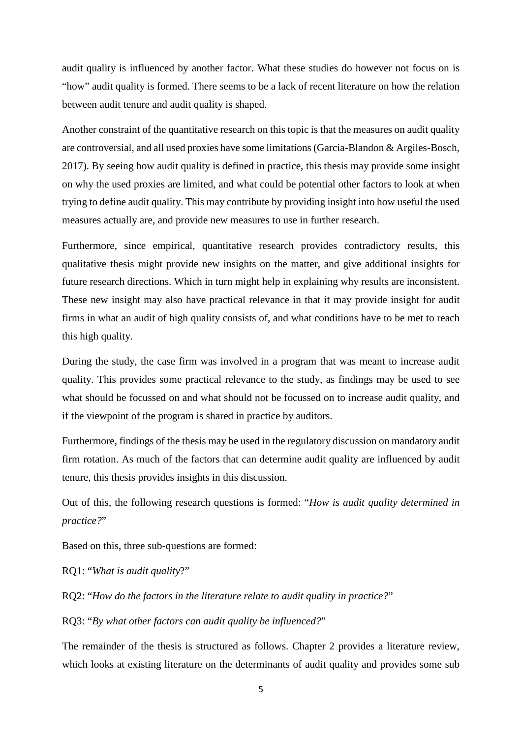audit quality is influenced by another factor. What these studies do however not focus on is "how" audit quality is formed. There seems to be a lack of recent literature on how the relation between audit tenure and audit quality is shaped.

Another constraint of the quantitative research on this topic is that the measures on audit quality are controversial, and all used proxies have some limitations (Garcia-Blandon & Argiles-Bosch, 2017). By seeing how audit quality is defined in practice, this thesis may provide some insight on why the used proxies are limited, and what could be potential other factors to look at when trying to define audit quality. This may contribute by providing insight into how useful the used measures actually are, and provide new measures to use in further research.

Furthermore, since empirical, quantitative research provides contradictory results, this qualitative thesis might provide new insights on the matter, and give additional insights for future research directions. Which in turn might help in explaining why results are inconsistent. These new insight may also have practical relevance in that it may provide insight for audit firms in what an audit of high quality consists of, and what conditions have to be met to reach this high quality.

During the study, the case firm was involved in a program that was meant to increase audit quality. This provides some practical relevance to the study, as findings may be used to see what should be focussed on and what should not be focussed on to increase audit quality, and if the viewpoint of the program is shared in practice by auditors.

Furthermore, findings of the thesis may be used in the regulatory discussion on mandatory audit firm rotation. As much of the factors that can determine audit quality are influenced by audit tenure, this thesis provides insights in this discussion.

Out of this, the following research questions is formed: "*How is audit quality determined in practice?*"

Based on this, three sub-questions are formed:

RQ1: "*What is audit quality*?"

RQ2: "*How do the factors in the literature relate to audit quality in practice?*"

RQ3: "*By what other factors can audit quality be influenced?*"

The remainder of the thesis is structured as follows. Chapter 2 provides a literature review, which looks at existing literature on the determinants of audit quality and provides some sub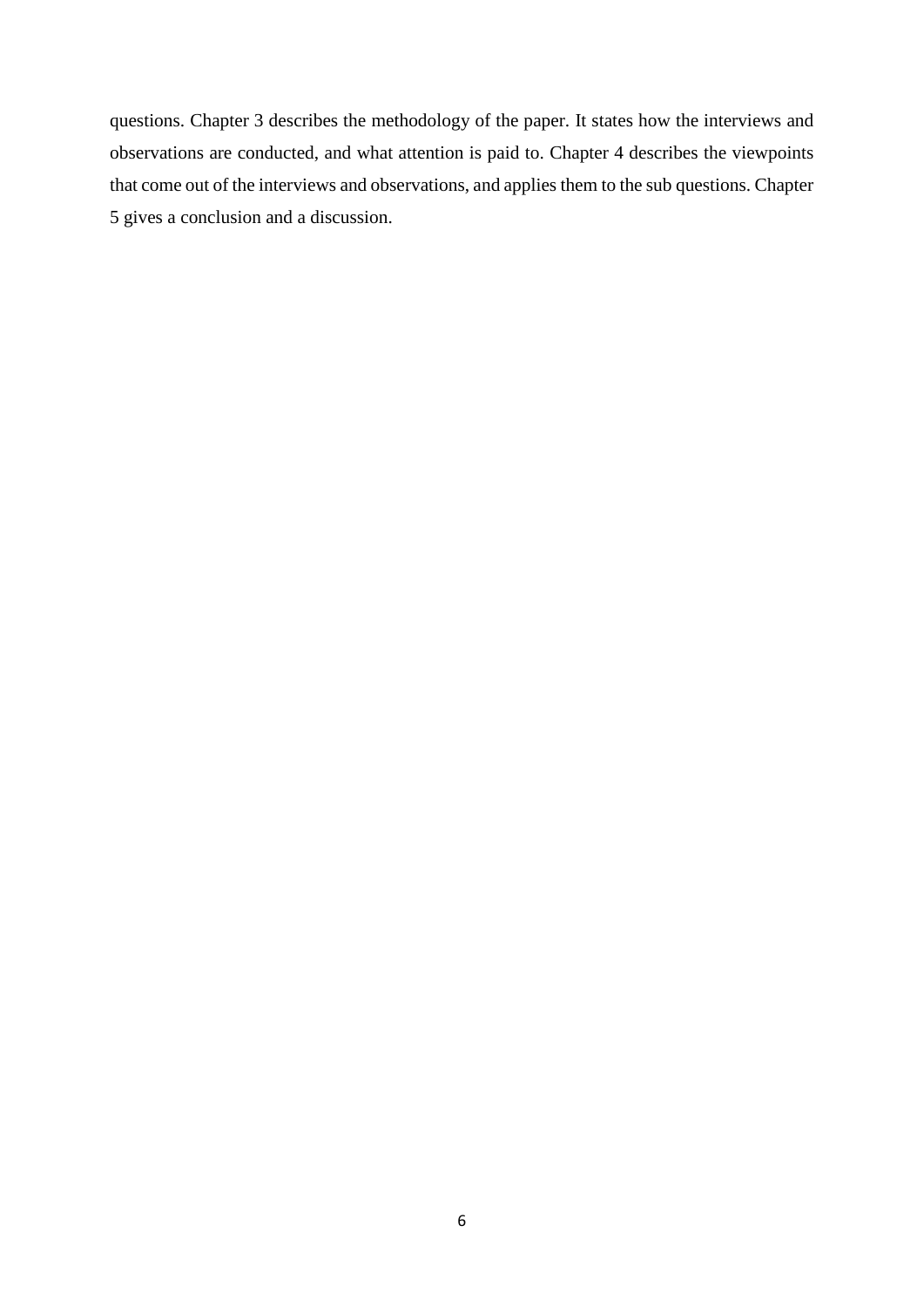questions. Chapter 3 describes the methodology of the paper. It states how the interviews and observations are conducted, and what attention is paid to. Chapter 4 describes the viewpoints that come out of the interviews and observations, and applies them to the sub questions. Chapter 5 gives a conclusion and a discussion.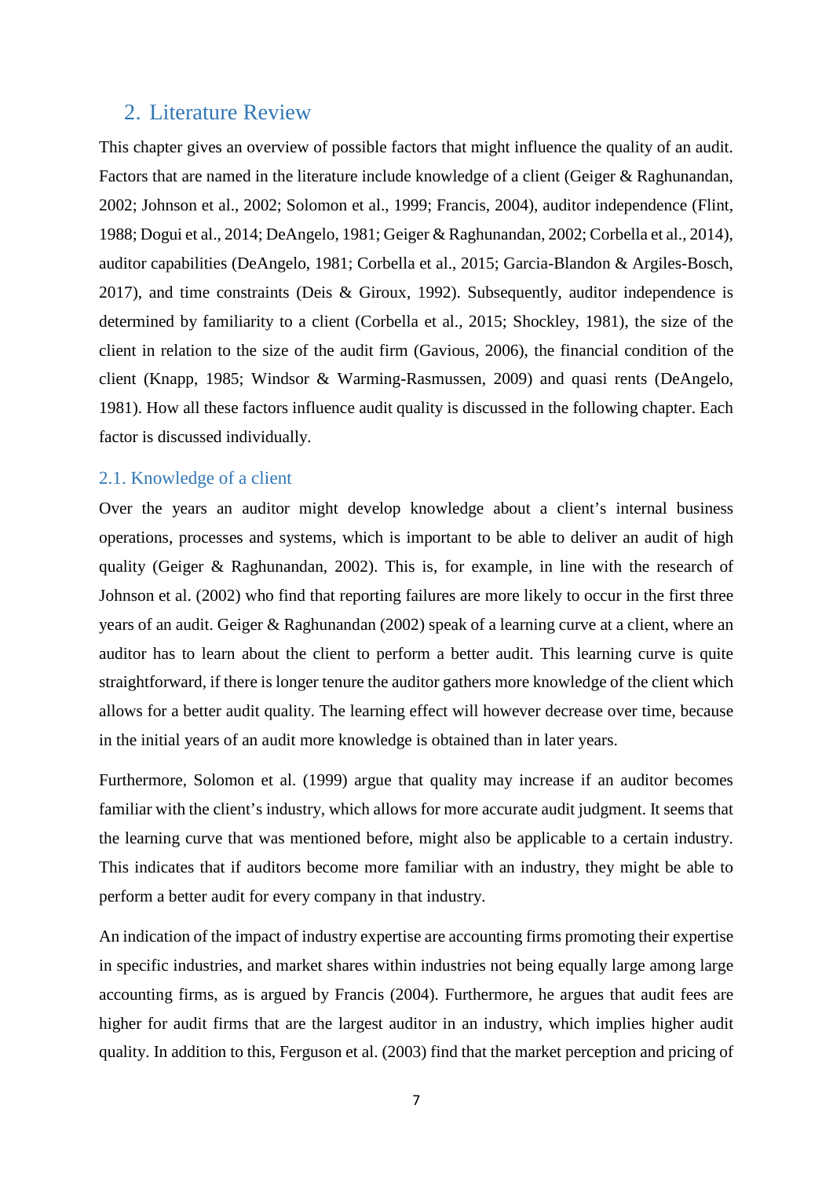## 2. Literature Review

This chapter gives an overview of possible factors that might influence the quality of an audit. Factors that are named in the literature include knowledge of a client (Geiger & Raghunandan, 2002; Johnson et al., 2002; Solomon et al., 1999; Francis, 2004), auditor independence (Flint, 1988; Dogui et al., 2014; DeAngelo, 1981; Geiger & Raghunandan, 2002; Corbella et al., 2014), auditor capabilities (DeAngelo, 1981; Corbella et al., 2015; Garcia-Blandon & Argiles-Bosch, 2017), and time constraints (Deis & Giroux, 1992). Subsequently, auditor independence is determined by familiarity to a client (Corbella et al., 2015; Shockley, 1981), the size of the client in relation to the size of the audit firm (Gavious, 2006), the financial condition of the client (Knapp, 1985; Windsor & Warming-Rasmussen, 2009) and quasi rents (DeAngelo, 1981). How all these factors influence audit quality is discussed in the following chapter. Each factor is discussed individually.

### 2.1. Knowledge of a client

Over the years an auditor might develop knowledge about a client's internal business operations, processes and systems, which is important to be able to deliver an audit of high quality (Geiger & Raghunandan, 2002). This is, for example, in line with the research of Johnson et al. (2002) who find that reporting failures are more likely to occur in the first three years of an audit. Geiger & Raghunandan (2002) speak of a learning curve at a client, where an auditor has to learn about the client to perform a better audit. This learning curve is quite straightforward, if there is longer tenure the auditor gathers more knowledge of the client which allows for a better audit quality. The learning effect will however decrease over time, because in the initial years of an audit more knowledge is obtained than in later years.

Furthermore, Solomon et al. (1999) argue that quality may increase if an auditor becomes familiar with the client's industry, which allows for more accurate audit judgment. It seems that the learning curve that was mentioned before, might also be applicable to a certain industry. This indicates that if auditors become more familiar with an industry, they might be able to perform a better audit for every company in that industry.

An indication of the impact of industry expertise are accounting firms promoting their expertise in specific industries, and market shares within industries not being equally large among large accounting firms, as is argued by Francis (2004). Furthermore, he argues that audit fees are higher for audit firms that are the largest auditor in an industry, which implies higher audit quality. In addition to this, Ferguson et al. (2003) find that the market perception and pricing of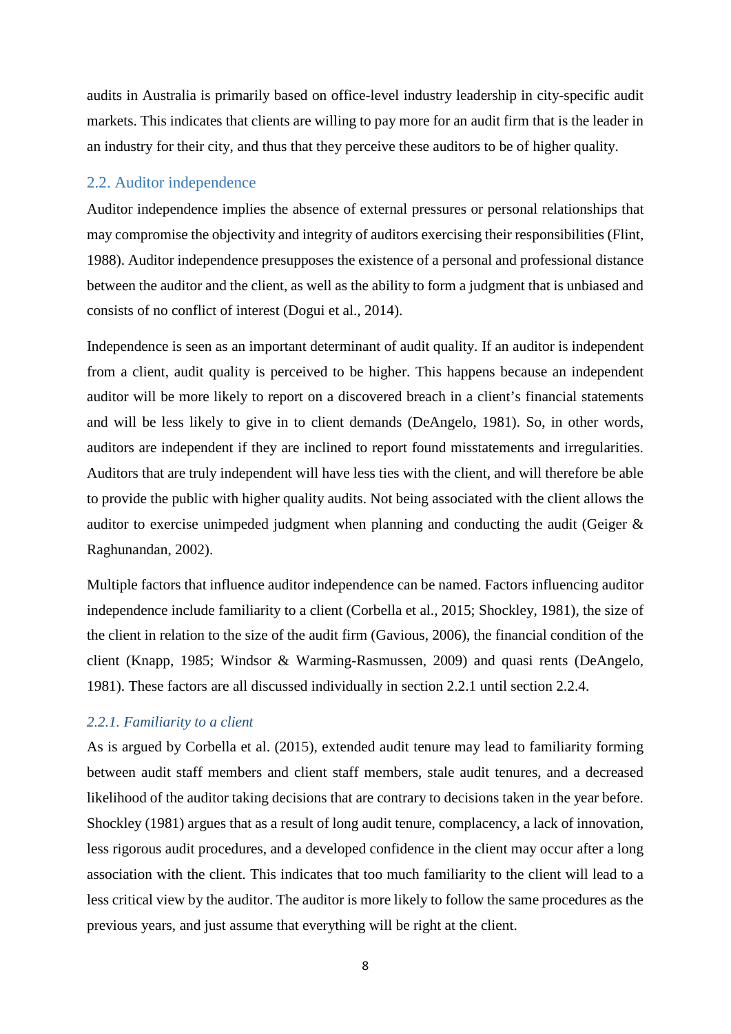audits in Australia is primarily based on office-level industry leadership in city-specific audit markets. This indicates that clients are willing to pay more for an audit firm that is the leader in an industry for their city, and thus that they perceive these auditors to be of higher quality.

## 2.2. Auditor independence

Auditor independence implies the absence of external pressures or personal relationships that may compromise the objectivity and integrity of auditors exercising their responsibilities (Flint, 1988). Auditor independence presupposes the existence of a personal and professional distance between the auditor and the client, as well as the ability to form a judgment that is unbiased and consists of no conflict of interest (Dogui et al., 2014).

Independence is seen as an important determinant of audit quality. If an auditor is independent from a client, audit quality is perceived to be higher. This happens because an independent auditor will be more likely to report on a discovered breach in a client's financial statements and will be less likely to give in to client demands (DeAngelo, 1981). So, in other words, auditors are independent if they are inclined to report found misstatements and irregularities. Auditors that are truly independent will have less ties with the client, and will therefore be able to provide the public with higher quality audits. Not being associated with the client allows the auditor to exercise unimpeded judgment when planning and conducting the audit (Geiger & Raghunandan, 2002).

Multiple factors that influence auditor independence can be named. Factors influencing auditor independence include familiarity to a client (Corbella et al., 2015; Shockley, 1981), the size of the client in relation to the size of the audit firm (Gavious, 2006), the financial condition of the client (Knapp, 1985; Windsor & Warming-Rasmussen, 2009) and quasi rents (DeAngelo, 1981). These factors are all discussed individually in section 2.2.1 until section 2.2.4.

### *2.2.1. Familiarity to a client*

As is argued by Corbella et al. (2015), extended audit tenure may lead to familiarity forming between audit staff members and client staff members, stale audit tenures, and a decreased likelihood of the auditor taking decisions that are contrary to decisions taken in the year before. Shockley (1981) argues that as a result of long audit tenure, complacency, a lack of innovation, less rigorous audit procedures, and a developed confidence in the client may occur after a long association with the client. This indicates that too much familiarity to the client will lead to a less critical view by the auditor. The auditor is more likely to follow the same procedures as the previous years, and just assume that everything will be right at the client.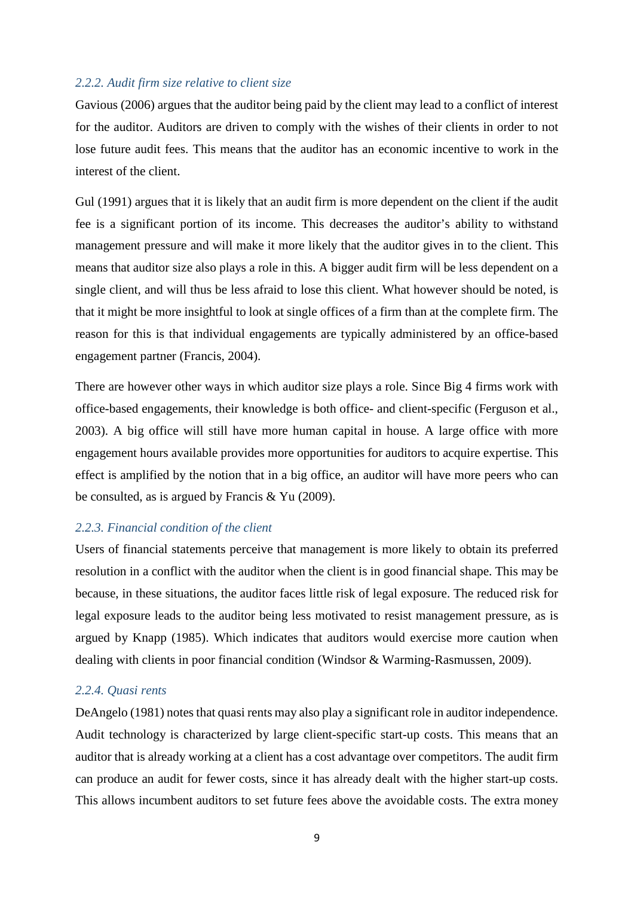### *2.2.2. Audit firm size relative to client size*

Gavious (2006) argues that the auditor being paid by the client may lead to a conflict of interest for the auditor. Auditors are driven to comply with the wishes of their clients in order to not lose future audit fees. This means that the auditor has an economic incentive to work in the interest of the client.

Gul (1991) argues that it is likely that an audit firm is more dependent on the client if the audit fee is a significant portion of its income. This decreases the auditor's ability to withstand management pressure and will make it more likely that the auditor gives in to the client. This means that auditor size also plays a role in this. A bigger audit firm will be less dependent on a single client, and will thus be less afraid to lose this client. What however should be noted, is that it might be more insightful to look at single offices of a firm than at the complete firm. The reason for this is that individual engagements are typically administered by an office-based engagement partner (Francis, 2004).

There are however other ways in which auditor size plays a role. Since Big 4 firms work with office-based engagements, their knowledge is both office- and client-specific (Ferguson et al., 2003). A big office will still have more human capital in house. A large office with more engagement hours available provides more opportunities for auditors to acquire expertise. This effect is amplified by the notion that in a big office, an auditor will have more peers who can be consulted, as is argued by Francis & Yu (2009).

### *2.2.3. Financial condition of the client*

Users of financial statements perceive that management is more likely to obtain its preferred resolution in a conflict with the auditor when the client is in good financial shape. This may be because, in these situations, the auditor faces little risk of legal exposure. The reduced risk for legal exposure leads to the auditor being less motivated to resist management pressure, as is argued by Knapp (1985). Which indicates that auditors would exercise more caution when dealing with clients in poor financial condition (Windsor & Warming-Rasmussen, 2009).

### *2.2.4. Quasi rents*

DeAngelo (1981) notes that quasi rents may also play a significant role in auditor independence. Audit technology is characterized by large client-specific start-up costs. This means that an auditor that is already working at a client has a cost advantage over competitors. The audit firm can produce an audit for fewer costs, since it has already dealt with the higher start-up costs. This allows incumbent auditors to set future fees above the avoidable costs. The extra money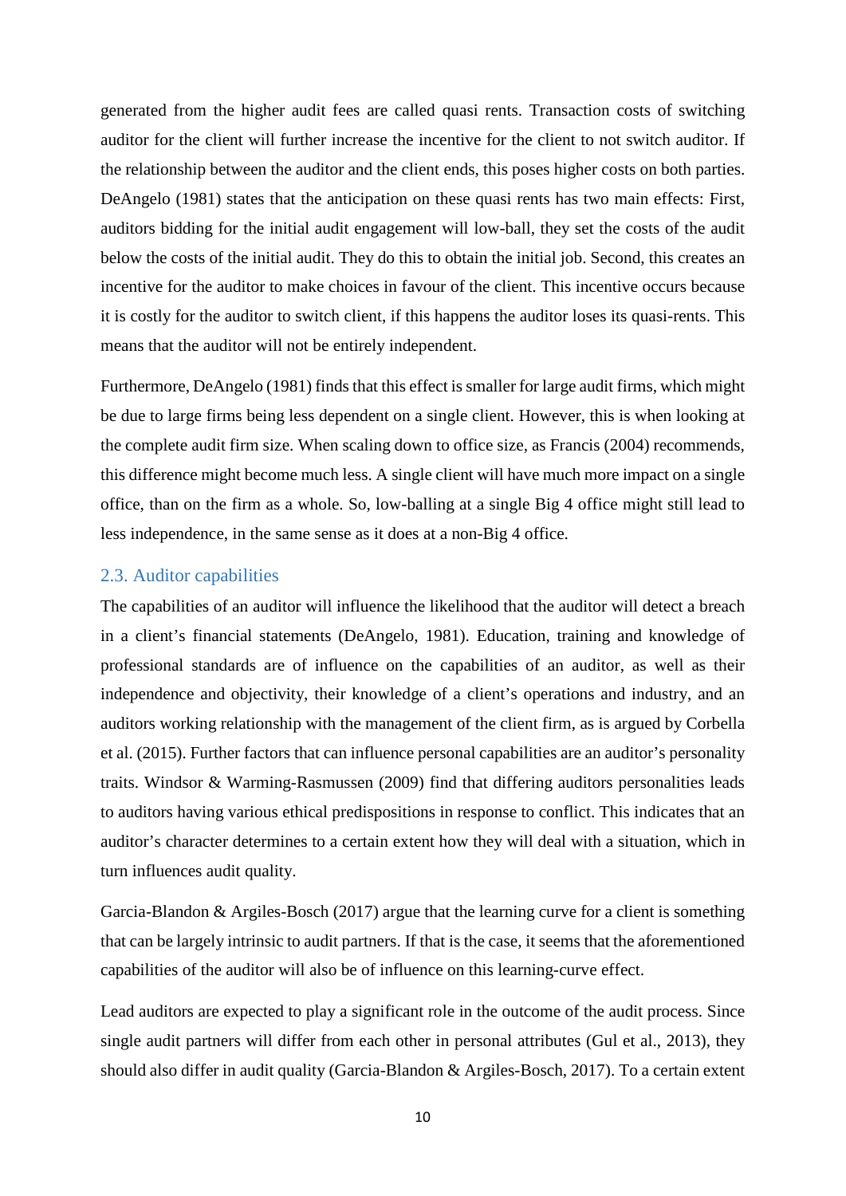generated from the higher audit fees are called quasi rents. Transaction costs of switching auditor for the client will further increase the incentive for the client to not switch auditor. If the relationship between the auditor and the client ends, this poses higher costs on both parties. DeAngelo (1981) states that the anticipation on these quasi rents has two main effects: First, auditors bidding for the initial audit engagement will low-ball, they set the costs of the audit below the costs of the initial audit. They do this to obtain the initial job. Second, this creates an incentive for the auditor to make choices in favour of the client. This incentive occurs because it is costly for the auditor to switch client, if this happens the auditor loses its quasi-rents. This means that the auditor will not be entirely independent.

Furthermore, DeAngelo (1981) finds that this effect is smaller for large audit firms, which might be due to large firms being less dependent on a single client. However, this is when looking at the complete audit firm size. When scaling down to office size, as Francis (2004) recommends, this difference might become much less. A single client will have much more impact on a single office, than on the firm as a whole. So, low-balling at a single Big 4 office might still lead to less independence, in the same sense as it does at a non-Big 4 office.

## 2.3. Auditor capabilities

The capabilities of an auditor will influence the likelihood that the auditor will detect a breach in a client's financial statements (DeAngelo, 1981). Education, training and knowledge of professional standards are of influence on the capabilities of an auditor, as well as their independence and objectivity, their knowledge of a client's operations and industry, and an auditors working relationship with the management of the client firm, as is argued by Corbella et al. (2015). Further factors that can influence personal capabilities are an auditor's personality traits. Windsor & Warming-Rasmussen (2009) find that differing auditors personalities leads to auditors having various ethical predispositions in response to conflict. This indicates that an auditor's character determines to a certain extent how they will deal with a situation, which in turn influences audit quality.

Garcia-Blandon & Argiles-Bosch (2017) argue that the learning curve for a client is something that can be largely intrinsic to audit partners. If that is the case, it seems that the aforementioned capabilities of the auditor will also be of influence on this learning-curve effect.

Lead auditors are expected to play a significant role in the outcome of the audit process. Since single audit partners will differ from each other in personal attributes (Gul et al., 2013), they should also differ in audit quality (Garcia-Blandon & Argiles-Bosch, 2017). To a certain extent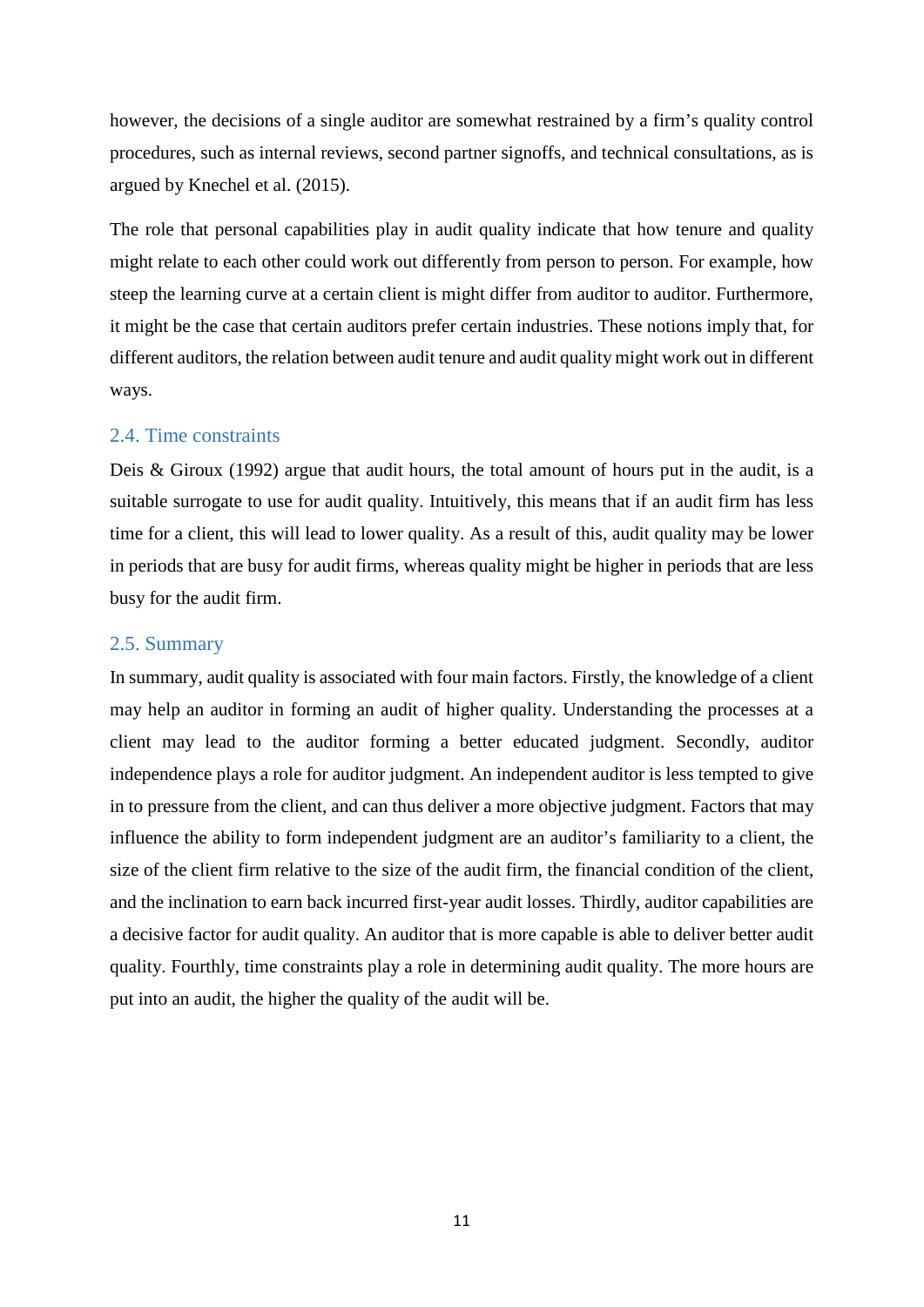however, the decisions of a single auditor are somewhat restrained by a firm's quality control procedures, such as internal reviews, second partner signoffs, and technical consultations, as is argued by Knechel et al. (2015).

The role that personal capabilities play in audit quality indicate that how tenure and quality might relate to each other could work out differently from person to person. For example, how steep the learning curve at a certain client is might differ from auditor to auditor. Furthermore, it might be the case that certain auditors prefer certain industries. These notions imply that, for different auditors, the relation between audit tenure and audit quality might work out in different ways.

## 2.4. Time constraints

Deis & Giroux (1992) argue that audit hours, the total amount of hours put in the audit, is a suitable surrogate to use for audit quality. Intuitively, this means that if an audit firm has less time for a client, this will lead to lower quality. As a result of this, audit quality may be lower in periods that are busy for audit firms, whereas quality might be higher in periods that are less busy for the audit firm.

## 2.5. Summary

In summary, audit quality is associated with four main factors. Firstly, the knowledge of a client may help an auditor in forming an audit of higher quality. Understanding the processes at a client may lead to the auditor forming a better educated judgment. Secondly, auditor independence plays a role for auditor judgment. An independent auditor is less tempted to give in to pressure from the client, and can thus deliver a more objective judgment. Factors that may influence the ability to form independent judgment are an auditor's familiarity to a client, the size of the client firm relative to the size of the audit firm, the financial condition of the client, and the inclination to earn back incurred first-year audit losses. Thirdly, auditor capabilities are a decisive factor for audit quality. An auditor that is more capable is able to deliver better audit quality. Fourthly, time constraints play a role in determining audit quality. The more hours are put into an audit, the higher the quality of the audit will be.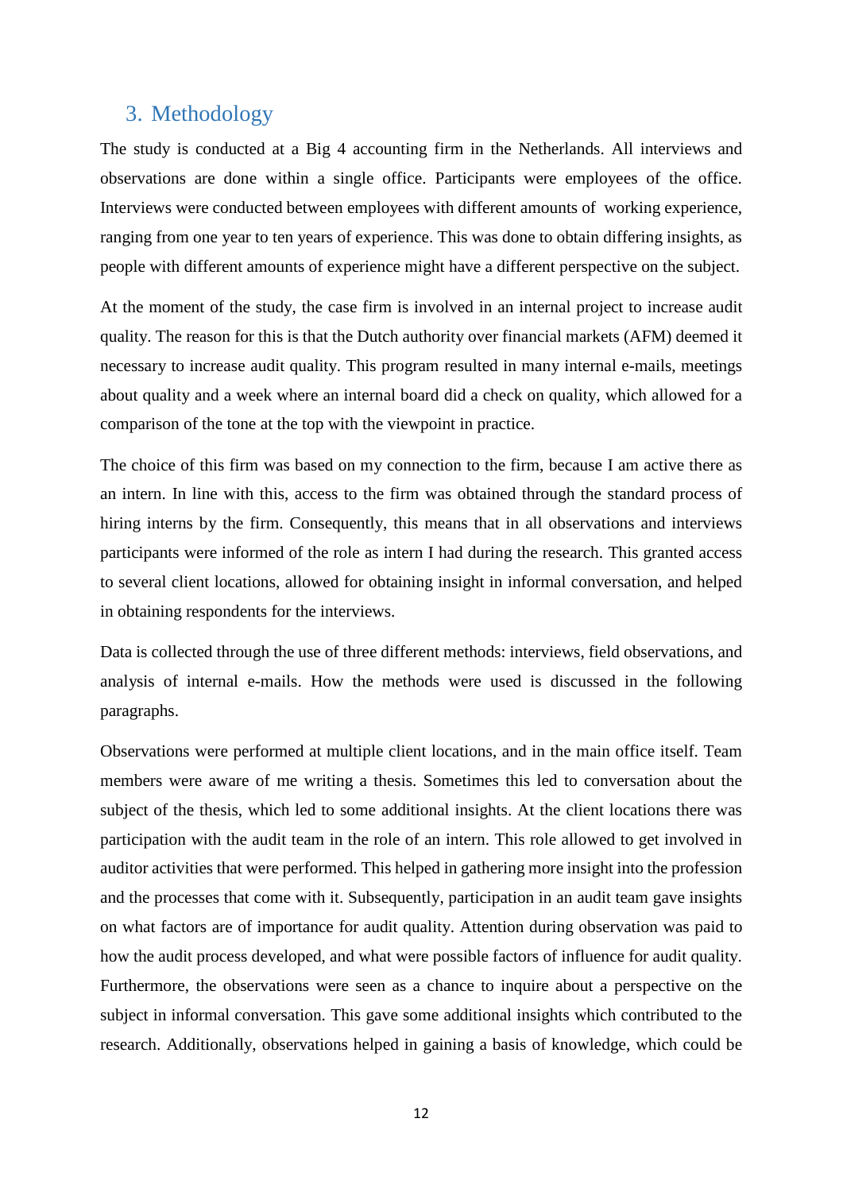## 3. Methodology

The study is conducted at a Big 4 accounting firm in the Netherlands. All interviews and observations are done within a single office. Participants were employees of the office. Interviews were conducted between employees with different amounts of working experience, ranging from one year to ten years of experience. This was done to obtain differing insights, as people with different amounts of experience might have a different perspective on the subject.

At the moment of the study, the case firm is involved in an internal project to increase audit quality. The reason for this is that the Dutch authority over financial markets (AFM) deemed it necessary to increase audit quality. This program resulted in many internal e-mails, meetings about quality and a week where an internal board did a check on quality, which allowed for a comparison of the tone at the top with the viewpoint in practice.

The choice of this firm was based on my connection to the firm, because I am active there as an intern. In line with this, access to the firm was obtained through the standard process of hiring interns by the firm. Consequently, this means that in all observations and interviews participants were informed of the role as intern I had during the research. This granted access to several client locations, allowed for obtaining insight in informal conversation, and helped in obtaining respondents for the interviews.

Data is collected through the use of three different methods: interviews, field observations, and analysis of internal e-mails. How the methods were used is discussed in the following paragraphs.

Observations were performed at multiple client locations, and in the main office itself. Team members were aware of me writing a thesis. Sometimes this led to conversation about the subject of the thesis, which led to some additional insights. At the client locations there was participation with the audit team in the role of an intern. This role allowed to get involved in auditor activities that were performed. This helped in gathering more insight into the profession and the processes that come with it. Subsequently, participation in an audit team gave insights on what factors are of importance for audit quality. Attention during observation was paid to how the audit process developed, and what were possible factors of influence for audit quality. Furthermore, the observations were seen as a chance to inquire about a perspective on the subject in informal conversation. This gave some additional insights which contributed to the research. Additionally, observations helped in gaining a basis of knowledge, which could be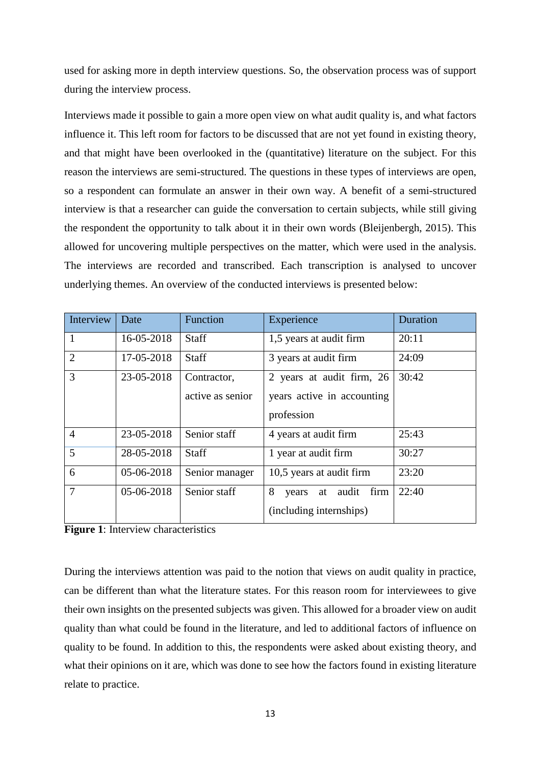used for asking more in depth interview questions. So, the observation process was of support during the interview process.

Interviews made it possible to gain a more open view on what audit quality is, and what factors influence it. This left room for factors to be discussed that are not yet found in existing theory, and that might have been overlooked in the (quantitative) literature on the subject. For this reason the interviews are semi-structured. The questions in these types of interviews are open, so a respondent can formulate an answer in their own way. A benefit of a semi-structured interview is that a researcher can guide the conversation to certain subjects, while still giving the respondent the opportunity to talk about it in their own words (Bleijenbergh, 2015). This allowed for uncovering multiple perspectives on the matter, which were used in the analysis. The interviews are recorded and transcribed. Each transcription is analysed to uncover underlying themes. An overview of the conducted interviews is presented below:

| Interview | Date | Function | Experience | Duration |
|---|---|---|---|---|
| 1 | 16-05-2018 | Staff | 1,5 years at audit firm | 20:11 |
| 2 | 17-05-2018 | Staff | 3 years at audit firm | 24:09 |
| 3 | 23-05-2018 | Contractor, active as senior | 2 years at audit firm, 26 years active in accounting profession | 30:42 |
| 4 | 23-05-2018 | Senior staff | 4 years at audit firm | 25:43 |
| 5 | 28-05-2018 | Staff | 1 year at audit firm | 30:27 |
| 6 | 05-06-2018 | Senior manager | 10,5 years at audit firm | 23:20 |
| 7 | 05-06-2018 | Senior staff | 8 years at audit firm (including internships) | 22:40 |

**Figure 1**: Interview characteristics

During the interviews attention was paid to the notion that views on audit quality in practice, can be different than what the literature states. For this reason room for interviewees to give their own insights on the presented subjects was given. This allowed for a broader view on audit quality than what could be found in the literature, and led to additional factors of influence on quality to be found. In addition to this, the respondents were asked about existing theory, and what their opinions on it are, which was done to see how the factors found in existing literature relate to practice.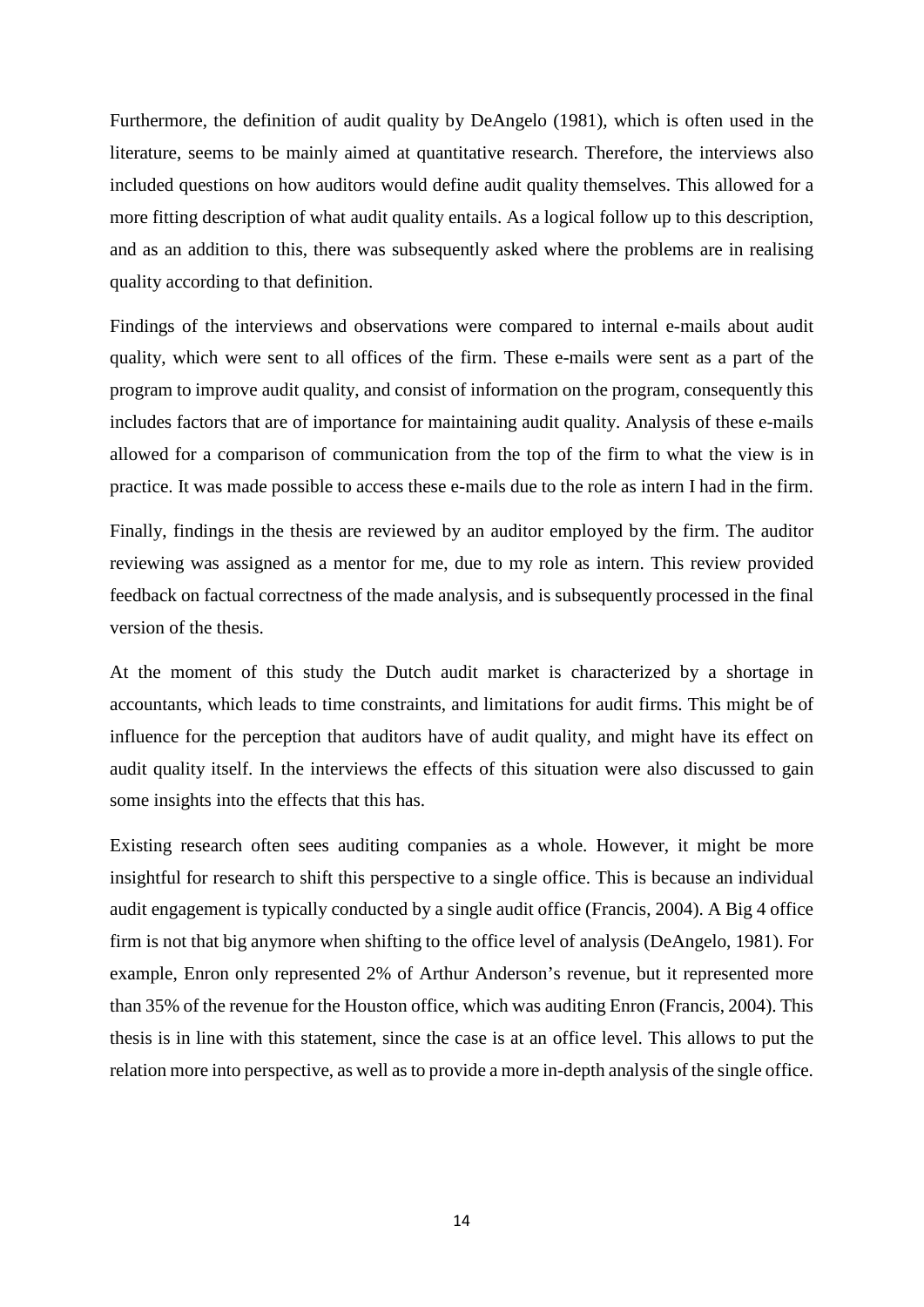Furthermore, the definition of audit quality by DeAngelo (1981), which is often used in the literature, seems to be mainly aimed at quantitative research. Therefore, the interviews also included questions on how auditors would define audit quality themselves. This allowed for a more fitting description of what audit quality entails. As a logical follow up to this description, and as an addition to this, there was subsequently asked where the problems are in realising quality according to that definition.

Findings of the interviews and observations were compared to internal e-mails about audit quality, which were sent to all offices of the firm. These e-mails were sent as a part of the program to improve audit quality, and consist of information on the program, consequently this includes factors that are of importance for maintaining audit quality. Analysis of these e-mails allowed for a comparison of communication from the top of the firm to what the view is in practice. It was made possible to access these e-mails due to the role as intern I had in the firm.

Finally, findings in the thesis are reviewed by an auditor employed by the firm. The auditor reviewing was assigned as a mentor for me, due to my role as intern. This review provided feedback on factual correctness of the made analysis, and is subsequently processed in the final version of the thesis.

At the moment of this study the Dutch audit market is characterized by a shortage in accountants, which leads to time constraints, and limitations for audit firms. This might be of influence for the perception that auditors have of audit quality, and might have its effect on audit quality itself. In the interviews the effects of this situation were also discussed to gain some insights into the effects that this has.

Existing research often sees auditing companies as a whole. However, it might be more insightful for research to shift this perspective to a single office. This is because an individual audit engagement is typically conducted by a single audit office (Francis, 2004). A Big 4 office firm is not that big anymore when shifting to the office level of analysis (DeAngelo, 1981). For example, Enron only represented 2% of Arthur Anderson's revenue, but it represented more than 35% of the revenue for the Houston office, which was auditing Enron (Francis, 2004). This thesis is in line with this statement, since the case is at an office level. This allows to put the relation more into perspective, as well as to provide a more in-depth analysis of the single office.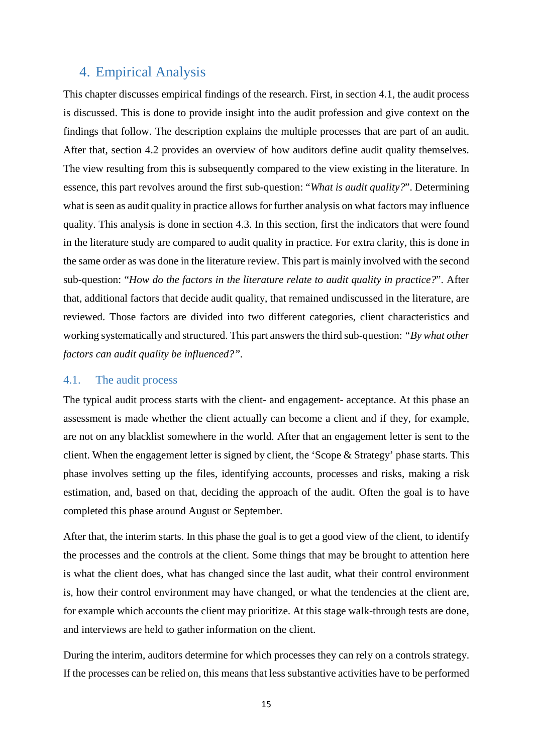# 4. Empirical Analysis

This chapter discusses empirical findings of the research. First, in section 4.1, the audit process is discussed. This is done to provide insight into the audit profession and give context on the findings that follow. The description explains the multiple processes that are part of an audit. After that, section 4.2 provides an overview of how auditors define audit quality themselves. The view resulting from this is subsequently compared to the view existing in the literature. In essence, this part revolves around the first sub-question: "*What is audit quality?*". Determining what is seen as audit quality in practice allows for further analysis on what factors may influence quality. This analysis is done in section 4.3. In this section, first the indicators that were found in the literature study are compared to audit quality in practice. For extra clarity, this is done in the same order as was done in the literature review. This part is mainly involved with the second sub-question: "*How do the factors in the literature relate to audit quality in practice?*". After that, additional factors that decide audit quality, that remained undiscussed in the literature, are reviewed. Those factors are divided into two different categories, client characteristics and working systematically and structured. This part answers the third sub-question: *"By what other factors can audit quality be influenced?".*

## 4.1. The audit process

The typical audit process starts with the client- and engagement- acceptance. At this phase an assessment is made whether the client actually can become a client and if they, for example, are not on any blacklist somewhere in the world. After that an engagement letter is sent to the client. When the engagement letter is signed by client, the 'Scope & Strategy' phase starts. This phase involves setting up the files, identifying accounts, processes and risks, making a risk estimation, and, based on that, deciding the approach of the audit. Often the goal is to have completed this phase around August or September.

After that, the interim starts. In this phase the goal is to get a good view of the client, to identify the processes and the controls at the client. Some things that may be brought to attention here is what the client does, what has changed since the last audit, what their control environment is, how their control environment may have changed, or what the tendencies at the client are, for example which accounts the client may prioritize. At this stage walk-through tests are done, and interviews are held to gather information on the client.

During the interim, auditors determine for which processes they can rely on a controls strategy. If the processes can be relied on, this means that less substantive activities have to be performed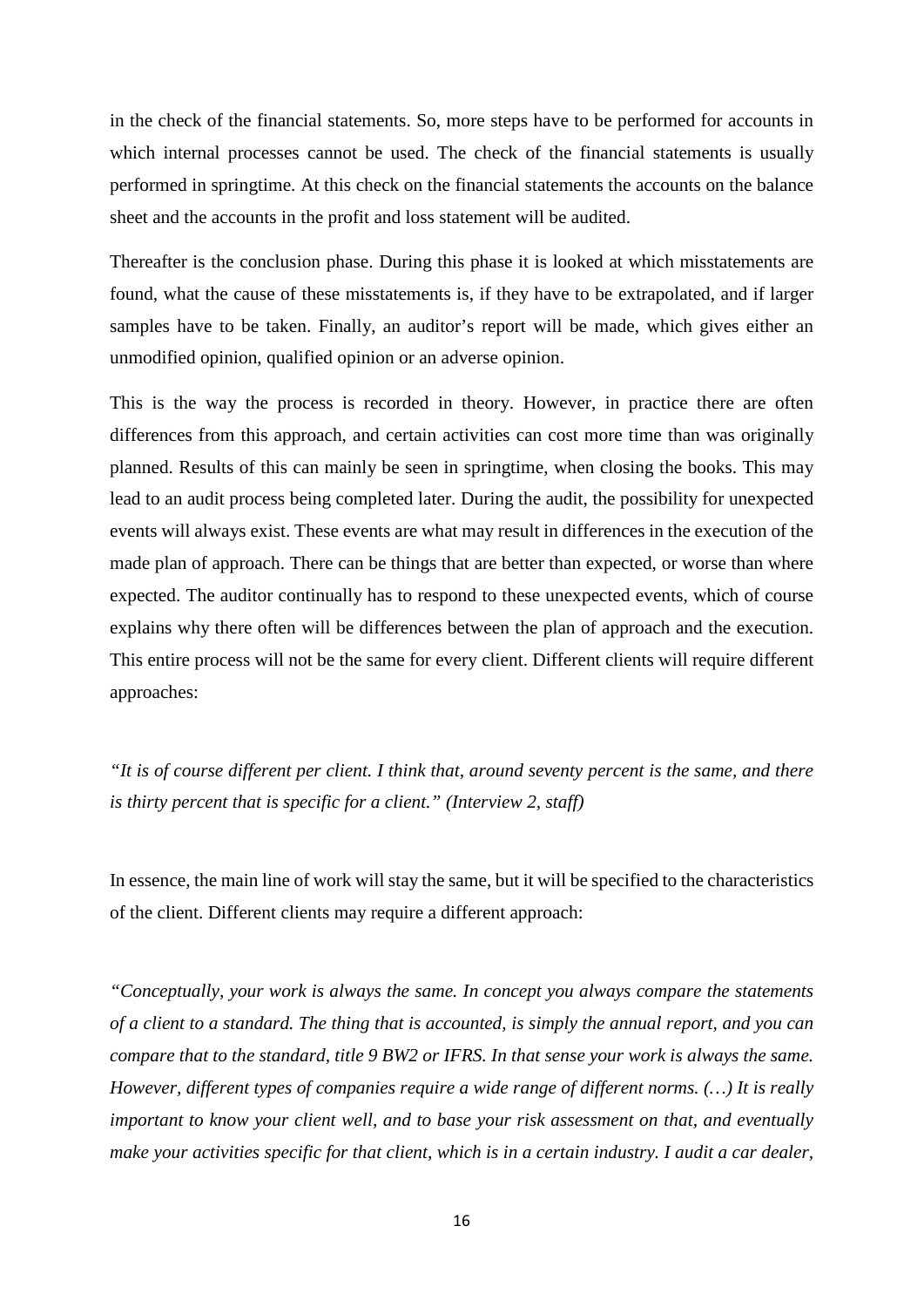in the check of the financial statements. So, more steps have to be performed for accounts in which internal processes cannot be used. The check of the financial statements is usually performed in springtime. At this check on the financial statements the accounts on the balance sheet and the accounts in the profit and loss statement will be audited.

Thereafter is the conclusion phase. During this phase it is looked at which misstatements are found, what the cause of these misstatements is, if they have to be extrapolated, and if larger samples have to be taken. Finally, an auditor's report will be made, which gives either an unmodified opinion, qualified opinion or an adverse opinion.

This is the way the process is recorded in theory. However, in practice there are often differences from this approach, and certain activities can cost more time than was originally planned. Results of this can mainly be seen in springtime, when closing the books. This may lead to an audit process being completed later. During the audit, the possibility for unexpected events will always exist. These events are what may result in differences in the execution of the made plan of approach. There can be things that are better than expected, or worse than where expected. The auditor continually has to respond to these unexpected events, which of course explains why there often will be differences between the plan of approach and the execution. This entire process will not be the same for every client. Different clients will require different approaches:

*"It is of course different per client. I think that, around seventy percent is the same, and there is thirty percent that is specific for a client." (Interview 2, staff)*

In essence, the main line of work will stay the same, but it will be specified to the characteristics of the client. Different clients may require a different approach:

*"Conceptually, your work is always the same. In concept you always compare the statements of a client to a standard. The thing that is accounted, is simply the annual report, and you can compare that to the standard, title 9 BW2 or IFRS. In that sense your work is always the same. However, different types of companies require a wide range of different norms. (…) It is really important to know your client well, and to base your risk assessment on that, and eventually make your activities specific for that client, which is in a certain industry. I audit a car dealer,*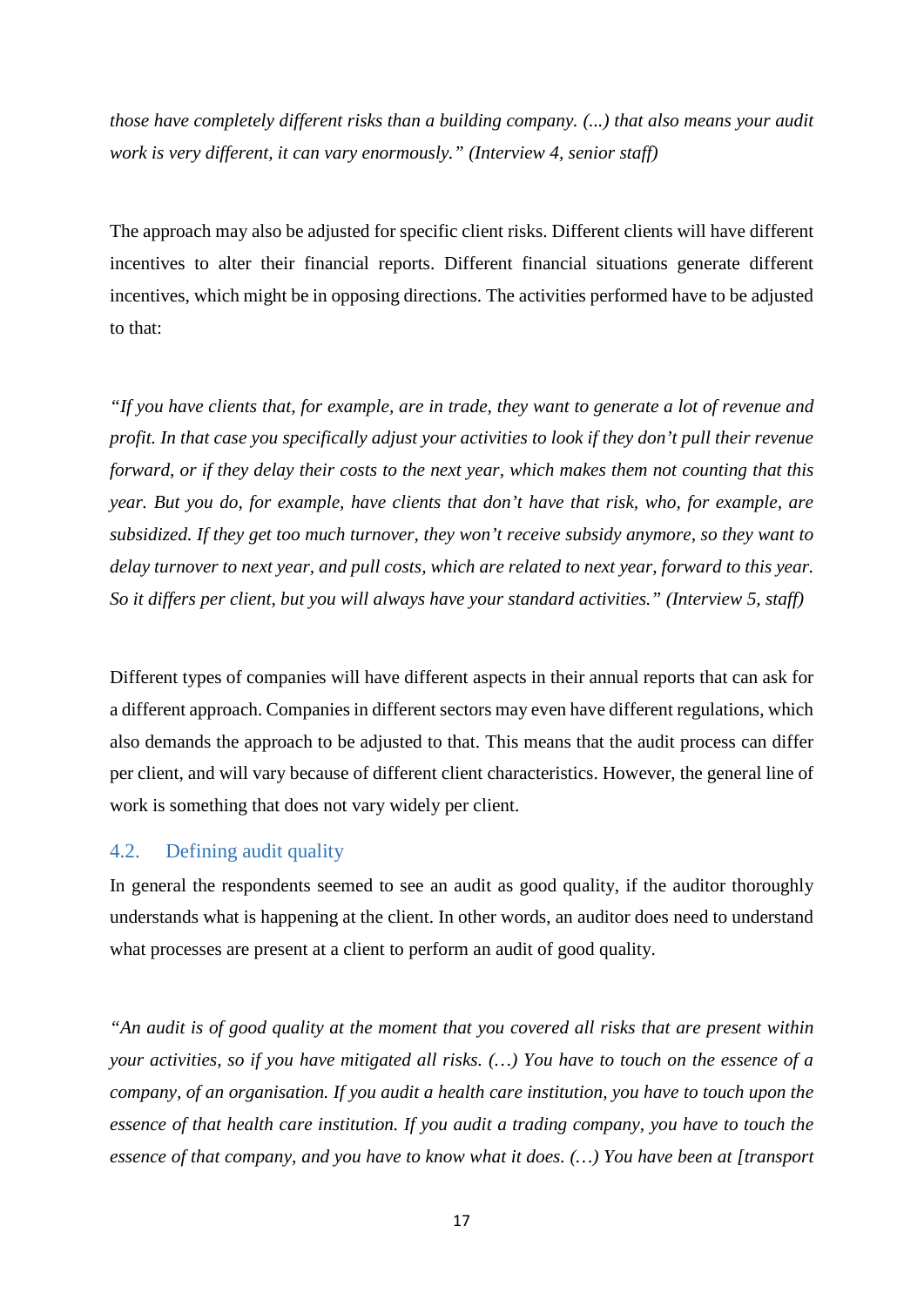*those have completely different risks than a building company. (...) that also means your audit work is very different, it can vary enormously." (Interview 4, senior staff)*

The approach may also be adjusted for specific client risks. Different clients will have different incentives to alter their financial reports. Different financial situations generate different incentives, which might be in opposing directions. The activities performed have to be adjusted to that:

*"If you have clients that, for example, are in trade, they want to generate a lot of revenue and profit. In that case you specifically adjust your activities to look if they don't pull their revenue forward, or if they delay their costs to the next year, which makes them not counting that this year. But you do, for example, have clients that don't have that risk, who, for example, are subsidized. If they get too much turnover, they won't receive subsidy anymore, so they want to delay turnover to next year, and pull costs, which are related to next year, forward to this year. So it differs per client, but you will always have your standard activities." (Interview 5, staff)*

Different types of companies will have different aspects in their annual reports that can ask for a different approach. Companies in different sectors may even have different regulations, which also demands the approach to be adjusted to that. This means that the audit process can differ per client, and will vary because of different client characteristics. However, the general line of work is something that does not vary widely per client.

### 4.2. Defining audit quality

In general the respondents seemed to see an audit as good quality, if the auditor thoroughly understands what is happening at the client. In other words, an auditor does need to understand what processes are present at a client to perform an audit of good quality.

*"An audit is of good quality at the moment that you covered all risks that are present within your activities, so if you have mitigated all risks. (…) You have to touch on the essence of a company, of an organisation. If you audit a health care institution, you have to touch upon the essence of that health care institution. If you audit a trading company, you have to touch the essence of that company, and you have to know what it does. (…) You have been at [transport*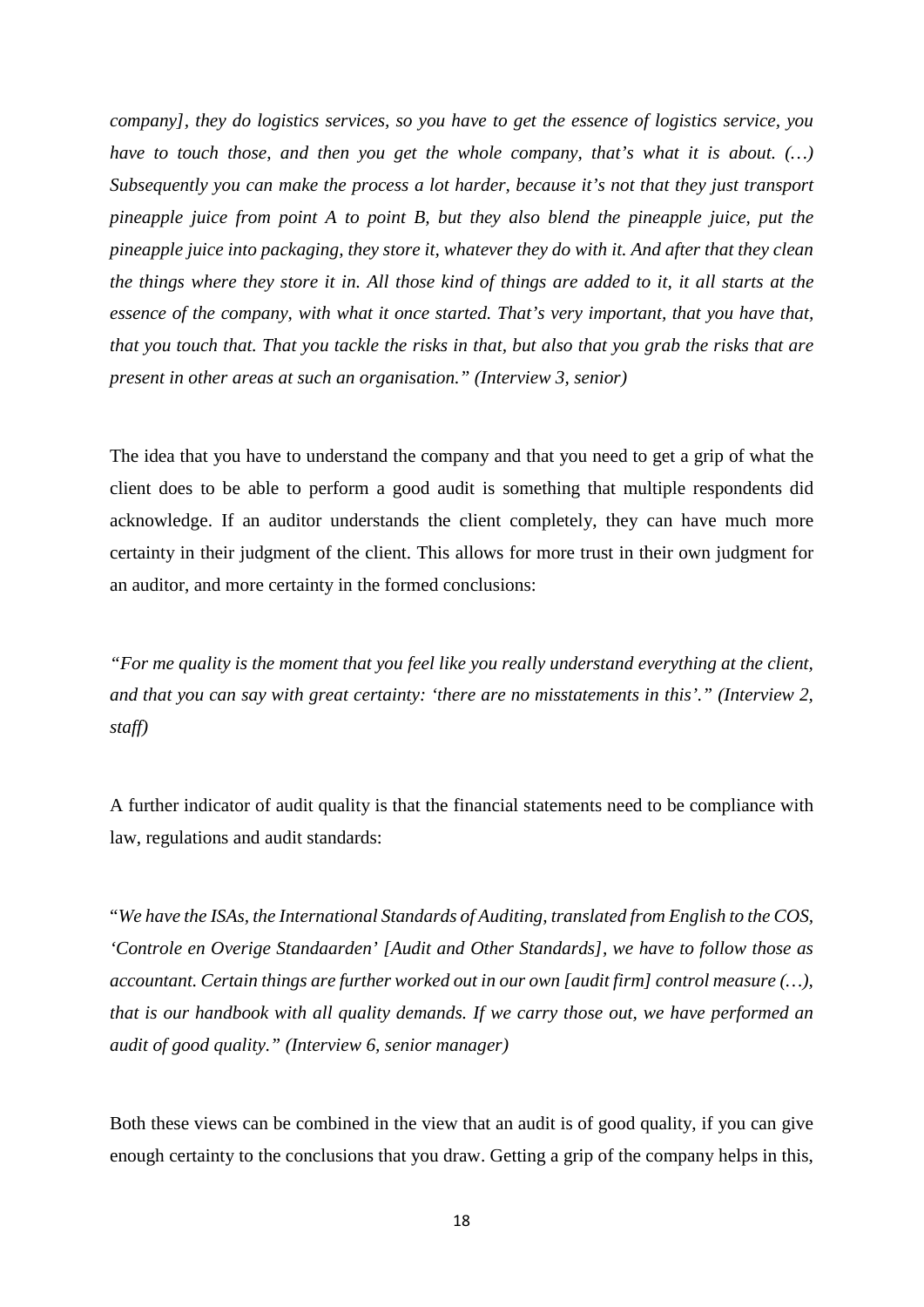*company], they do logistics services, so you have to get the essence of logistics service, you have to touch those, and then you get the whole company, that's what it is about. (…) Subsequently you can make the process a lot harder, because it's not that they just transport pineapple juice from point A to point B, but they also blend the pineapple juice, put the pineapple juice into packaging, they store it, whatever they do with it. And after that they clean the things where they store it in. All those kind of things are added to it, it all starts at the essence of the company, with what it once started. That's very important, that you have that, that you touch that. That you tackle the risks in that, but also that you grab the risks that are present in other areas at such an organisation." (Interview 3, senior)*

The idea that you have to understand the company and that you need to get a grip of what the client does to be able to perform a good audit is something that multiple respondents did acknowledge. If an auditor understands the client completely, they can have much more certainty in their judgment of the client. This allows for more trust in their own judgment for an auditor, and more certainty in the formed conclusions:

*"For me quality is the moment that you feel like you really understand everything at the client, and that you can say with great certainty: 'there are no misstatements in this'." (Interview 2, staff)*

A further indicator of audit quality is that the financial statements need to be compliance with law, regulations and audit standards:

"*We have the ISAs, the International Standards of Auditing, translated from English to the COS, 'Controle en Overige Standaarden' [Audit and Other Standards], we have to follow those as accountant. Certain things are further worked out in our own [audit firm] control measure (…), that is our handbook with all quality demands. If we carry those out, we have performed an audit of good quality." (Interview 6, senior manager)*

Both these views can be combined in the view that an audit is of good quality, if you can give enough certainty to the conclusions that you draw. Getting a grip of the company helps in this,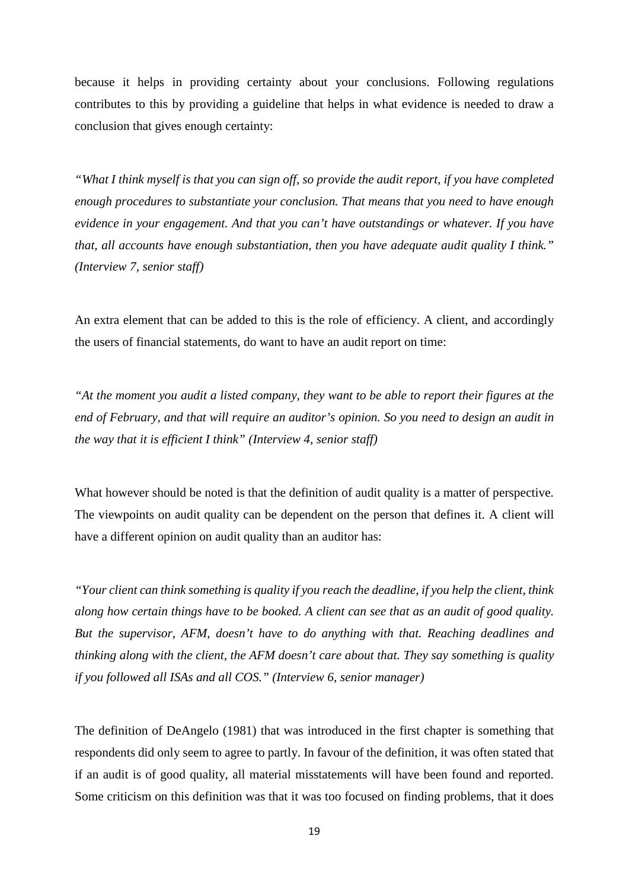because it helps in providing certainty about your conclusions. Following regulations contributes to this by providing a guideline that helps in what evidence is needed to draw a conclusion that gives enough certainty:

*"What I think myself is that you can sign off, so provide the audit report, if you have completed enough procedures to substantiate your conclusion. That means that you need to have enough evidence in your engagement. And that you can't have outstandings or whatever. If you have that, all accounts have enough substantiation, then you have adequate audit quality I think." (Interview 7, senior staff)*

An extra element that can be added to this is the role of efficiency. A client, and accordingly the users of financial statements, do want to have an audit report on time:

*"At the moment you audit a listed company, they want to be able to report their figures at the end of February, and that will require an auditor's opinion. So you need to design an audit in the way that it is efficient I think" (Interview 4, senior staff)*

What however should be noted is that the definition of audit quality is a matter of perspective. The viewpoints on audit quality can be dependent on the person that defines it. A client will have a different opinion on audit quality than an auditor has:

*"Your client can think something is quality if you reach the deadline, if you help the client, think along how certain things have to be booked. A client can see that as an audit of good quality. But the supervisor, AFM, doesn't have to do anything with that. Reaching deadlines and thinking along with the client, the AFM doesn't care about that. They say something is quality if you followed all ISAs and all COS." (Interview 6, senior manager)*

The definition of DeAngelo (1981) that was introduced in the first chapter is something that respondents did only seem to agree to partly. In favour of the definition, it was often stated that if an audit is of good quality, all material misstatements will have been found and reported. Some criticism on this definition was that it was too focused on finding problems, that it does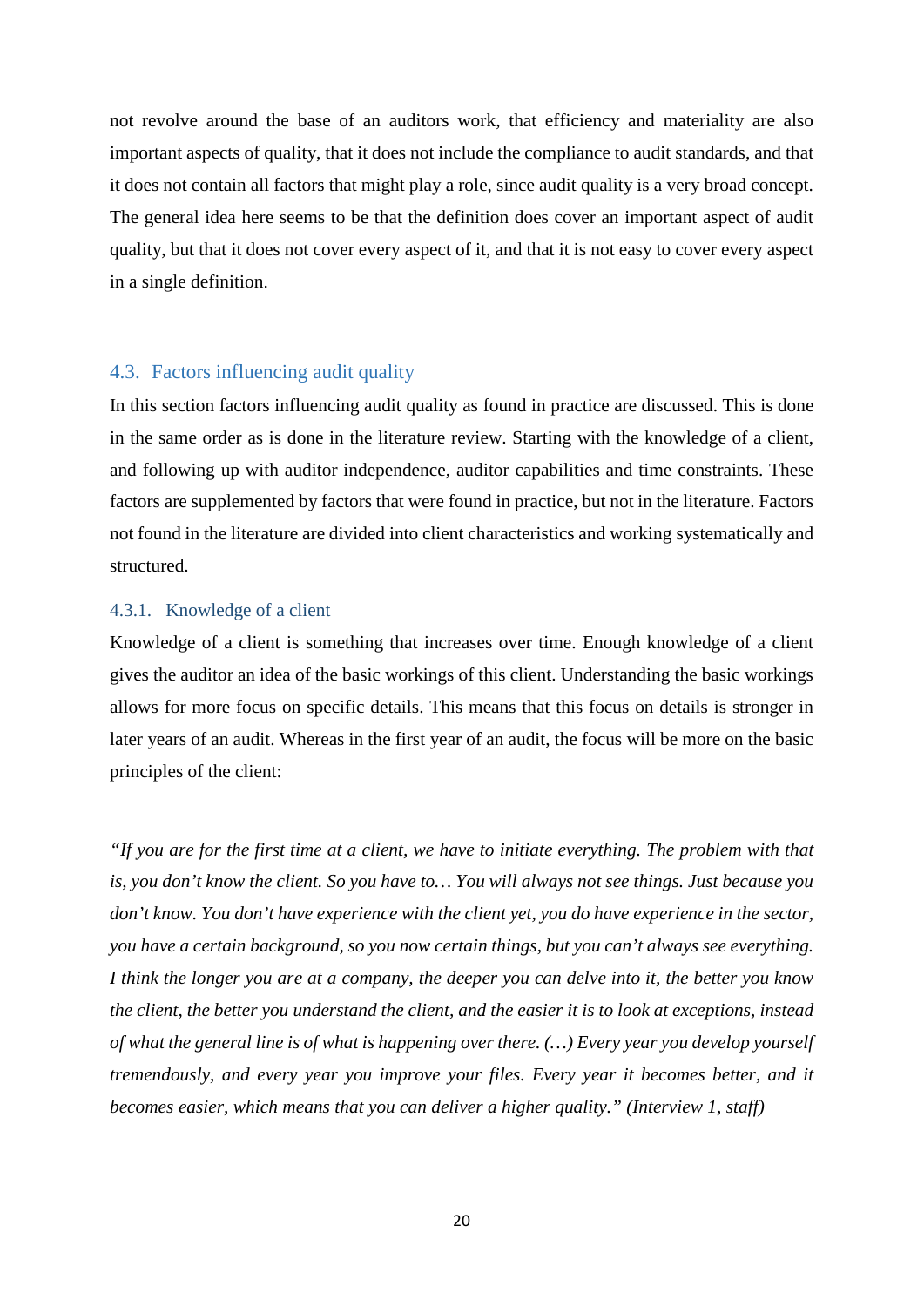not revolve around the base of an auditors work, that efficiency and materiality are also important aspects of quality, that it does not include the compliance to audit standards, and that it does not contain all factors that might play a role, since audit quality is a very broad concept. The general idea here seems to be that the definition does cover an important aspect of audit quality, but that it does not cover every aspect of it, and that it is not easy to cover every aspect in a single definition.

## 4.3. Factors influencing audit quality

In this section factors influencing audit quality as found in practice are discussed. This is done in the same order as is done in the literature review. Starting with the knowledge of a client, and following up with auditor independence, auditor capabilities and time constraints. These factors are supplemented by factors that were found in practice, but not in the literature. Factors not found in the literature are divided into client characteristics and working systematically and structured.

### 4.3.1. Knowledge of a client

Knowledge of a client is something that increases over time. Enough knowledge of a client gives the auditor an idea of the basic workings of this client. Understanding the basic workings allows for more focus on specific details. This means that this focus on details is stronger in later years of an audit. Whereas in the first year of an audit, the focus will be more on the basic principles of the client:

*"If you are for the first time at a client, we have to initiate everything. The problem with that is, you don't know the client. So you have to… You will always not see things. Just because you don't know. You don't have experience with the client yet, you do have experience in the sector, you have a certain background, so you now certain things, but you can't always see everything. I think the longer you are at a company, the deeper you can delve into it, the better you know the client, the better you understand the client, and the easier it is to look at exceptions, instead of what the general line is of what is happening over there. (…) Every year you develop yourself tremendously, and every year you improve your files. Every year it becomes better, and it becomes easier, which means that you can deliver a higher quality." (Interview 1, staff)*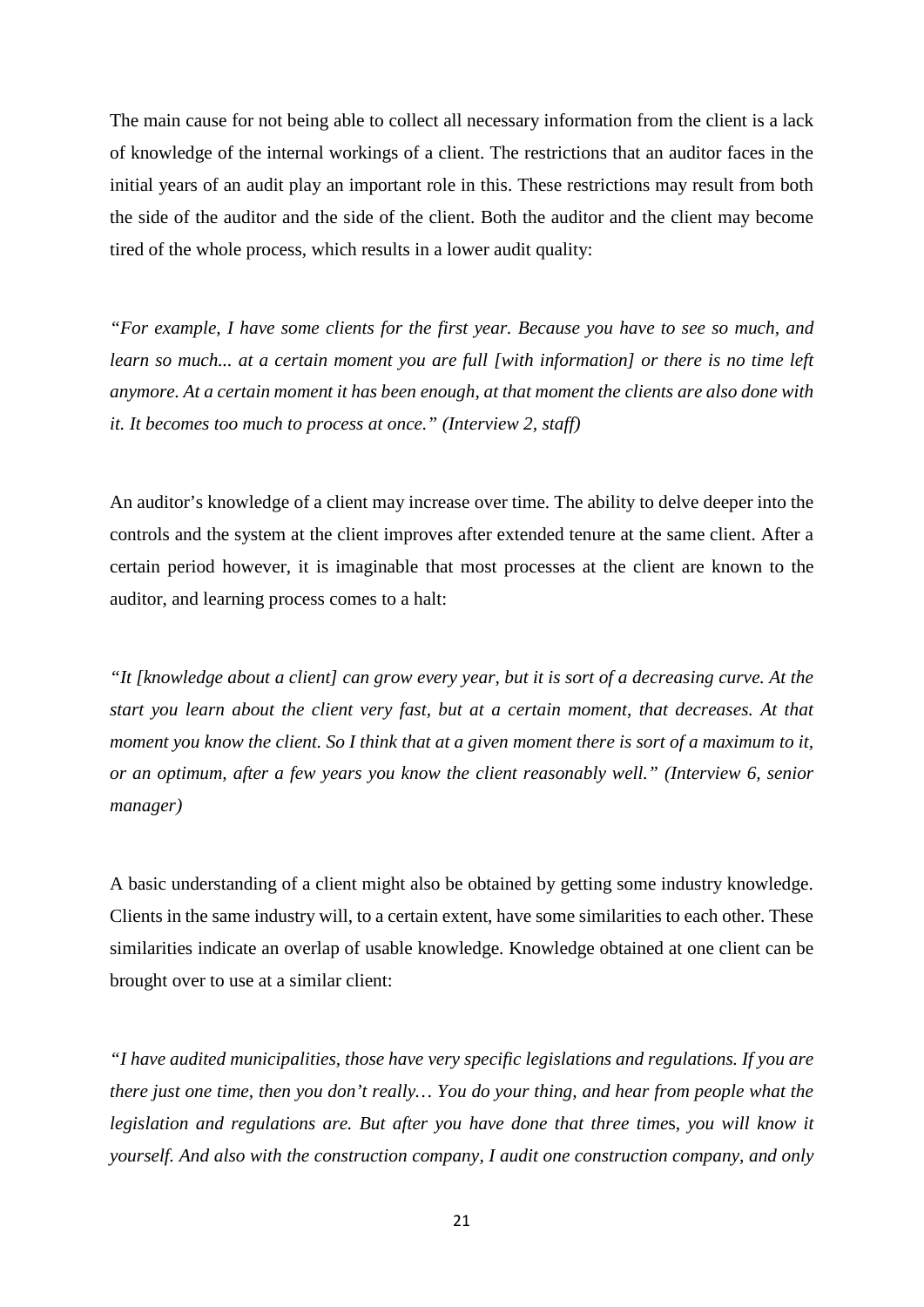The main cause for not being able to collect all necessary information from the client is a lack of knowledge of the internal workings of a client. The restrictions that an auditor faces in the initial years of an audit play an important role in this. These restrictions may result from both the side of the auditor and the side of the client. Both the auditor and the client may become tired of the whole process, which results in a lower audit quality:

*"For example, I have some clients for the first year. Because you have to see so much, and learn so much... at a certain moment you are full [with information] or there is no time left anymore. At a certain moment it has been enough, at that moment the clients are also done with it. It becomes too much to process at once." (Interview 2, staff)*

An auditor's knowledge of a client may increase over time. The ability to delve deeper into the controls and the system at the client improves after extended tenure at the same client. After a certain period however, it is imaginable that most processes at the client are known to the auditor, and learning process comes to a halt:

*"It [knowledge about a client] can grow every year, but it is sort of a decreasing curve. At the start you learn about the client very fast, but at a certain moment, that decreases. At that moment you know the client. So I think that at a given moment there is sort of a maximum to it, or an optimum, after a few years you know the client reasonably well." (Interview 6, senior manager)*

A basic understanding of a client might also be obtained by getting some industry knowledge. Clients in the same industry will, to a certain extent, have some similarities to each other. These similarities indicate an overlap of usable knowledge. Knowledge obtained at one client can be brought over to use at a similar client:

*"I have audited municipalities, those have very specific legislations and regulations. If you are there just one time, then you don't really… You do your thing, and hear from people what the legislation and regulations are. But after you have done that three times, you will know it yourself. And also with the construction company, I audit one construction company, and only*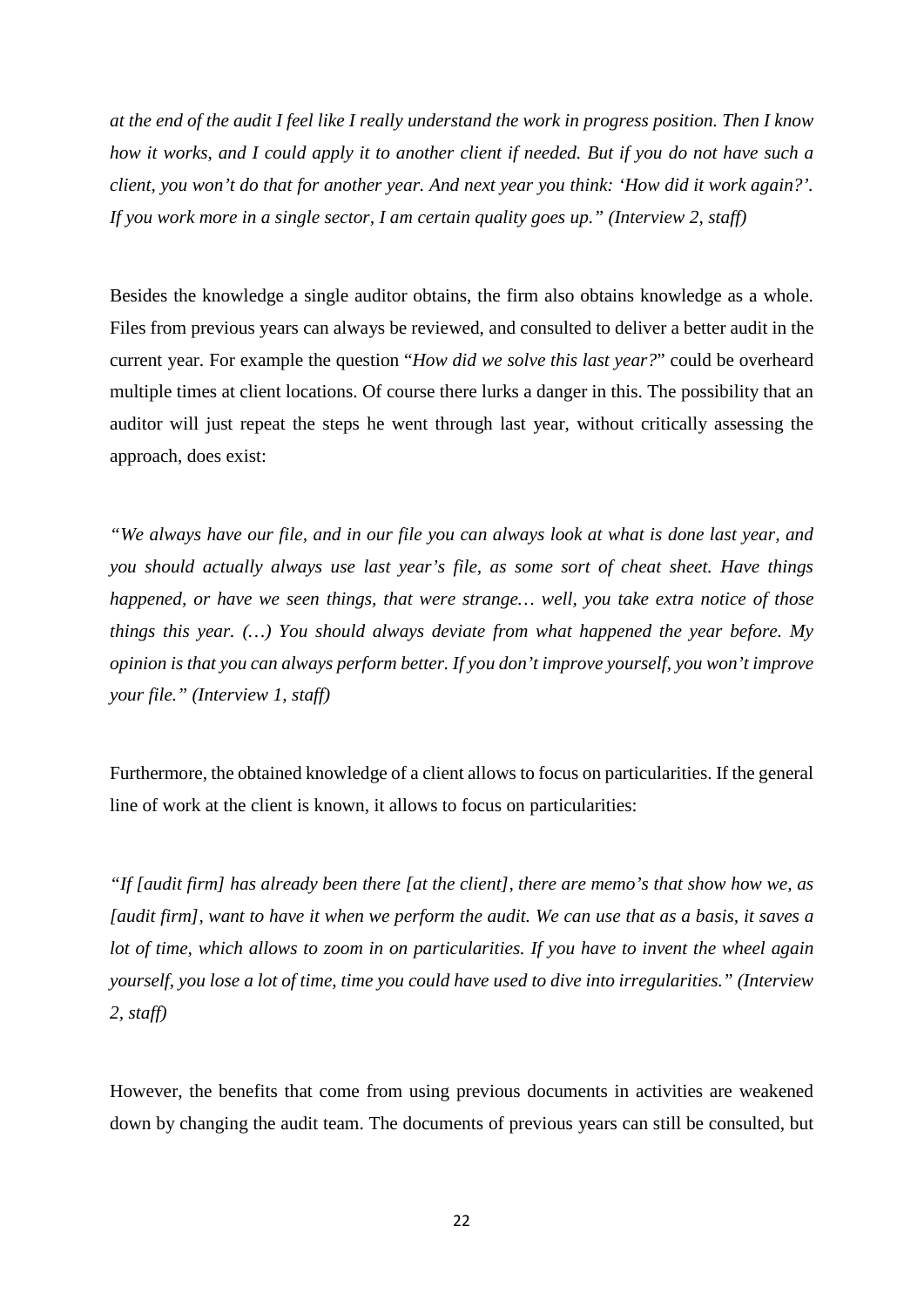*at the end of the audit I feel like I really understand the work in progress position. Then I know how it works, and I could apply it to another client if needed. But if you do not have such a client, you won't do that for another year. And next year you think: 'How did it work again?'. If you work more in a single sector, I am certain quality goes up." (Interview 2, staff)*

Besides the knowledge a single auditor obtains, the firm also obtains knowledge as a whole. Files from previous years can always be reviewed, and consulted to deliver a better audit in the current year. For example the question "*How did we solve this last year?*" could be overheard multiple times at client locations. Of course there lurks a danger in this. The possibility that an auditor will just repeat the steps he went through last year, without critically assessing the approach, does exist:

*"We always have our file, and in our file you can always look at what is done last year, and you should actually always use last year's file, as some sort of cheat sheet. Have things happened, or have we seen things, that were strange… well, you take extra notice of those things this year. (…) You should always deviate from what happened the year before. My opinion is that you can always perform better. If you don't improve yourself, you won't improve your file." (Interview 1, staff)*

Furthermore, the obtained knowledge of a client allows to focus on particularities. If the general line of work at the client is known, it allows to focus on particularities:

*"If [audit firm] has already been there [at the client], there are memo's that show how we, as [audit firm], want to have it when we perform the audit. We can use that as a basis, it saves a lot of time, which allows to zoom in on particularities. If you have to invent the wheel again yourself, you lose a lot of time, time you could have used to dive into irregularities." (Interview 2, staff)*

However, the benefits that come from using previous documents in activities are weakened down by changing the audit team. The documents of previous years can still be consulted, but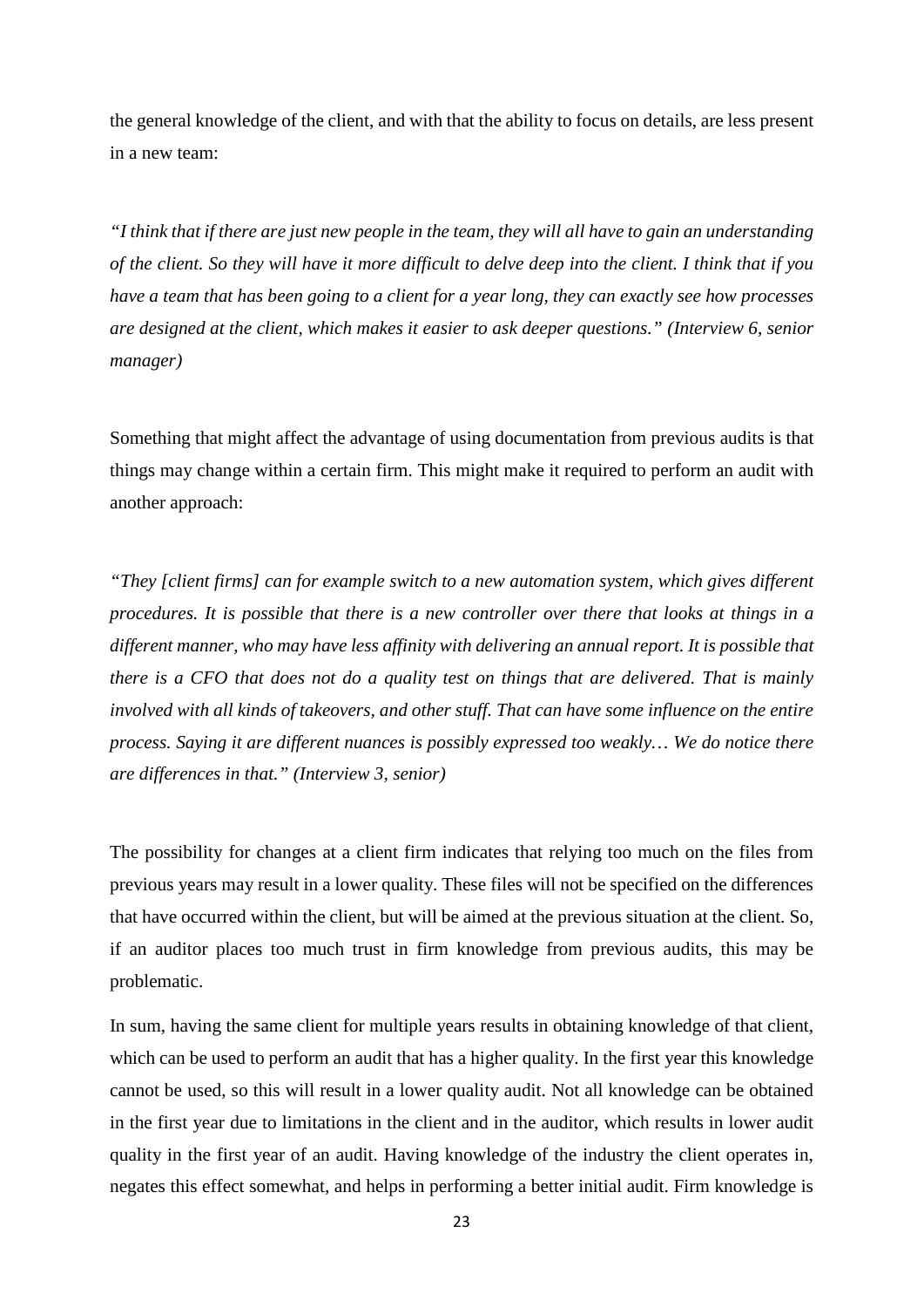the general knowledge of the client, and with that the ability to focus on details, are less present in a new team:

*"I think that if there are just new people in the team, they will all have to gain an understanding of the client. So they will have it more difficult to delve deep into the client. I think that if you have a team that has been going to a client for a year long, they can exactly see how processes are designed at the client, which makes it easier to ask deeper questions." (Interview 6, senior manager)*

Something that might affect the advantage of using documentation from previous audits is that things may change within a certain firm. This might make it required to perform an audit with another approach:

*"They [client firms] can for example switch to a new automation system, which gives different procedures. It is possible that there is a new controller over there that looks at things in a different manner, who may have less affinity with delivering an annual report. It is possible that there is a CFO that does not do a quality test on things that are delivered. That is mainly involved with all kinds of takeovers, and other stuff. That can have some influence on the entire process. Saying it are different nuances is possibly expressed too weakly… We do notice there are differences in that." (Interview 3, senior)*

The possibility for changes at a client firm indicates that relying too much on the files from previous years may result in a lower quality. These files will not be specified on the differences that have occurred within the client, but will be aimed at the previous situation at the client. So, if an auditor places too much trust in firm knowledge from previous audits, this may be problematic.

In sum, having the same client for multiple years results in obtaining knowledge of that client, which can be used to perform an audit that has a higher quality. In the first year this knowledge cannot be used, so this will result in a lower quality audit. Not all knowledge can be obtained in the first year due to limitations in the client and in the auditor, which results in lower audit quality in the first year of an audit. Having knowledge of the industry the client operates in, negates this effect somewhat, and helps in performing a better initial audit. Firm knowledge is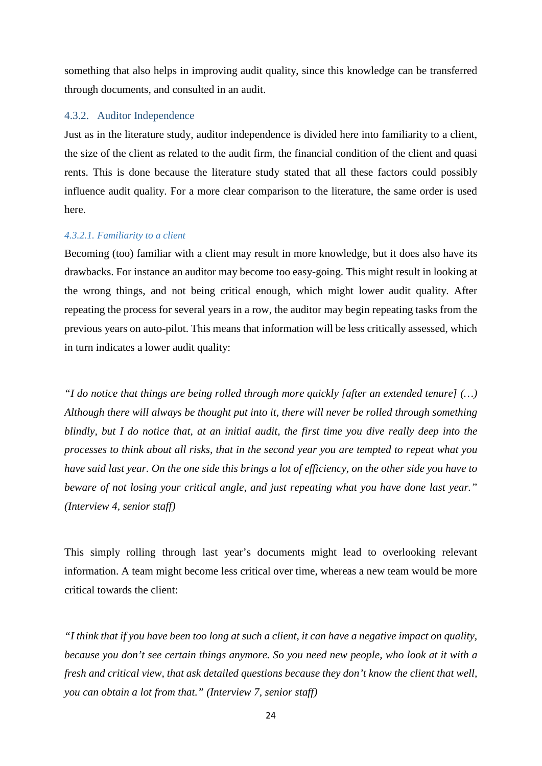something that also helps in improving audit quality, since this knowledge can be transferred through documents, and consulted in an audit.

### 4.3.2. Auditor Independence

Just as in the literature study, auditor independence is divided here into familiarity to a client, the size of the client as related to the audit firm, the financial condition of the client and quasi rents. This is done because the literature study stated that all these factors could possibly influence audit quality. For a more clear comparison to the literature, the same order is used here.

#### *4.3.2.1. Familiarity to a client*

Becoming (too) familiar with a client may result in more knowledge, but it does also have its drawbacks. For instance an auditor may become too easy-going. This might result in looking at the wrong things, and not being critical enough, which might lower audit quality. After repeating the process for several years in a row, the auditor may begin repeating tasks from the previous years on auto-pilot. This means that information will be less critically assessed, which in turn indicates a lower audit quality:

*"I do notice that things are being rolled through more quickly [after an extended tenure] (…) Although there will always be thought put into it, there will never be rolled through something blindly, but I do notice that, at an initial audit, the first time you dive really deep into the processes to think about all risks, that in the second year you are tempted to repeat what you have said last year. On the one side this brings a lot of efficiency, on the other side you have to beware of not losing your critical angle, and just repeating what you have done last year." (Interview 4, senior staff)*

This simply rolling through last year's documents might lead to overlooking relevant information. A team might become less critical over time, whereas a new team would be more critical towards the client:

*"I think that if you have been too long at such a client, it can have a negative impact on quality, because you don't see certain things anymore. So you need new people, who look at it with a fresh and critical view, that ask detailed questions because they don't know the client that well, you can obtain a lot from that." (Interview 7, senior staff)*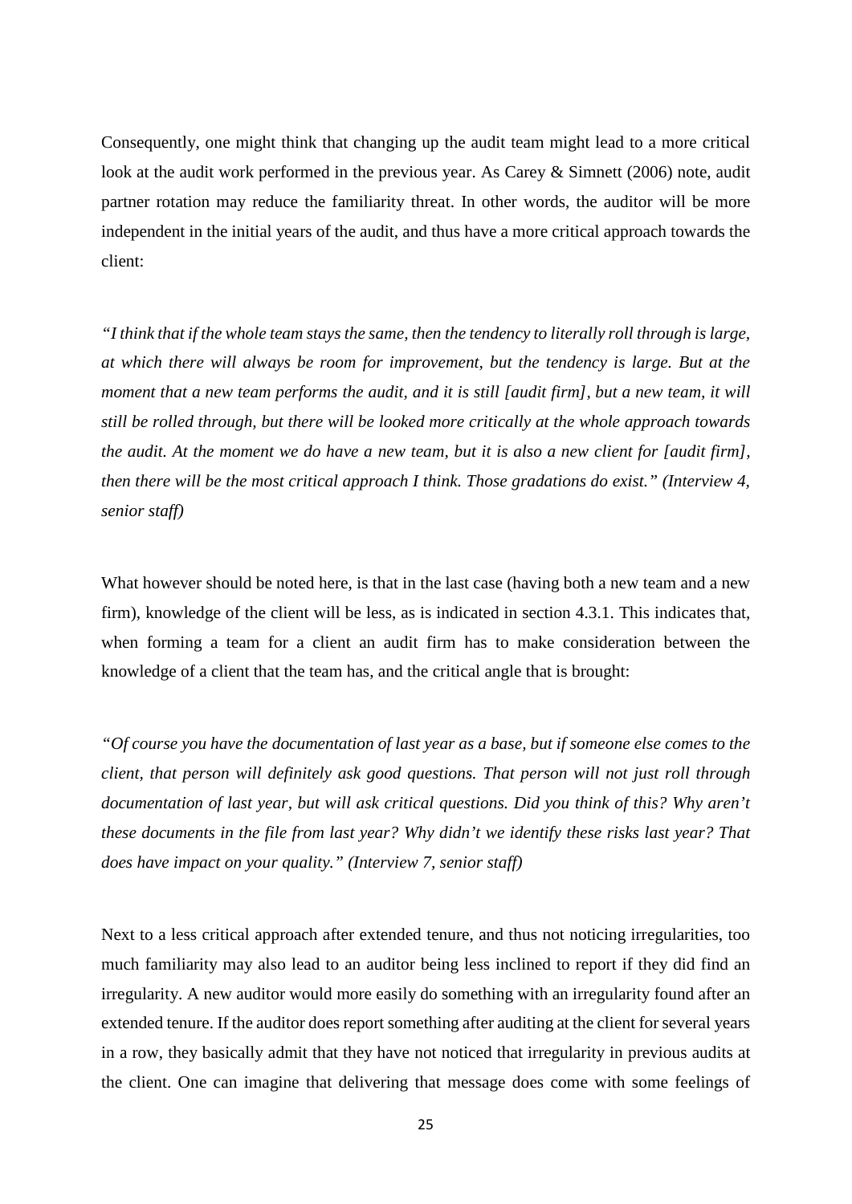Consequently, one might think that changing up the audit team might lead to a more critical look at the audit work performed in the previous year. As Carey & Simnett (2006) note, audit partner rotation may reduce the familiarity threat. In other words, the auditor will be more independent in the initial years of the audit, and thus have a more critical approach towards the client:

*"I think that if the whole team stays the same, then the tendency to literally roll through is large, at which there will always be room for improvement, but the tendency is large. But at the moment that a new team performs the audit, and it is still [audit firm], but a new team, it will still be rolled through, but there will be looked more critically at the whole approach towards the audit. At the moment we do have a new team, but it is also a new client for [audit firm], then there will be the most critical approach I think. Those gradations do exist." (Interview 4, senior staff)*

What however should be noted here, is that in the last case (having both a new team and a new firm), knowledge of the client will be less, as is indicated in section 4.3.1. This indicates that, when forming a team for a client an audit firm has to make consideration between the knowledge of a client that the team has, and the critical angle that is brought:

*"Of course you have the documentation of last year as a base, but if someone else comes to the client, that person will definitely ask good questions. That person will not just roll through documentation of last year, but will ask critical questions. Did you think of this? Why aren't these documents in the file from last year? Why didn't we identify these risks last year? That does have impact on your quality." (Interview 7, senior staff)*

Next to a less critical approach after extended tenure, and thus not noticing irregularities, too much familiarity may also lead to an auditor being less inclined to report if they did find an irregularity. A new auditor would more easily do something with an irregularity found after an extended tenure. If the auditor does report something after auditing at the client for several years in a row, they basically admit that they have not noticed that irregularity in previous audits at the client. One can imagine that delivering that message does come with some feelings of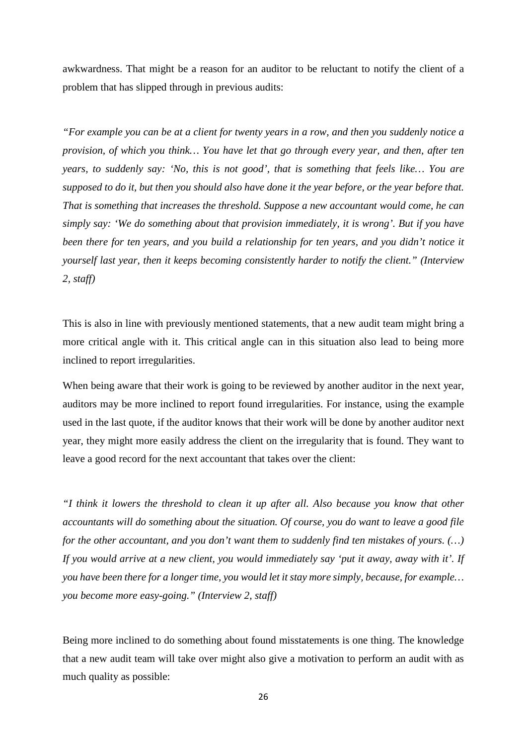awkwardness. That might be a reason for an auditor to be reluctant to notify the client of a problem that has slipped through in previous audits:

*"For example you can be at a client for twenty years in a row, and then you suddenly notice a provision, of which you think… You have let that go through every year, and then, after ten years, to suddenly say: 'No, this is not good', that is something that feels like… You are supposed to do it, but then you should also have done it the year before, or the year before that. That is something that increases the threshold. Suppose a new accountant would come, he can simply say: 'We do something about that provision immediately, it is wrong'. But if you have been there for ten years, and you build a relationship for ten years, and you didn't notice it yourself last year, then it keeps becoming consistently harder to notify the client." (Interview 2, staff)*

This is also in line with previously mentioned statements, that a new audit team might bring a more critical angle with it. This critical angle can in this situation also lead to being more inclined to report irregularities.

When being aware that their work is going to be reviewed by another auditor in the next year, auditors may be more inclined to report found irregularities. For instance, using the example used in the last quote, if the auditor knows that their work will be done by another auditor next year, they might more easily address the client on the irregularity that is found. They want to leave a good record for the next accountant that takes over the client:

*"I think it lowers the threshold to clean it up after all. Also because you know that other accountants will do something about the situation. Of course, you do want to leave a good file for the other accountant, and you don't want them to suddenly find ten mistakes of yours. (…) If you would arrive at a new client, you would immediately say 'put it away, away with it'. If you have been there for a longer time, you would let it stay more simply, because, for example… you become more easy-going." (Interview 2, staff)*

Being more inclined to do something about found misstatements is one thing. The knowledge that a new audit team will take over might also give a motivation to perform an audit with as much quality as possible: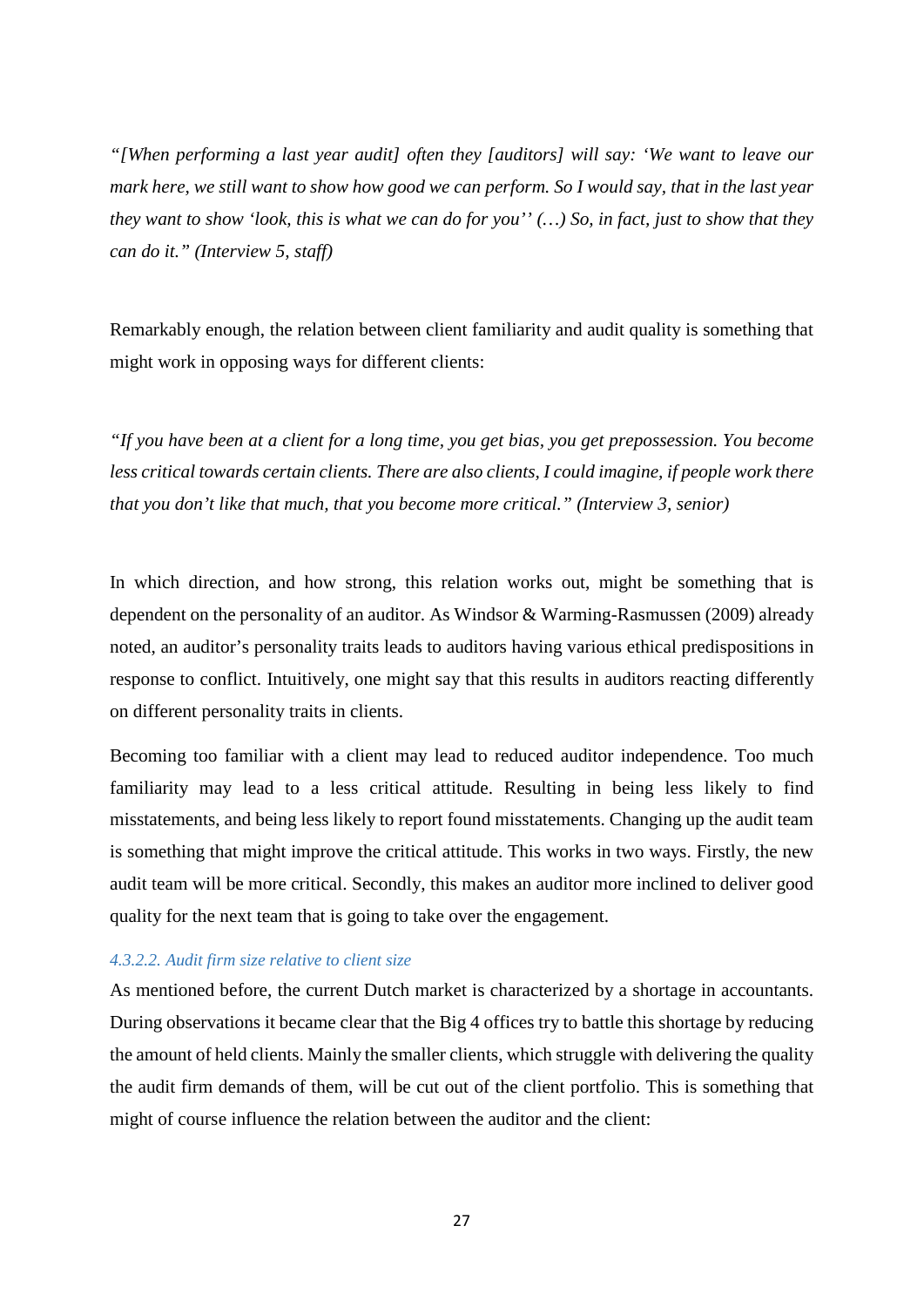*"[When performing a last year audit] often they [auditors] will say: 'We want to leave our mark here, we still want to show how good we can perform. So I would say, that in the last year they want to show 'look, this is what we can do for you'' (…) So, in fact, just to show that they can do it." (Interview 5, staff)*

Remarkably enough, the relation between client familiarity and audit quality is something that might work in opposing ways for different clients:

*"If you have been at a client for a long time, you get bias, you get prepossession. You become less critical towards certain clients. There are also clients, I could imagine, if people work there that you don't like that much, that you become more critical." (Interview 3, senior)*

In which direction, and how strong, this relation works out, might be something that is dependent on the personality of an auditor. As Windsor & Warming-Rasmussen (2009) already noted, an auditor's personality traits leads to auditors having various ethical predispositions in response to conflict. Intuitively, one might say that this results in auditors reacting differently on different personality traits in clients.

Becoming too familiar with a client may lead to reduced auditor independence. Too much familiarity may lead to a less critical attitude. Resulting in being less likely to find misstatements, and being less likely to report found misstatements. Changing up the audit team is something that might improve the critical attitude. This works in two ways. Firstly, the new audit team will be more critical. Secondly, this makes an auditor more inclined to deliver good quality for the next team that is going to take over the engagement.

##### *4.3.2.2. Audit firm size relative to client size*

As mentioned before, the current Dutch market is characterized by a shortage in accountants. During observations it became clear that the Big 4 offices try to battle this shortage by reducing the amount of held clients. Mainly the smaller clients, which struggle with delivering the quality the audit firm demands of them, will be cut out of the client portfolio. This is something that might of course influence the relation between the auditor and the client: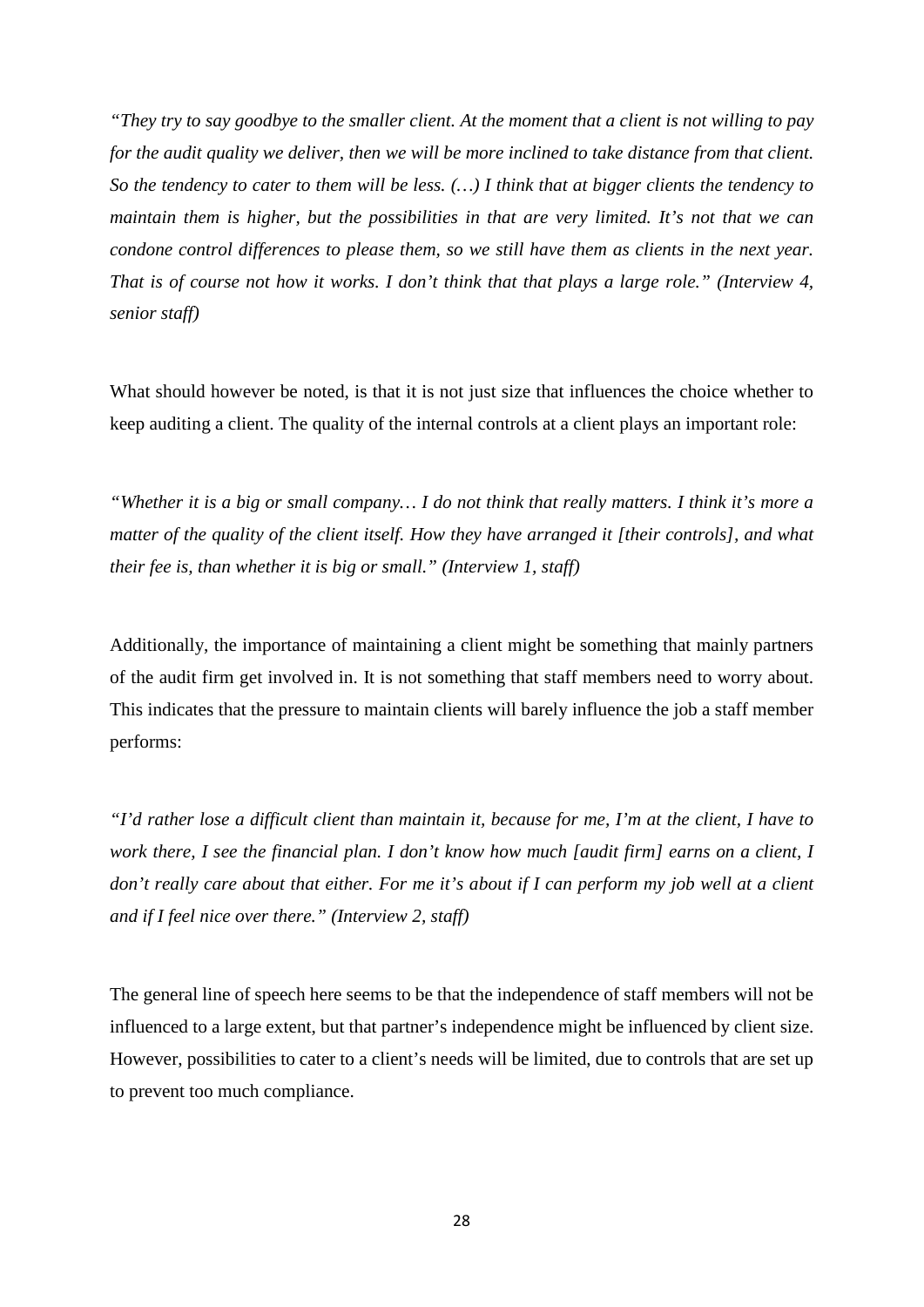*"They try to say goodbye to the smaller client. At the moment that a client is not willing to pay for the audit quality we deliver, then we will be more inclined to take distance from that client. So the tendency to cater to them will be less. (…) I think that at bigger clients the tendency to maintain them is higher, but the possibilities in that are very limited. It's not that we can condone control differences to please them, so we still have them as clients in the next year. That is of course not how it works. I don't think that that plays a large role." (Interview 4, senior staff)*

What should however be noted, is that it is not just size that influences the choice whether to keep auditing a client. The quality of the internal controls at a client plays an important role:

*"Whether it is a big or small company… I do not think that really matters. I think it's more a matter of the quality of the client itself. How they have arranged it [their controls], and what their fee is, than whether it is big or small." (Interview 1, staff)*

Additionally, the importance of maintaining a client might be something that mainly partners of the audit firm get involved in. It is not something that staff members need to worry about. This indicates that the pressure to maintain clients will barely influence the job a staff member performs:

*"I'd rather lose a difficult client than maintain it, because for me, I'm at the client, I have to work there, I see the financial plan. I don't know how much [audit firm] earns on a client, I don't really care about that either. For me it's about if I can perform my job well at a client and if I feel nice over there." (Interview 2, staff)*

The general line of speech here seems to be that the independence of staff members will not be influenced to a large extent, but that partner's independence might be influenced by client size. However, possibilities to cater to a client's needs will be limited, due to controls that are set up to prevent too much compliance.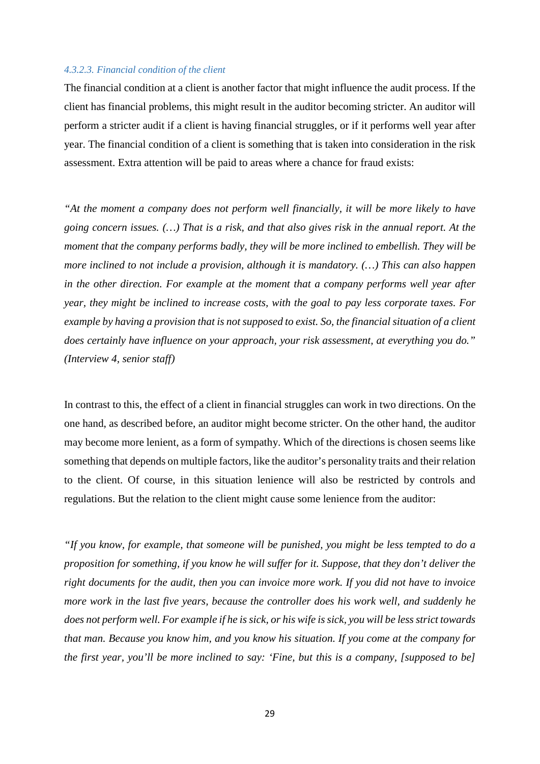#### *4.3.2.3. Financial condition of the client*

The financial condition at a client is another factor that might influence the audit process. If the client has financial problems, this might result in the auditor becoming stricter. An auditor will perform a stricter audit if a client is having financial struggles, or if it performs well year after year. The financial condition of a client is something that is taken into consideration in the risk assessment. Extra attention will be paid to areas where a chance for fraud exists:

*"At the moment a company does not perform well financially, it will be more likely to have going concern issues. (…) That is a risk, and that also gives risk in the annual report. At the moment that the company performs badly, they will be more inclined to embellish. They will be more inclined to not include a provision, although it is mandatory. (…) This can also happen in the other direction. For example at the moment that a company performs well year after year, they might be inclined to increase costs, with the goal to pay less corporate taxes. For example by having a provision that is not supposed to exist. So, the financial situation of a client does certainly have influence on your approach, your risk assessment, at everything you do." (Interview 4, senior staff)*

In contrast to this, the effect of a client in financial struggles can work in two directions. On the one hand, as described before, an auditor might become stricter. On the other hand, the auditor may become more lenient, as a form of sympathy. Which of the directions is chosen seems like something that depends on multiple factors, like the auditor's personality traits and their relation to the client. Of course, in this situation lenience will also be restricted by controls and regulations. But the relation to the client might cause some lenience from the auditor:

*"If you know, for example, that someone will be punished, you might be less tempted to do a proposition for something, if you know he will suffer for it. Suppose, that they don't deliver the right documents for the audit, then you can invoice more work. If you did not have to invoice more work in the last five years, because the controller does his work well, and suddenly he does not perform well. For example if he is sick, or his wife is sick, you will be less strict towards that man. Because you know him, and you know his situation. If you come at the company for the first year, you'll be more inclined to say: 'Fine, but this is a company, [supposed to be]*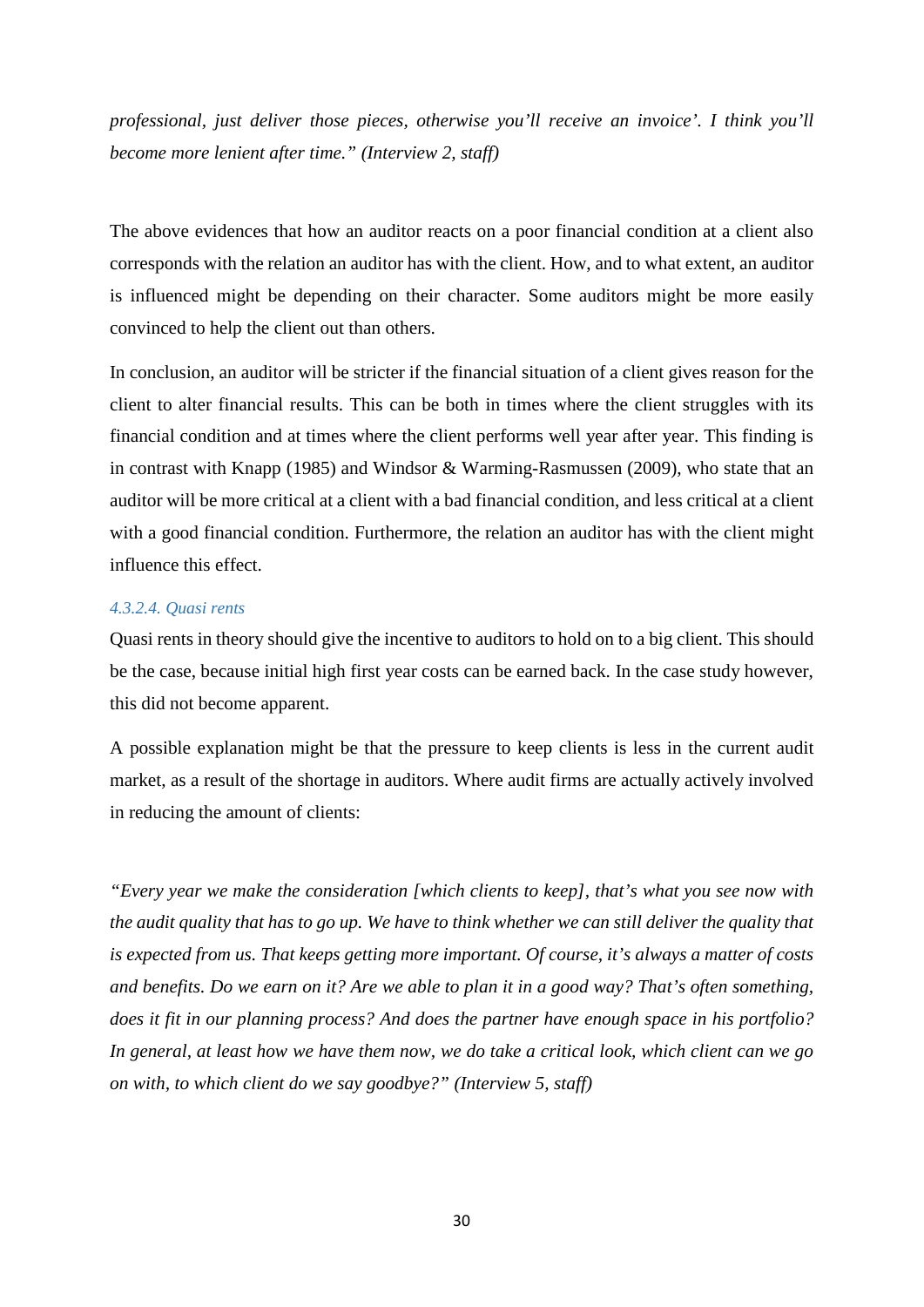*professional, just deliver those pieces, otherwise you'll receive an invoice'. I think you'll become more lenient after time." (Interview 2, staff)*

The above evidences that how an auditor reacts on a poor financial condition at a client also corresponds with the relation an auditor has with the client. How, and to what extent, an auditor is influenced might be depending on their character. Some auditors might be more easily convinced to help the client out than others.

In conclusion, an auditor will be stricter if the financial situation of a client gives reason for the client to alter financial results. This can be both in times where the client struggles with its financial condition and at times where the client performs well year after year. This finding is in contrast with Knapp (1985) and Windsor & Warming-Rasmussen (2009), who state that an auditor will be more critical at a client with a bad financial condition, and less critical at a client with a good financial condition. Furthermore, the relation an auditor has with the client might influence this effect.

#### *4.3.2.4. Quasi rents*

Quasi rents in theory should give the incentive to auditors to hold on to a big client. This should be the case, because initial high first year costs can be earned back. In the case study however, this did not become apparent.

A possible explanation might be that the pressure to keep clients is less in the current audit market, as a result of the shortage in auditors. Where audit firms are actually actively involved in reducing the amount of clients:

*"Every year we make the consideration [which clients to keep], that's what you see now with the audit quality that has to go up. We have to think whether we can still deliver the quality that is expected from us. That keeps getting more important. Of course, it's always a matter of costs and benefits. Do we earn on it? Are we able to plan it in a good way? That's often something, does it fit in our planning process? And does the partner have enough space in his portfolio? In general, at least how we have them now, we do take a critical look, which client can we go on with, to which client do we say goodbye?" (Interview 5, staff)*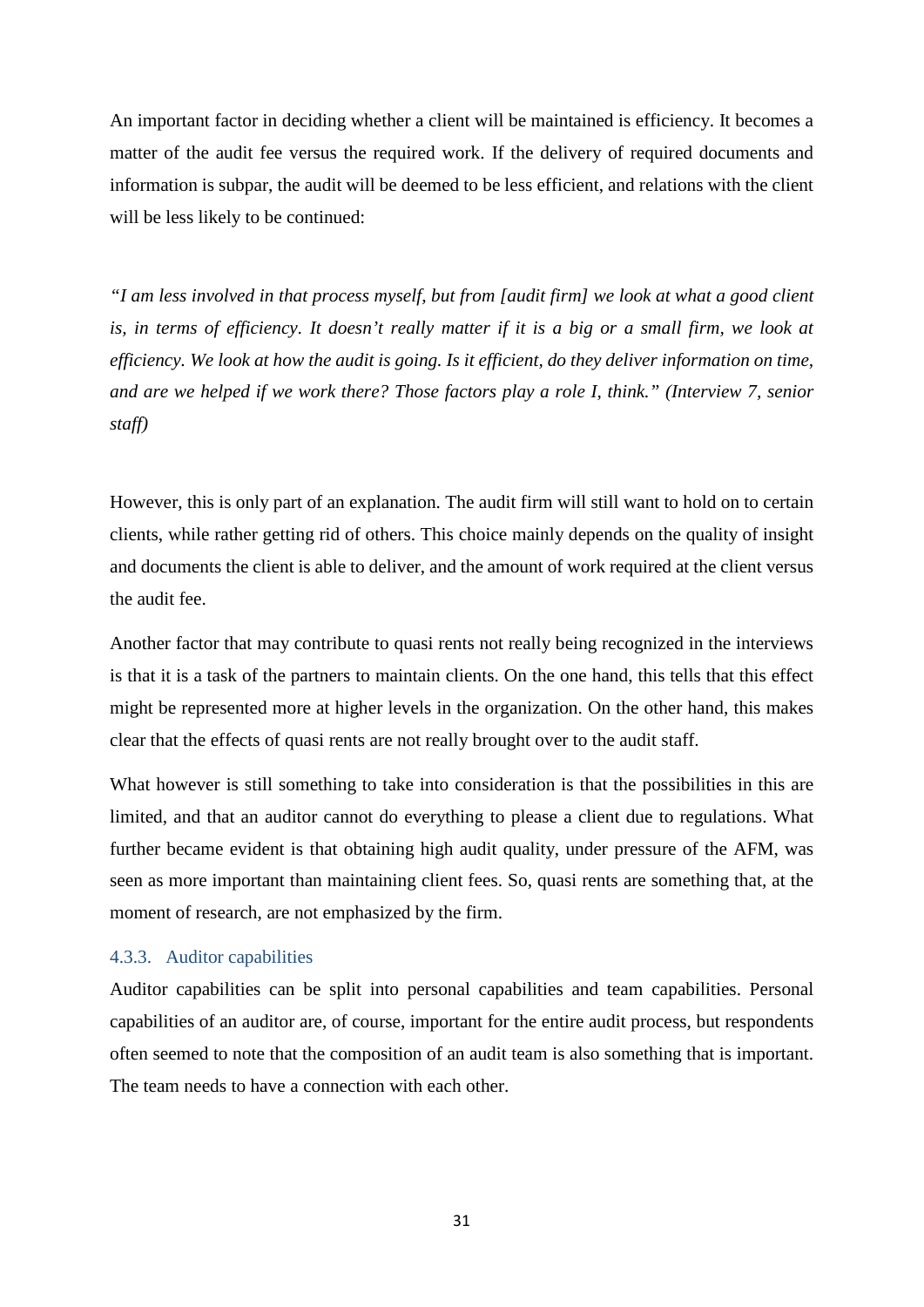An important factor in deciding whether a client will be maintained is efficiency. It becomes a matter of the audit fee versus the required work. If the delivery of required documents and information is subpar, the audit will be deemed to be less efficient, and relations with the client will be less likely to be continued:

*"I am less involved in that process myself, but from [audit firm] we look at what a good client is, in terms of efficiency. It doesn't really matter if it is a big or a small firm, we look at efficiency. We look at how the audit is going. Is it efficient, do they deliver information on time, and are we helped if we work there? Those factors play a role I, think." (Interview 7, senior staff)*

However, this is only part of an explanation. The audit firm will still want to hold on to certain clients, while rather getting rid of others. This choice mainly depends on the quality of insight and documents the client is able to deliver, and the amount of work required at the client versus the audit fee.

Another factor that may contribute to quasi rents not really being recognized in the interviews is that it is a task of the partners to maintain clients. On the one hand, this tells that this effect might be represented more at higher levels in the organization. On the other hand, this makes clear that the effects of quasi rents are not really brought over to the audit staff.

What however is still something to take into consideration is that the possibilities in this are limited, and that an auditor cannot do everything to please a client due to regulations. What further became evident is that obtaining high audit quality, under pressure of the AFM, was seen as more important than maintaining client fees. So, quasi rents are something that, at the moment of research, are not emphasized by the firm.

### 4.3.3. Auditor capabilities

Auditor capabilities can be split into personal capabilities and team capabilities. Personal capabilities of an auditor are, of course, important for the entire audit process, but respondents often seemed to note that the composition of an audit team is also something that is important. The team needs to have a connection with each other.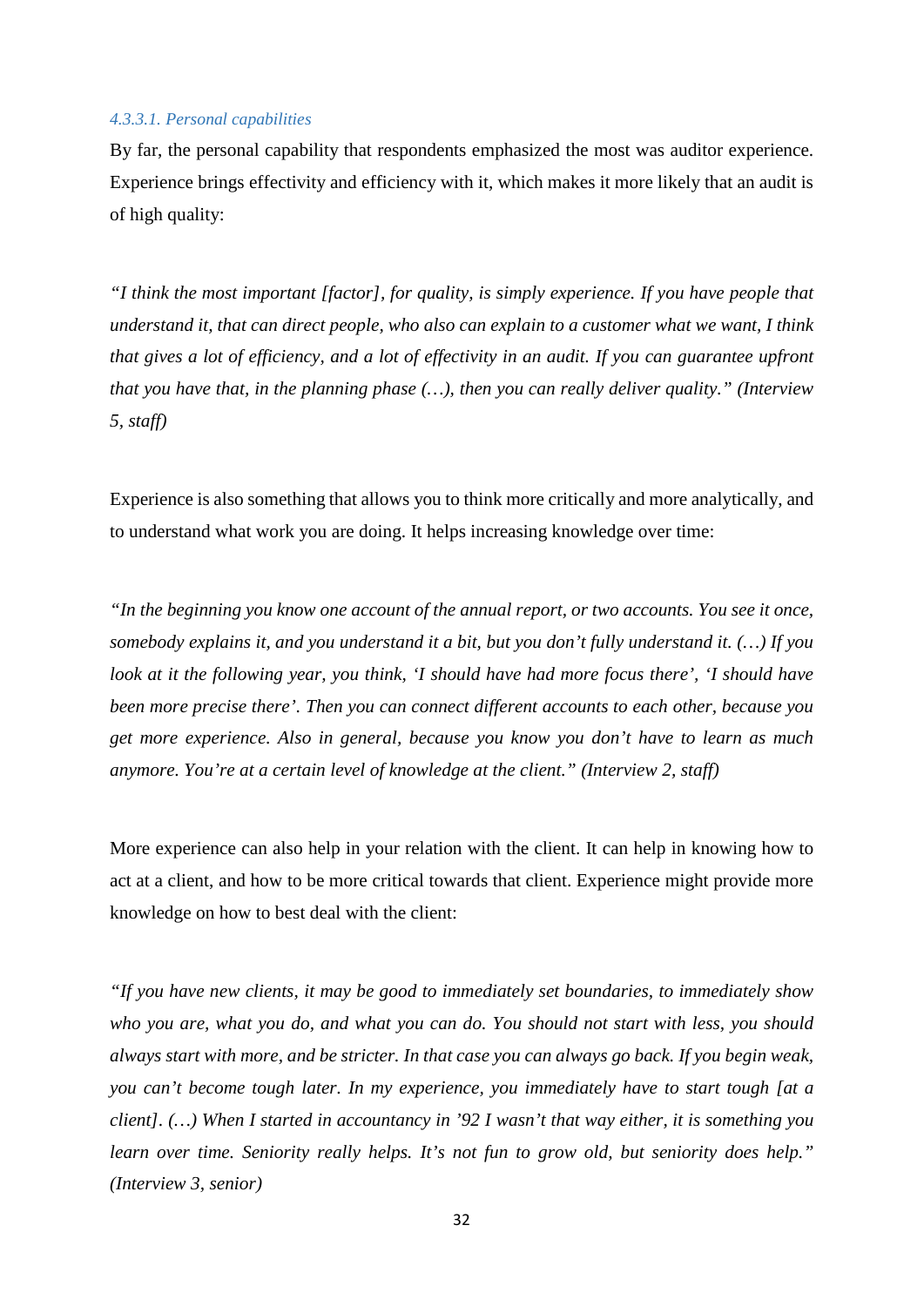#### 4.3.3.1. Personal capabilities

By far, the personal capability that respondents emphasized the most was auditor experience. Experience brings effectivity and efficiency with it, which makes it more likely that an audit is of high quality:

*"I think the most important [factor], for quality, is simply experience. If you have people that understand it, that can direct people, who also can explain to a customer what we want, I think that gives a lot of efficiency, and a lot of effectivity in an audit. If you can guarantee upfront that you have that, in the planning phase (…), then you can really deliver quality." (Interview 5, staff)*

Experience is also something that allows you to think more critically and more analytically, and to understand what work you are doing. It helps increasing knowledge over time:

*"In the beginning you know one account of the annual report, or two accounts. You see it once, somebody explains it, and you understand it a bit, but you don't fully understand it. (…) If you look at it the following year, you think, 'I should have had more focus there', 'I should have been more precise there'. Then you can connect different accounts to each other, because you get more experience. Also in general, because you know you don't have to learn as much anymore. You're at a certain level of knowledge at the client." (Interview 2, staff)*

More experience can also help in your relation with the client. It can help in knowing how to act at a client, and how to be more critical towards that client. Experience might provide more knowledge on how to best deal with the client:

*"If you have new clients, it may be good to immediately set boundaries, to immediately show who you are, what you do, and what you can do. You should not start with less, you should always start with more, and be stricter. In that case you can always go back. If you begin weak, you can't become tough later. In my experience, you immediately have to start tough [at a client]. (…) When I started in accountancy in '92 I wasn't that way either, it is something you learn over time. Seniority really helps. It's not fun to grow old, but seniority does help." (Interview 3, senior)*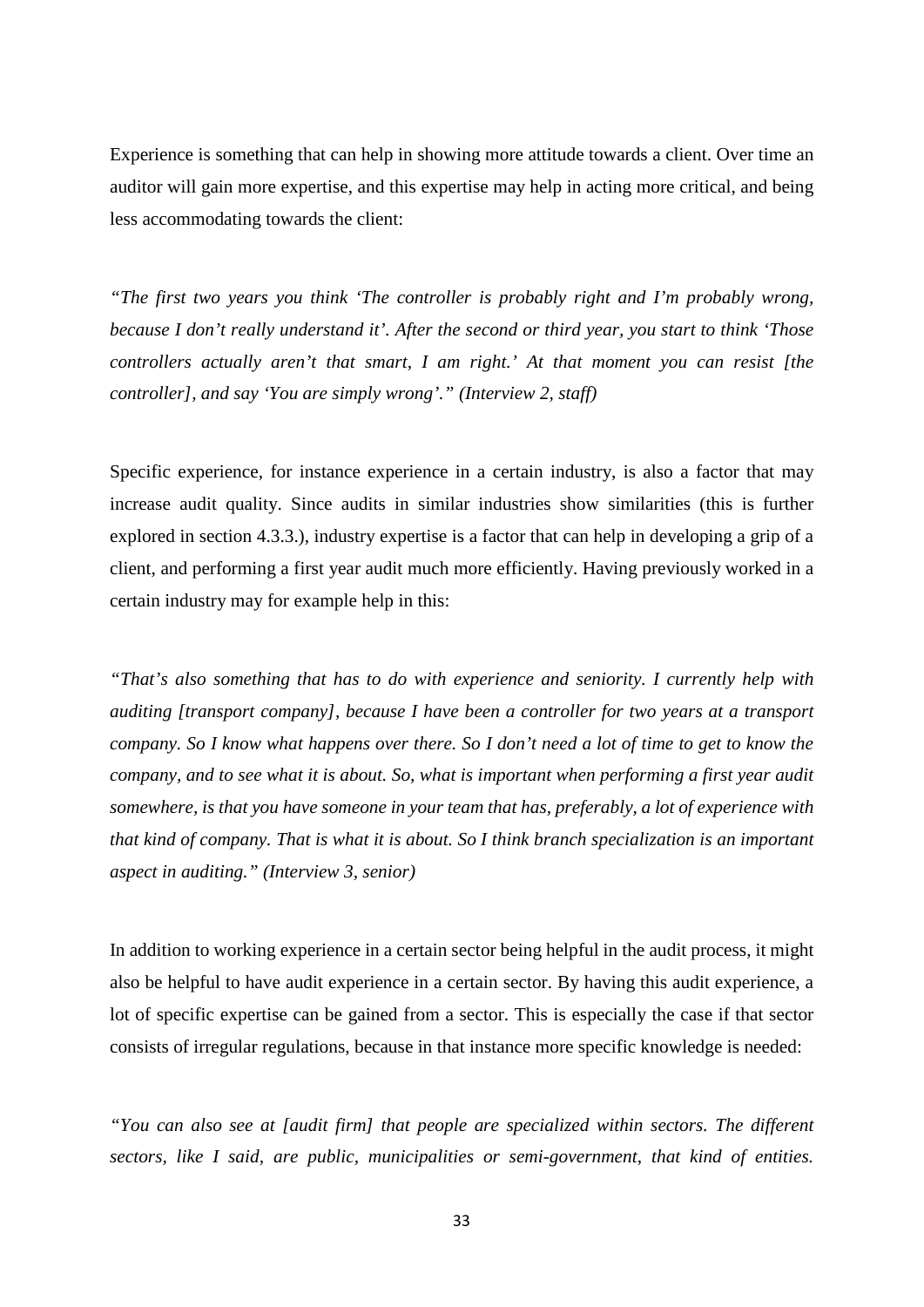Experience is something that can help in showing more attitude towards a client. Over time an auditor will gain more expertise, and this expertise may help in acting more critical, and being less accommodating towards the client:

*"The first two years you think 'The controller is probably right and I'm probably wrong, because I don't really understand it'. After the second or third year, you start to think 'Those controllers actually aren't that smart, I am right.' At that moment you can resist [the controller], and say 'You are simply wrong'." (Interview 2, staff)*

Specific experience, for instance experience in a certain industry, is also a factor that may increase audit quality. Since audits in similar industries show similarities (this is further explored in section 4.3.3.), industry expertise is a factor that can help in developing a grip of a client, and performing a first year audit much more efficiently. Having previously worked in a certain industry may for example help in this:

*"That's also something that has to do with experience and seniority. I currently help with auditing [transport company], because I have been a controller for two years at a transport company. So I know what happens over there. So I don't need a lot of time to get to know the company, and to see what it is about. So, what is important when performing a first year audit somewhere, is that you have someone in your team that has, preferably, a lot of experience with that kind of company. That is what it is about. So I think branch specialization is an important aspect in auditing." (Interview 3, senior)*

In addition to working experience in a certain sector being helpful in the audit process, it might also be helpful to have audit experience in a certain sector. By having this audit experience, a lot of specific expertise can be gained from a sector. This is especially the case if that sector consists of irregular regulations, because in that instance more specific knowledge is needed:

*"You can also see at [audit firm] that people are specialized within sectors. The different sectors, like I said, are public, municipalities or semi-government, that kind of entities.*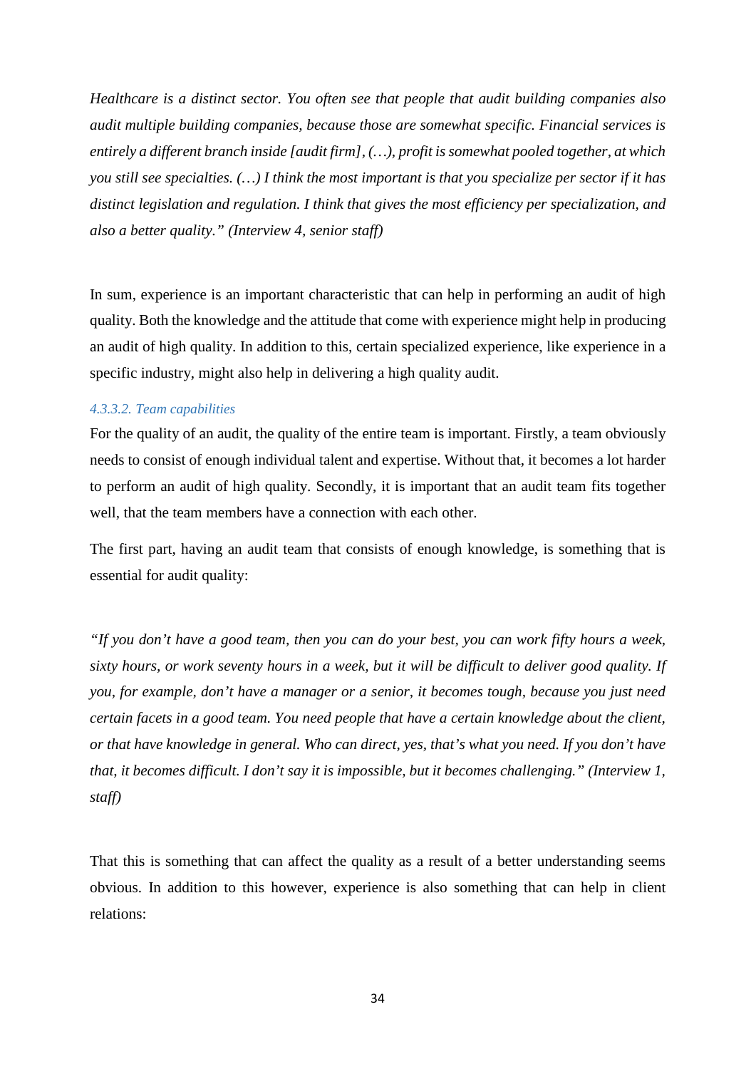*Healthcare is a distinct sector. You often see that people that audit building companies also audit multiple building companies, because those are somewhat specific. Financial services is entirely a different branch inside [audit firm], (…), profit is somewhat pooled together, at which you still see specialties. (…) I think the most important is that you specialize per sector if it has distinct legislation and regulation. I think that gives the most efficiency per specialization, and also a better quality." (Interview 4, senior staff)*

In sum, experience is an important characteristic that can help in performing an audit of high quality. Both the knowledge and the attitude that come with experience might help in producing an audit of high quality. In addition to this, certain specialized experience, like experience in a specific industry, might also help in delivering a high quality audit.

#### *4.3.3.2. Team capabilities*

For the quality of an audit, the quality of the entire team is important. Firstly, a team obviously needs to consist of enough individual talent and expertise. Without that, it becomes a lot harder to perform an audit of high quality. Secondly, it is important that an audit team fits together well, that the team members have a connection with each other.

The first part, having an audit team that consists of enough knowledge, is something that is essential for audit quality:

*"If you don't have a good team, then you can do your best, you can work fifty hours a week, sixty hours, or work seventy hours in a week, but it will be difficult to deliver good quality. If you, for example, don't have a manager or a senior, it becomes tough, because you just need certain facets in a good team. You need people that have a certain knowledge about the client, or that have knowledge in general. Who can direct, yes, that's what you need. If you don't have that, it becomes difficult. I don't say it is impossible, but it becomes challenging." (Interview 1, staff)*

That this is something that can affect the quality as a result of a better understanding seems obvious. In addition to this however, experience is also something that can help in client relations: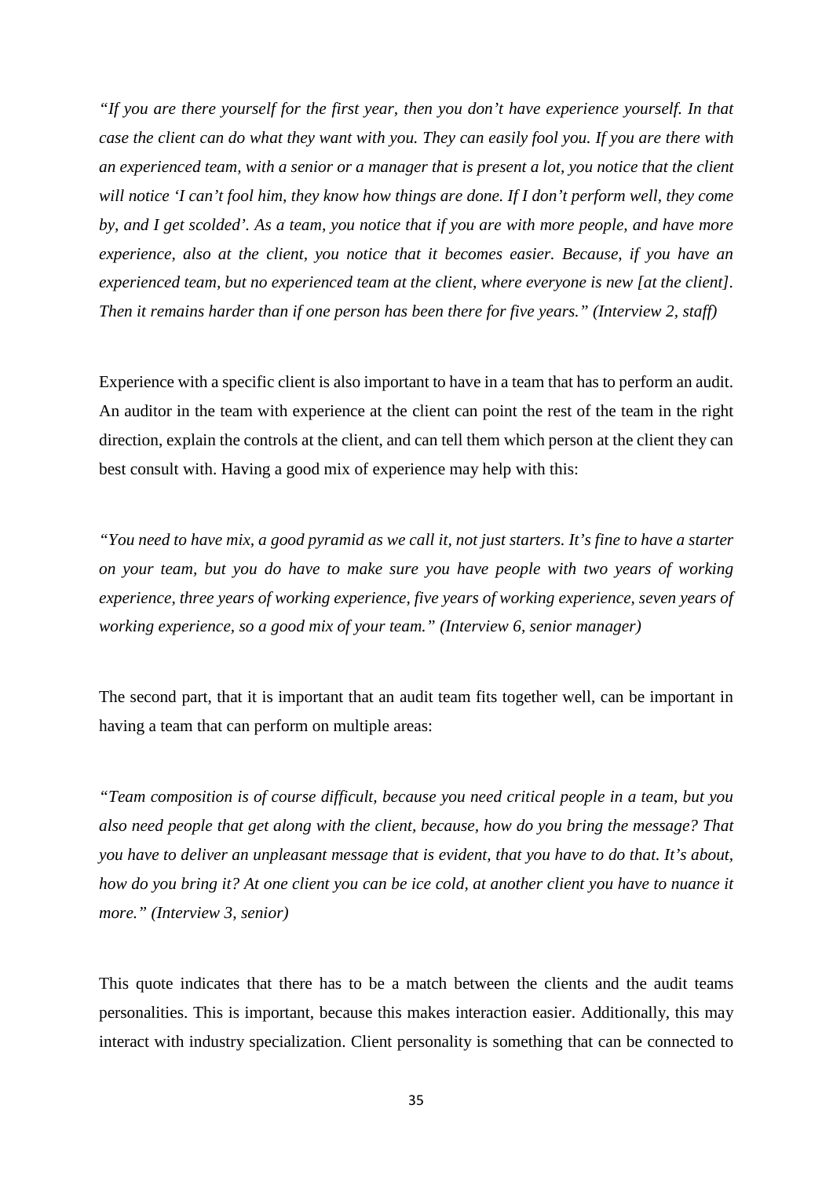*"If you are there yourself for the first year, then you don't have experience yourself. In that case the client can do what they want with you. They can easily fool you. If you are there with an experienced team, with a senior or a manager that is present a lot, you notice that the client will notice 'I can't fool him, they know how things are done. If I don't perform well, they come by, and I get scolded'. As a team, you notice that if you are with more people, and have more experience, also at the client, you notice that it becomes easier. Because, if you have an experienced team, but no experienced team at the client, where everyone is new [at the client]. Then it remains harder than if one person has been there for five years." (Interview 2, staff)*

Experience with a specific client is also important to have in a team that has to perform an audit. An auditor in the team with experience at the client can point the rest of the team in the right direction, explain the controls at the client, and can tell them which person at the client they can best consult with. Having a good mix of experience may help with this:

*"You need to have mix, a good pyramid as we call it, not just starters. It's fine to have a starter on your team, but you do have to make sure you have people with two years of working experience, three years of working experience, five years of working experience, seven years of working experience, so a good mix of your team." (Interview 6, senior manager)*

The second part, that it is important that an audit team fits together well, can be important in having a team that can perform on multiple areas:

*"Team composition is of course difficult, because you need critical people in a team, but you also need people that get along with the client, because, how do you bring the message? That you have to deliver an unpleasant message that is evident, that you have to do that. It's about, how do you bring it? At one client you can be ice cold, at another client you have to nuance it more." (Interview 3, senior)*

This quote indicates that there has to be a match between the clients and the audit teams personalities. This is important, because this makes interaction easier. Additionally, this may interact with industry specialization. Client personality is something that can be connected to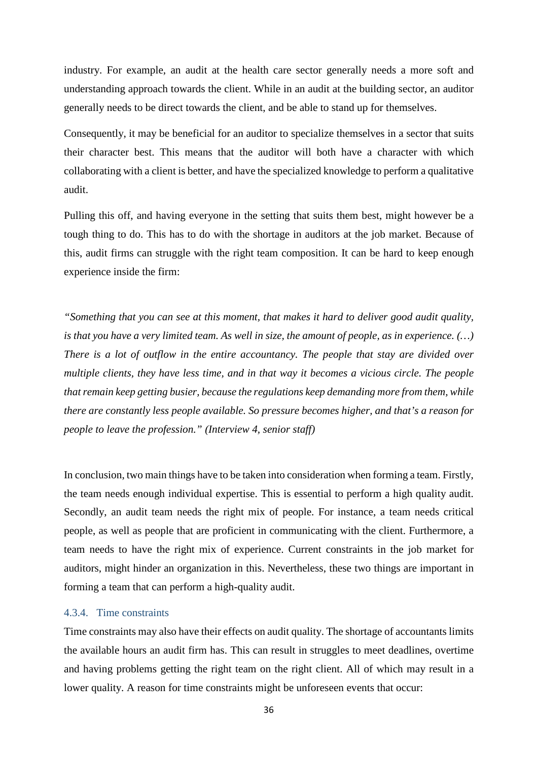industry. For example, an audit at the health care sector generally needs a more soft and understanding approach towards the client. While in an audit at the building sector, an auditor generally needs to be direct towards the client, and be able to stand up for themselves.

Consequently, it may be beneficial for an auditor to specialize themselves in a sector that suits their character best. This means that the auditor will both have a character with which collaborating with a client is better, and have the specialized knowledge to perform a qualitative audit.

Pulling this off, and having everyone in the setting that suits them best, might however be a tough thing to do. This has to do with the shortage in auditors at the job market. Because of this, audit firms can struggle with the right team composition. It can be hard to keep enough experience inside the firm:

*"Something that you can see at this moment, that makes it hard to deliver good audit quality, is that you have a very limited team. As well in size, the amount of people, as in experience. (…) There is a lot of outflow in the entire accountancy. The people that stay are divided over multiple clients, they have less time, and in that way it becomes a vicious circle. The people that remain keep getting busier, because the regulations keep demanding more from them, while there are constantly less people available. So pressure becomes higher, and that's a reason for people to leave the profession." (Interview 4, senior staff)*

In conclusion, two main things have to be taken into consideration when forming a team. Firstly, the team needs enough individual expertise. This is essential to perform a high quality audit. Secondly, an audit team needs the right mix of people. For instance, a team needs critical people, as well as people that are proficient in communicating with the client. Furthermore, a team needs to have the right mix of experience. Current constraints in the job market for auditors, might hinder an organization in this. Nevertheless, these two things are important in forming a team that can perform a high-quality audit.

#### 4.3.4. Time constraints

Time constraints may also have their effects on audit quality. The shortage of accountants limits the available hours an audit firm has. This can result in struggles to meet deadlines, overtime and having problems getting the right team on the right client. All of which may result in a lower quality. A reason for time constraints might be unforeseen events that occur: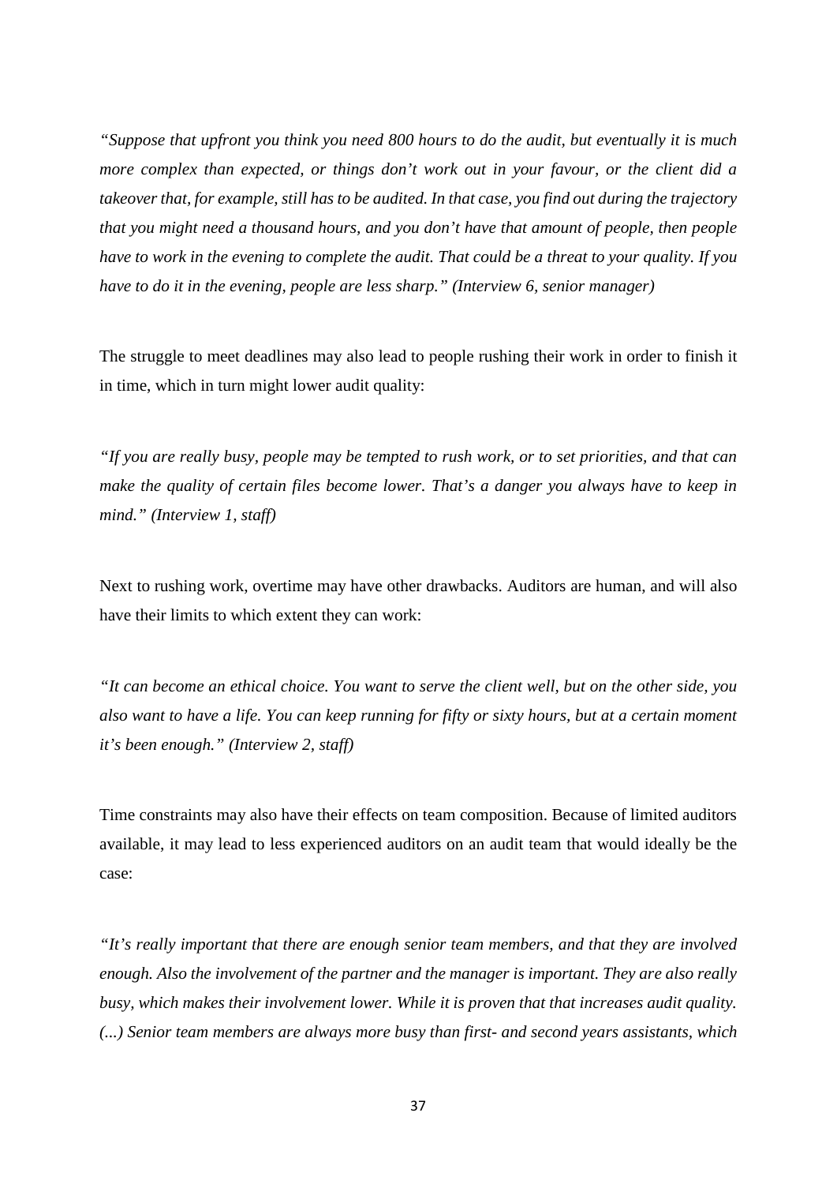*"Suppose that upfront you think you need 800 hours to do the audit, but eventually it is much more complex than expected, or things don't work out in your favour, or the client did a takeover that, for example, still has to be audited. In that case, you find out during the trajectory that you might need a thousand hours, and you don't have that amount of people, then people have to work in the evening to complete the audit. That could be a threat to your quality. If you have to do it in the evening, people are less sharp." (Interview 6, senior manager)*

The struggle to meet deadlines may also lead to people rushing their work in order to finish it in time, which in turn might lower audit quality:

*"If you are really busy, people may be tempted to rush work, or to set priorities, and that can make the quality of certain files become lower. That's a danger you always have to keep in mind." (Interview 1, staff)*

Next to rushing work, overtime may have other drawbacks. Auditors are human, and will also have their limits to which extent they can work:

*"It can become an ethical choice. You want to serve the client well, but on the other side, you also want to have a life. You can keep running for fifty or sixty hours, but at a certain moment it's been enough." (Interview 2, staff)*

Time constraints may also have their effects on team composition. Because of limited auditors available, it may lead to less experienced auditors on an audit team that would ideally be the case:

*"It's really important that there are enough senior team members, and that they are involved enough. Also the involvement of the partner and the manager is important. They are also really busy, which makes their involvement lower. While it is proven that that increases audit quality. (...) Senior team members are always more busy than first- and second years assistants, which*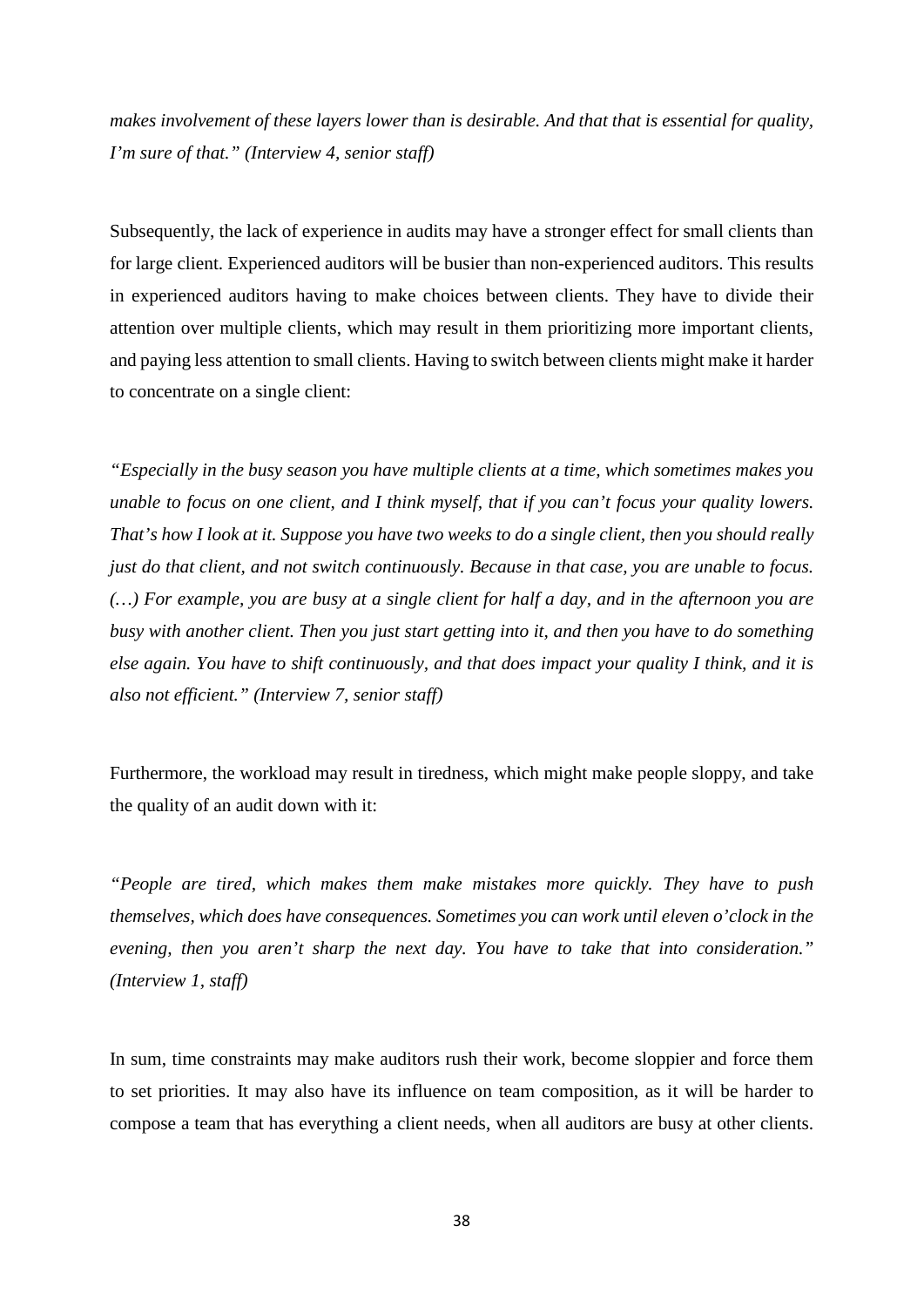*makes involvement of these layers lower than is desirable. And that that is essential for quality, I'm sure of that." (Interview 4, senior staff)*

Subsequently, the lack of experience in audits may have a stronger effect for small clients than for large client. Experienced auditors will be busier than non-experienced auditors. This results in experienced auditors having to make choices between clients. They have to divide their attention over multiple clients, which may result in them prioritizing more important clients, and paying less attention to small clients. Having to switch between clients might make it harder to concentrate on a single client:

*"Especially in the busy season you have multiple clients at a time, which sometimes makes you unable to focus on one client, and I think myself, that if you can't focus your quality lowers. That's how I look at it. Suppose you have two weeks to do a single client, then you should really just do that client, and not switch continuously. Because in that case, you are unable to focus. (…) For example, you are busy at a single client for half a day, and in the afternoon you are busy with another client. Then you just start getting into it, and then you have to do something else again. You have to shift continuously, and that does impact your quality I think, and it is also not efficient." (Interview 7, senior staff)*

Furthermore, the workload may result in tiredness, which might make people sloppy, and take the quality of an audit down with it:

*"People are tired, which makes them make mistakes more quickly. They have to push themselves, which does have consequences. Sometimes you can work until eleven o'clock in the evening, then you aren't sharp the next day. You have to take that into consideration." (Interview 1, staff)*

In sum, time constraints may make auditors rush their work, become sloppier and force them to set priorities. It may also have its influence on team composition, as it will be harder to compose a team that has everything a client needs, when all auditors are busy at other clients.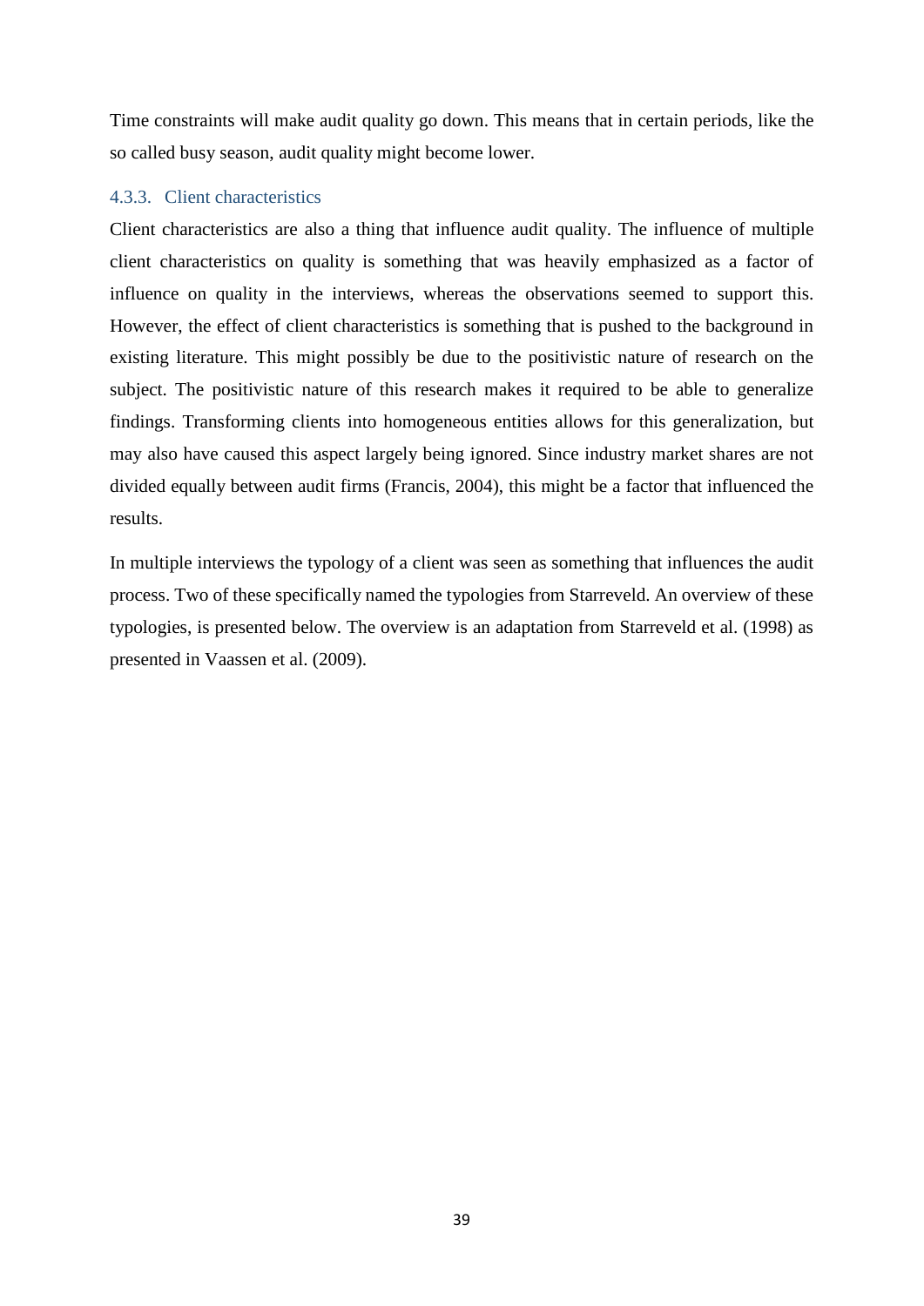Time constraints will make audit quality go down. This means that in certain periods, like the so called busy season, audit quality might become lower.

### 4.3.3. Client characteristics

Client characteristics are also a thing that influence audit quality. The influence of multiple client characteristics on quality is something that was heavily emphasized as a factor of influence on quality in the interviews, whereas the observations seemed to support this. However, the effect of client characteristics is something that is pushed to the background in existing literature. This might possibly be due to the positivistic nature of research on the subject. The positivistic nature of this research makes it required to be able to generalize findings. Transforming clients into homogeneous entities allows for this generalization, but may also have caused this aspect largely being ignored. Since industry market shares are not divided equally between audit firms (Francis, 2004), this might be a factor that influenced the results.

In multiple interviews the typology of a client was seen as something that influences the audit process. Two of these specifically named the typologies from Starreveld. An overview of these typologies, is presented below. The overview is an adaptation from Starreveld et al. (1998) as presented in Vaassen et al. (2009).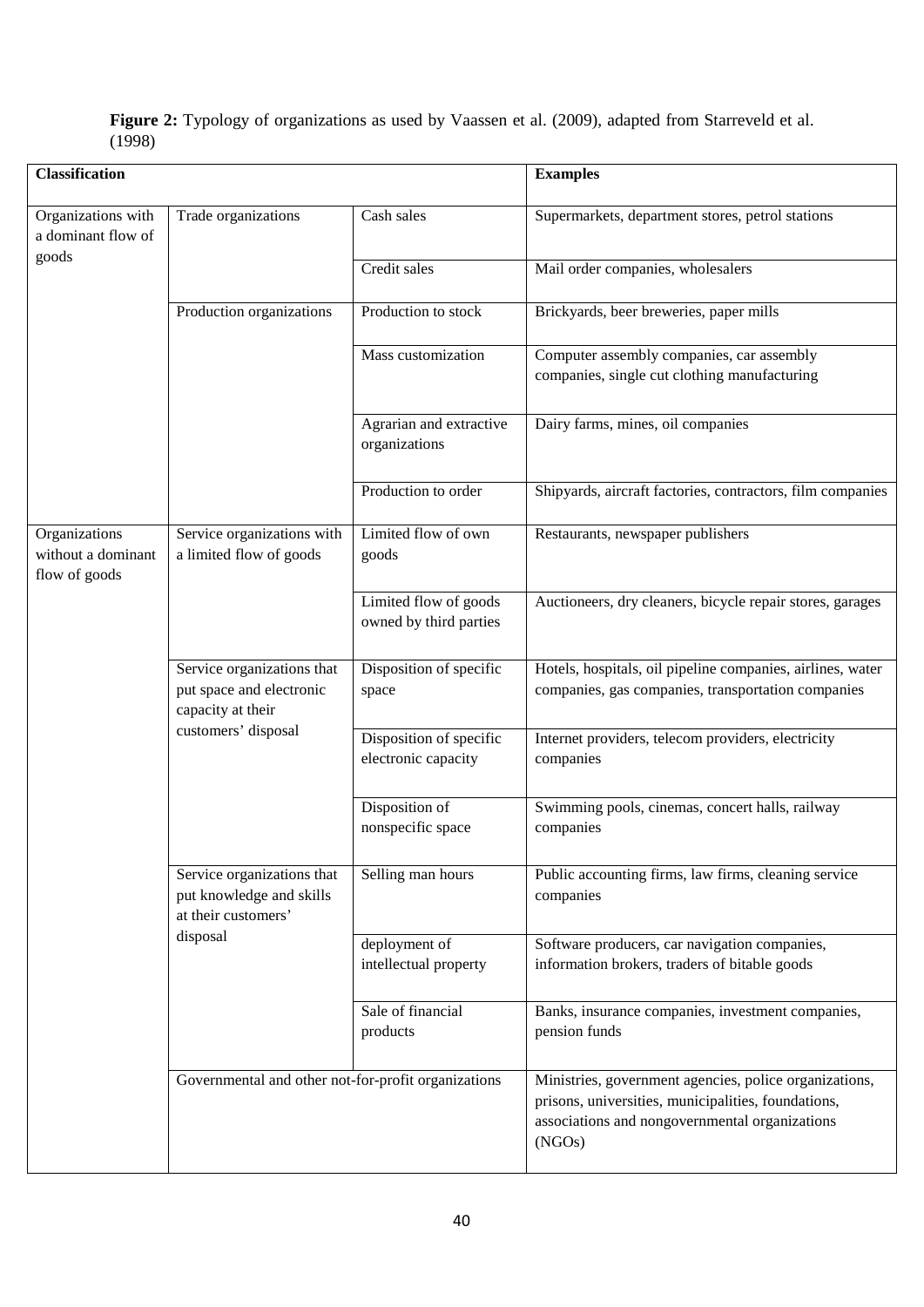**Figure 2:** Typology of organizations as used by Vaassen et al. (2009), adapted from Starreveld et al. (1998)

| Classification | | | Examples |
|---|---|---|---|
| Organizations with a dominant flow of goods | Trade organizations | Cash sales | Supermarkets, department stores, petrol stations |
| | | Credit sales | Mail order companies, wholesalers |
| | Production organizations | Production to stock | Brickyards, beer breweries, paper mills |
| | | Mass customization | Computer assembly companies, car assembly companies, single cut clothing manufacturing |
| | | Agrarian and extractive organizations | Dairy farms, mines, oil companies |
| | | Production to order | Shipyards, aircraft factories, contractors, film companies |
| Organizations without a dominant flow of goods | Service organizations with a limited flow of goods | Limited flow of own goods | Restaurants, newspaper publishers |
| | | Limited flow of goods owned by third parties | Auctioneers, dry cleaners, bicycle repair stores, garages |
| | Service organizations that put space and electronic capacity at their customers' disposal | Disposition of specific space | Hotels, hospitals, oil pipeline companies, airlines, water companies, gas companies, transportation companies |
| | | Disposition of specific electronic capacity | Internet providers, telecom providers, electricity companies |
| | | Disposition of nonspecific space | Swimming pools, cinemas, concert halls, railway companies |
| | Service organizations that put knowledge and skills at their customers' disposal | Selling man hours | Public accounting firms, law firms, cleaning service companies |
| | | deployment of intellectual property | Software producers, car navigation companies, information brokers, traders of bitable goods |
| | | Sale of financial products | Banks, insurance companies, investment companies, pension funds |
| | Governmental and other not-for-profit organizations | | Ministries, government agencies, police organizations, prisons, universities, municipalities, foundations, associations and nongovernmental organizations (NGOs) |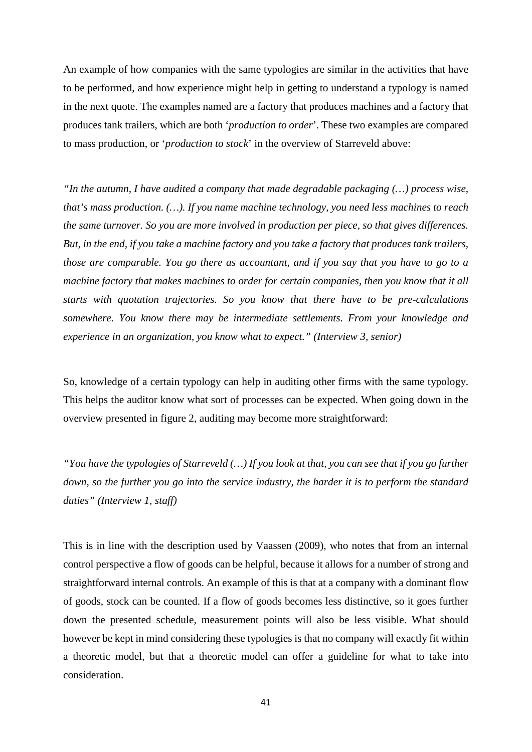An example of how companies with the same typologies are similar in the activities that have to be performed, and how experience might help in getting to understand a typology is named in the next quote. The examples named are a factory that produces machines and a factory that produces tank trailers, which are both '*production to order*'. These two examples are compared to mass production, or '*production to stock*' in the overview of Starreveld above:

*"In the autumn, I have audited a company that made degradable packaging (…) process wise, that's mass production. (…). If you name machine technology, you need less machines to reach the same turnover. So you are more involved in production per piece, so that gives differences. But, in the end, if you take a machine factory and you take a factory that produces tank trailers, those are comparable. You go there as accountant, and if you say that you have to go to a machine factory that makes machines to order for certain companies, then you know that it all starts with quotation trajectories. So you know that there have to be pre-calculations somewhere. You know there may be intermediate settlements. From your knowledge and experience in an organization, you know what to expect." (Interview 3, senior)*

So, knowledge of a certain typology can help in auditing other firms with the same typology. This helps the auditor know what sort of processes can be expected. When going down in the overview presented in figure 2, auditing may become more straightforward:

*"You have the typologies of Starreveld (…) If you look at that, you can see that if you go further down, so the further you go into the service industry, the harder it is to perform the standard duties" (Interview 1, staff)*

This is in line with the description used by Vaassen (2009), who notes that from an internal control perspective a flow of goods can be helpful, because it allows for a number of strong and straightforward internal controls. An example of this is that at a company with a dominant flow of goods, stock can be counted. If a flow of goods becomes less distinctive, so it goes further down the presented schedule, measurement points will also be less visible. What should however be kept in mind considering these typologies is that no company will exactly fit within a theoretic model, but that a theoretic model can offer a guideline for what to take into consideration.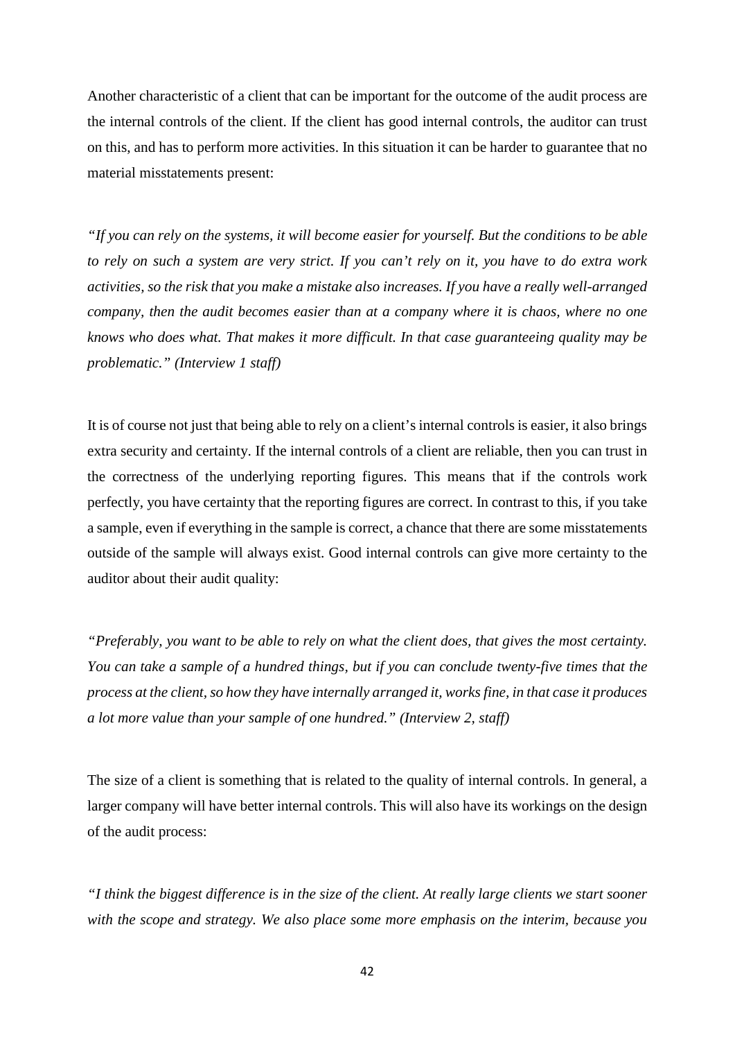Another characteristic of a client that can be important for the outcome of the audit process are the internal controls of the client. If the client has good internal controls, the auditor can trust on this, and has to perform more activities. In this situation it can be harder to guarantee that no material misstatements present:

*"If you can rely on the systems, it will become easier for yourself. But the conditions to be able to rely on such a system are very strict. If you can't rely on it, you have to do extra work activities, so the risk that you make a mistake also increases. If you have a really well-arranged company, then the audit becomes easier than at a company where it is chaos, where no one knows who does what. That makes it more difficult. In that case guaranteeing quality may be problematic." (Interview 1 staff)*

It is of course not just that being able to rely on a client's internal controls is easier, it also brings extra security and certainty. If the internal controls of a client are reliable, then you can trust in the correctness of the underlying reporting figures. This means that if the controls work perfectly, you have certainty that the reporting figures are correct. In contrast to this, if you take a sample, even if everything in the sample is correct, a chance that there are some misstatements outside of the sample will always exist. Good internal controls can give more certainty to the auditor about their audit quality:

*"Preferably, you want to be able to rely on what the client does, that gives the most certainty. You can take a sample of a hundred things, but if you can conclude twenty-five times that the process at the client, so how they have internally arranged it, works fine, in that case it produces a lot more value than your sample of one hundred." (Interview 2, staff)*

The size of a client is something that is related to the quality of internal controls. In general, a larger company will have better internal controls. This will also have its workings on the design of the audit process:

*"I think the biggest difference is in the size of the client. At really large clients we start sooner with the scope and strategy. We also place some more emphasis on the interim, because you*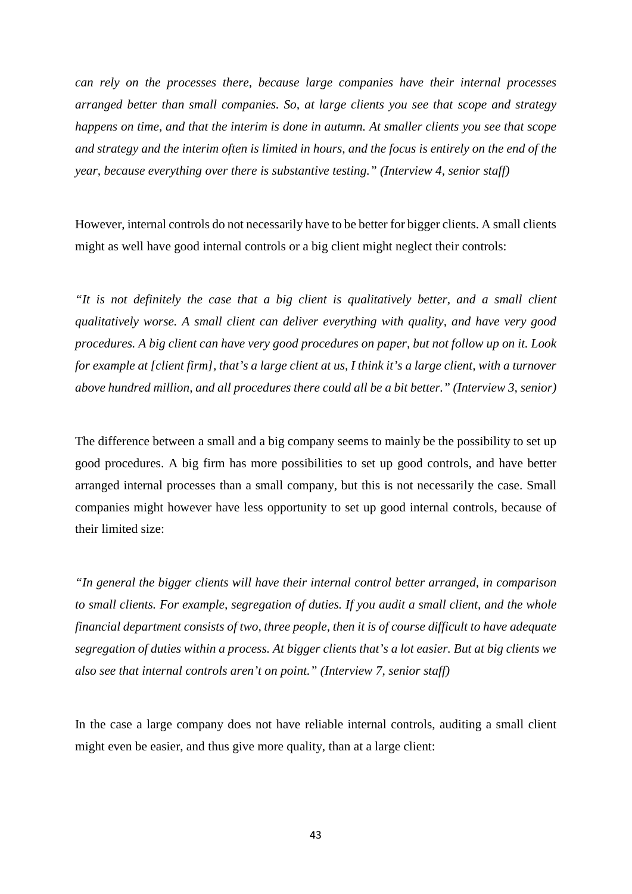*can rely on the processes there, because large companies have their internal processes arranged better than small companies. So, at large clients you see that scope and strategy happens on time, and that the interim is done in autumn. At smaller clients you see that scope and strategy and the interim often is limited in hours, and the focus is entirely on the end of the year, because everything over there is substantive testing." (Interview 4, senior staff)*

However, internal controls do not necessarily have to be better for bigger clients. A small clients might as well have good internal controls or a big client might neglect their controls:

*"It is not definitely the case that a big client is qualitatively better, and a small client qualitatively worse. A small client can deliver everything with quality, and have very good procedures. A big client can have very good procedures on paper, but not follow up on it. Look for example at [client firm], that's a large client at us, I think it's a large client, with a turnover above hundred million, and all procedures there could all be a bit better." (Interview 3, senior)*

The difference between a small and a big company seems to mainly be the possibility to set up good procedures. A big firm has more possibilities to set up good controls, and have better arranged internal processes than a small company, but this is not necessarily the case. Small companies might however have less opportunity to set up good internal controls, because of their limited size:

*"In general the bigger clients will have their internal control better arranged, in comparison to small clients. For example, segregation of duties. If you audit a small client, and the whole financial department consists of two, three people, then it is of course difficult to have adequate segregation of duties within a process. At bigger clients that's a lot easier. But at big clients we also see that internal controls aren't on point." (Interview 7, senior staff)*

In the case a large company does not have reliable internal controls, auditing a small client might even be easier, and thus give more quality, than at a large client: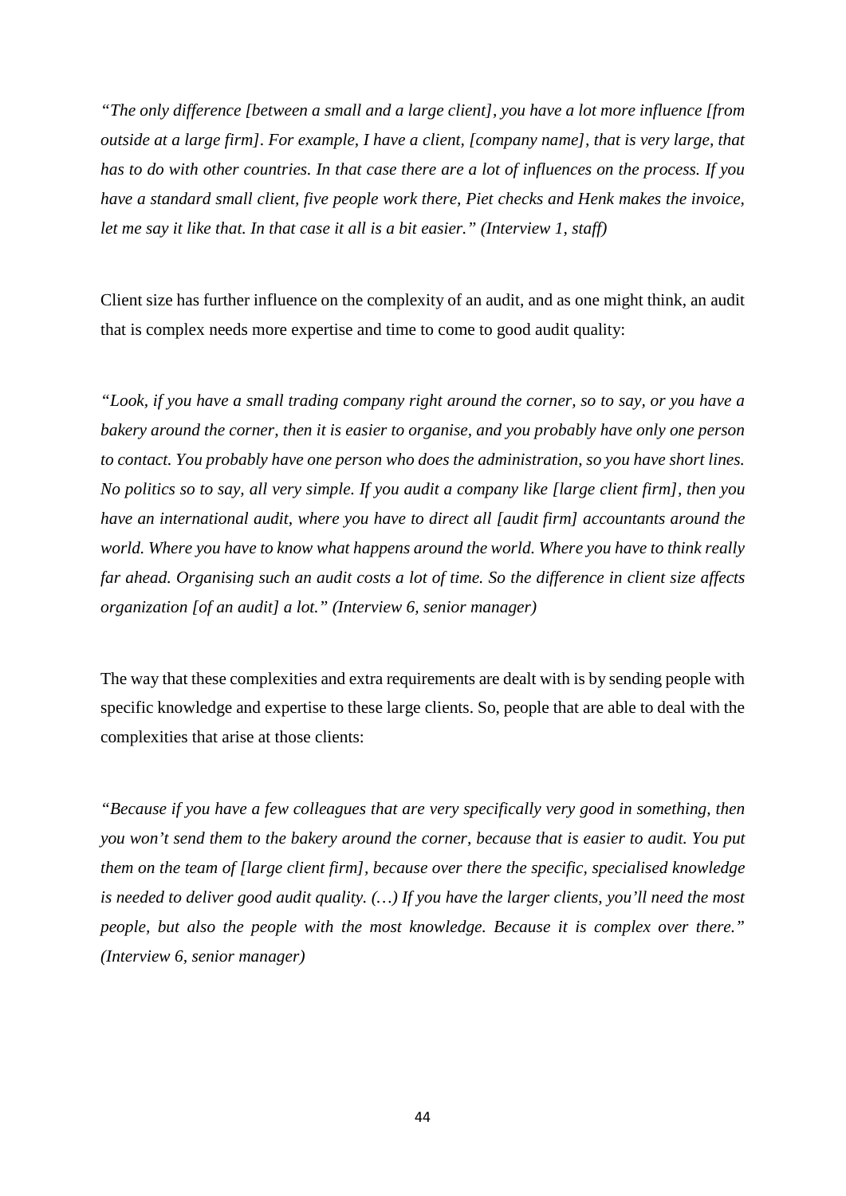*"The only difference [between a small and a large client], you have a lot more influence [from outside at a large firm]. For example, I have a client, [company name], that is very large, that has to do with other countries. In that case there are a lot of influences on the process. If you have a standard small client, five people work there, Piet checks and Henk makes the invoice, let me say it like that. In that case it all is a bit easier." (Interview 1, staff)*

Client size has further influence on the complexity of an audit, and as one might think, an audit that is complex needs more expertise and time to come to good audit quality:

*"Look, if you have a small trading company right around the corner, so to say, or you have a bakery around the corner, then it is easier to organise, and you probably have only one person to contact. You probably have one person who does the administration, so you have short lines. No politics so to say, all very simple. If you audit a company like [large client firm], then you have an international audit, where you have to direct all [audit firm] accountants around the world. Where you have to know what happens around the world. Where you have to think really far ahead. Organising such an audit costs a lot of time. So the difference in client size affects organization [of an audit] a lot." (Interview 6, senior manager)*

The way that these complexities and extra requirements are dealt with is by sending people with specific knowledge and expertise to these large clients. So, people that are able to deal with the complexities that arise at those clients:

*"Because if you have a few colleagues that are very specifically very good in something, then you won't send them to the bakery around the corner, because that is easier to audit. You put them on the team of [large client firm], because over there the specific, specialised knowledge is needed to deliver good audit quality. (…) If you have the larger clients, you'll need the most people, but also the people with the most knowledge. Because it is complex over there." (Interview 6, senior manager)*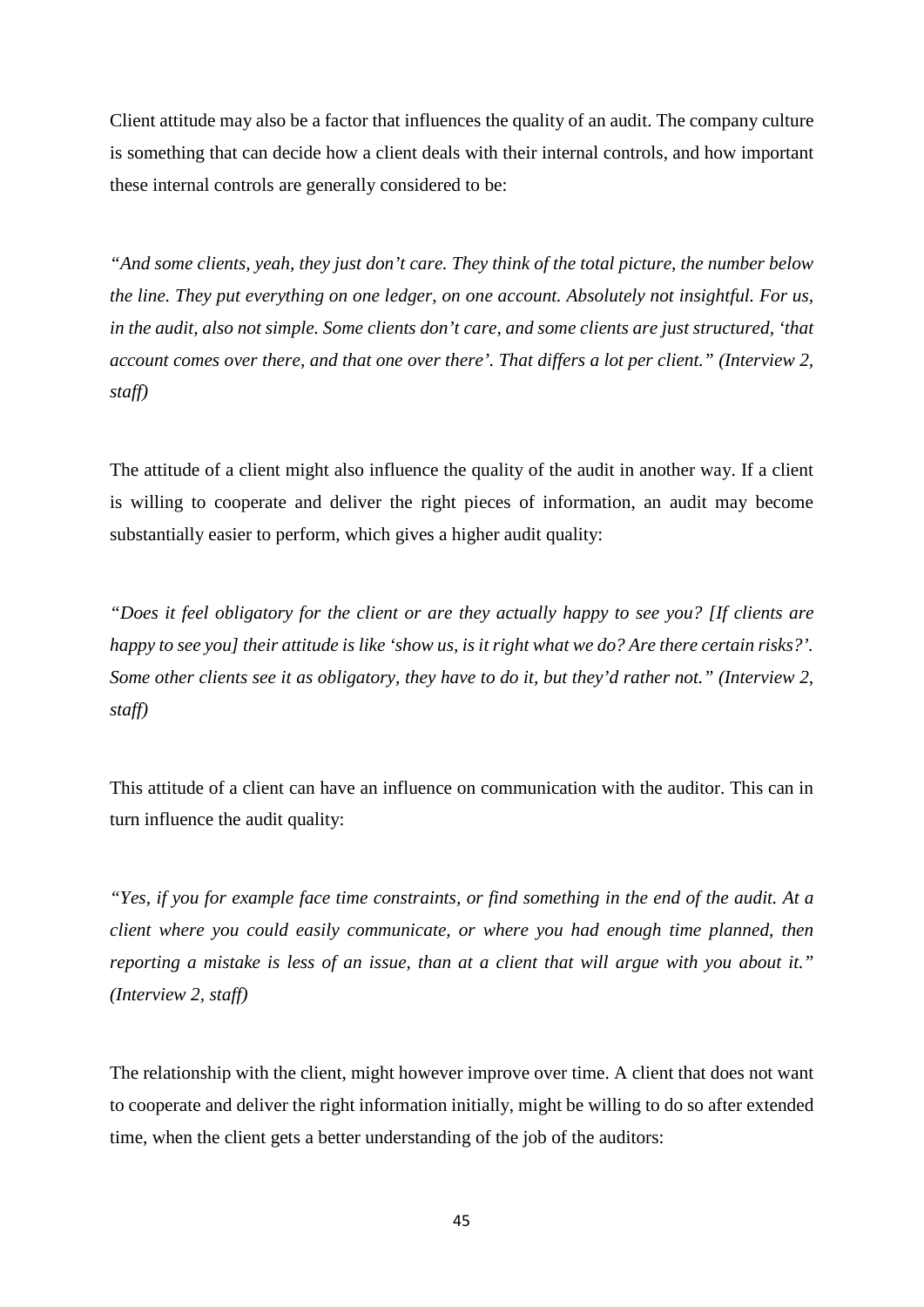Client attitude may also be a factor that influences the quality of an audit. The company culture is something that can decide how a client deals with their internal controls, and how important these internal controls are generally considered to be:

*"And some clients, yeah, they just don't care. They think of the total picture, the number below the line. They put everything on one ledger, on one account. Absolutely not insightful. For us, in the audit, also not simple. Some clients don't care, and some clients are just structured, 'that account comes over there, and that one over there'. That differs a lot per client." (Interview 2, staff)*

The attitude of a client might also influence the quality of the audit in another way. If a client is willing to cooperate and deliver the right pieces of information, an audit may become substantially easier to perform, which gives a higher audit quality:

*"Does it feel obligatory for the client or are they actually happy to see you? [If clients are happy to see you] their attitude is like 'show us, is it right what we do? Are there certain risks?'. Some other clients see it as obligatory, they have to do it, but they'd rather not." (Interview 2, staff)*

This attitude of a client can have an influence on communication with the auditor. This can in turn influence the audit quality:

*"Yes, if you for example face time constraints, or find something in the end of the audit. At a client where you could easily communicate, or where you had enough time planned, then reporting a mistake is less of an issue, than at a client that will argue with you about it." (Interview 2, staff)*

The relationship with the client, might however improve over time. A client that does not want to cooperate and deliver the right information initially, might be willing to do so after extended time, when the client gets a better understanding of the job of the auditors: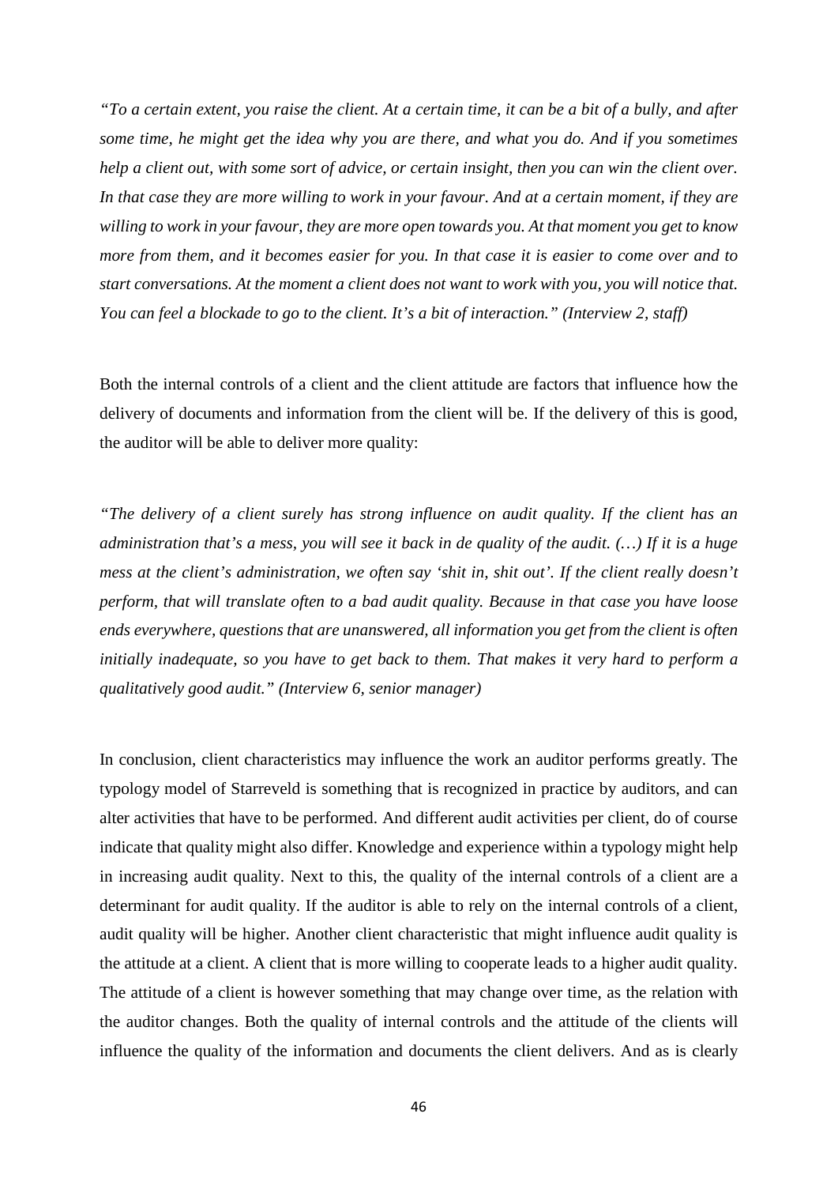*"To a certain extent, you raise the client. At a certain time, it can be a bit of a bully, and after some time, he might get the idea why you are there, and what you do. And if you sometimes help a client out, with some sort of advice, or certain insight, then you can win the client over. In that case they are more willing to work in your favour. And at a certain moment, if they are willing to work in your favour, they are more open towards you. At that moment you get to know more from them, and it becomes easier for you. In that case it is easier to come over and to start conversations. At the moment a client does not want to work with you, you will notice that. You can feel a blockade to go to the client. It's a bit of interaction." (Interview 2, staff)*

Both the internal controls of a client and the client attitude are factors that influence how the delivery of documents and information from the client will be. If the delivery of this is good, the auditor will be able to deliver more quality:

*"The delivery of a client surely has strong influence on audit quality. If the client has an administration that's a mess, you will see it back in de quality of the audit. (…) If it is a huge mess at the client's administration, we often say 'shit in, shit out'. If the client really doesn't perform, that will translate often to a bad audit quality. Because in that case you have loose ends everywhere, questions that are unanswered, all information you get from the client is often initially inadequate, so you have to get back to them. That makes it very hard to perform a qualitatively good audit." (Interview 6, senior manager)*

In conclusion, client characteristics may influence the work an auditor performs greatly. The typology model of Starreveld is something that is recognized in practice by auditors, and can alter activities that have to be performed. And different audit activities per client, do of course indicate that quality might also differ. Knowledge and experience within a typology might help in increasing audit quality. Next to this, the quality of the internal controls of a client are a determinant for audit quality. If the auditor is able to rely on the internal controls of a client, audit quality will be higher. Another client characteristic that might influence audit quality is the attitude at a client. A client that is more willing to cooperate leads to a higher audit quality. The attitude of a client is however something that may change over time, as the relation with the auditor changes. Both the quality of internal controls and the attitude of the clients will influence the quality of the information and documents the client delivers. And as is clearly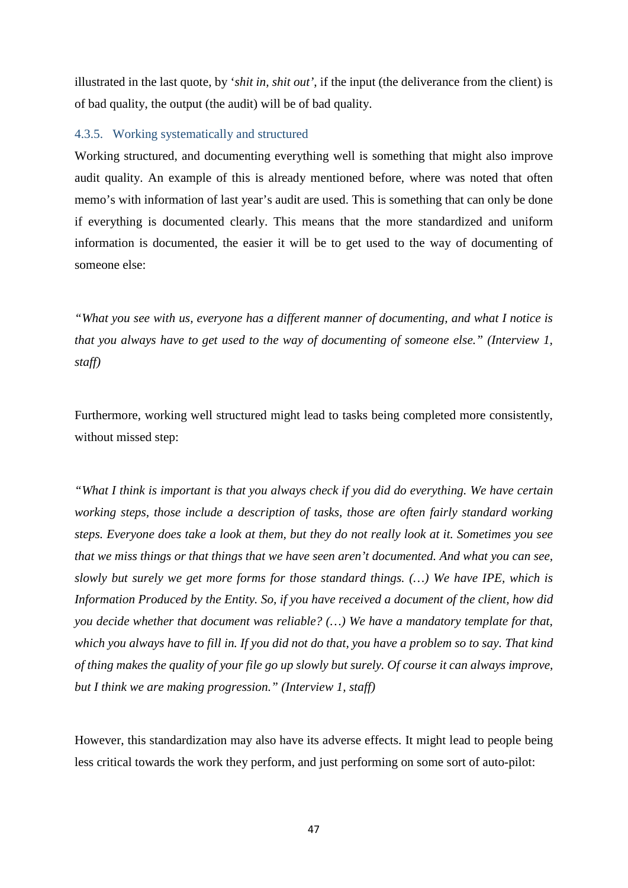illustrated in the last quote, by '*shit in, shit out'*, if the input (the deliverance from the client) is of bad quality, the output (the audit) will be of bad quality.

### 4.3.5. Working systematically and structured

Working structured, and documenting everything well is something that might also improve audit quality. An example of this is already mentioned before, where was noted that often memo's with information of last year's audit are used. This is something that can only be done if everything is documented clearly. This means that the more standardized and uniform information is documented, the easier it will be to get used to the way of documenting of someone else:

*"What you see with us, everyone has a different manner of documenting, and what I notice is that you always have to get used to the way of documenting of someone else." (Interview 1, staff)*

Furthermore, working well structured might lead to tasks being completed more consistently, without missed step:

*"What I think is important is that you always check if you did do everything. We have certain working steps, those include a description of tasks, those are often fairly standard working steps. Everyone does take a look at them, but they do not really look at it. Sometimes you see that we miss things or that things that we have seen aren't documented. And what you can see, slowly but surely we get more forms for those standard things. (…) We have IPE, which is Information Produced by the Entity. So, if you have received a document of the client, how did you decide whether that document was reliable? (…) We have a mandatory template for that, which you always have to fill in. If you did not do that, you have a problem so to say. That kind of thing makes the quality of your file go up slowly but surely. Of course it can always improve, but I think we are making progression." (Interview 1, staff)*

However, this standardization may also have its adverse effects. It might lead to people being less critical towards the work they perform, and just performing on some sort of auto-pilot: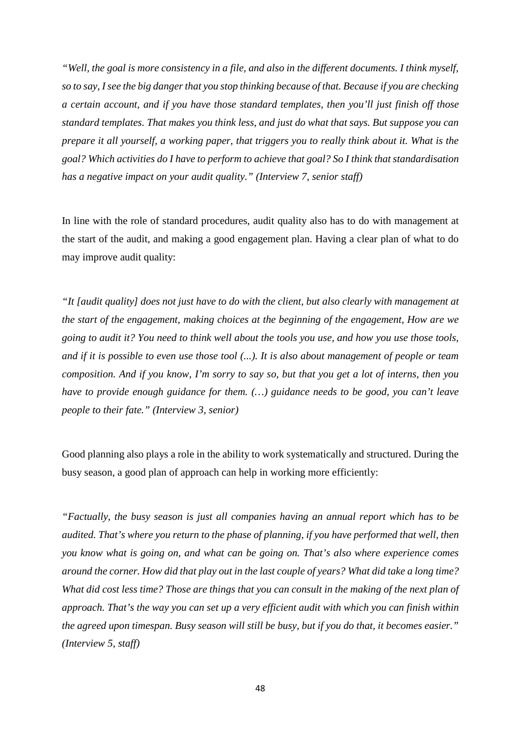*"Well, the goal is more consistency in a file, and also in the different documents. I think myself, so to say, I see the big danger that you stop thinking because of that. Because if you are checking a certain account, and if you have those standard templates, then you'll just finish off those standard templates. That makes you think less, and just do what that says. But suppose you can prepare it all yourself, a working paper, that triggers you to really think about it. What is the goal? Which activities do I have to perform to achieve that goal? So I think that standardisation has a negative impact on your audit quality." (Interview 7, senior staff)*

In line with the role of standard procedures, audit quality also has to do with management at the start of the audit, and making a good engagement plan. Having a clear plan of what to do may improve audit quality:

*"It [audit quality] does not just have to do with the client, but also clearly with management at the start of the engagement, making choices at the beginning of the engagement, How are we going to audit it? You need to think well about the tools you use, and how you use those tools, and if it is possible to even use those tool (...). It is also about management of people or team composition. And if you know, I'm sorry to say so, but that you get a lot of interns, then you have to provide enough guidance for them. (…) guidance needs to be good, you can't leave people to their fate." (Interview 3, senior)*

Good planning also plays a role in the ability to work systematically and structured. During the busy season, a good plan of approach can help in working more efficiently:

*"Factually, the busy season is just all companies having an annual report which has to be audited. That's where you return to the phase of planning, if you have performed that well, then you know what is going on, and what can be going on. That's also where experience comes around the corner. How did that play out in the last couple of years? What did take a long time? What did cost less time? Those are things that you can consult in the making of the next plan of approach. That's the way you can set up a very efficient audit with which you can finish within the agreed upon timespan. Busy season will still be busy, but if you do that, it becomes easier." (Interview 5, staff)*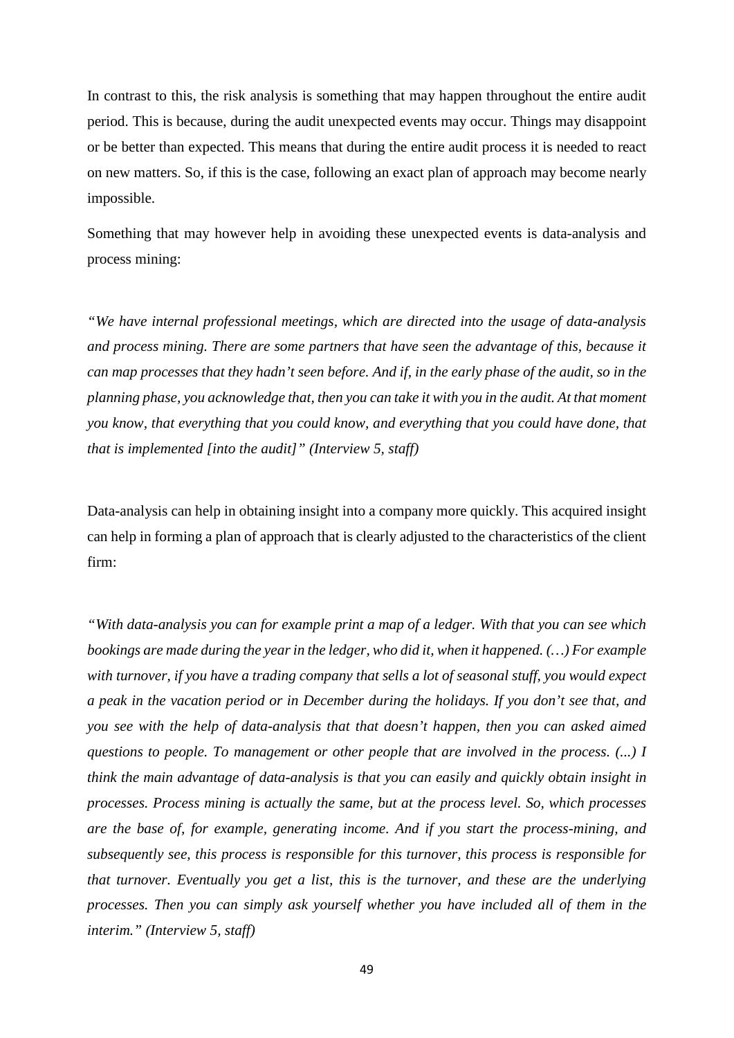In contrast to this, the risk analysis is something that may happen throughout the entire audit period. This is because, during the audit unexpected events may occur. Things may disappoint or be better than expected. This means that during the entire audit process it is needed to react on new matters. So, if this is the case, following an exact plan of approach may become nearly impossible.

Something that may however help in avoiding these unexpected events is data-analysis and process mining:

*"We have internal professional meetings, which are directed into the usage of data-analysis and process mining. There are some partners that have seen the advantage of this, because it can map processes that they hadn't seen before. And if, in the early phase of the audit, so in the planning phase, you acknowledge that, then you can take it with you in the audit. At that moment you know, that everything that you could know, and everything that you could have done, that that is implemented [into the audit]" (Interview 5, staff)*

Data-analysis can help in obtaining insight into a company more quickly. This acquired insight can help in forming a plan of approach that is clearly adjusted to the characteristics of the client firm:

*"With data-analysis you can for example print a map of a ledger. With that you can see which bookings are made during the year in the ledger, who did it, when it happened. (…) For example with turnover, if you have a trading company that sells a lot of seasonal stuff, you would expect a peak in the vacation period or in December during the holidays. If you don't see that, and you see with the help of data-analysis that that doesn't happen, then you can asked aimed questions to people. To management or other people that are involved in the process. (...) I think the main advantage of data-analysis is that you can easily and quickly obtain insight in processes. Process mining is actually the same, but at the process level. So, which processes are the base of, for example, generating income. And if you start the process-mining, and subsequently see, this process is responsible for this turnover, this process is responsible for that turnover. Eventually you get a list, this is the turnover, and these are the underlying processes. Then you can simply ask yourself whether you have included all of them in the interim." (Interview 5, staff)*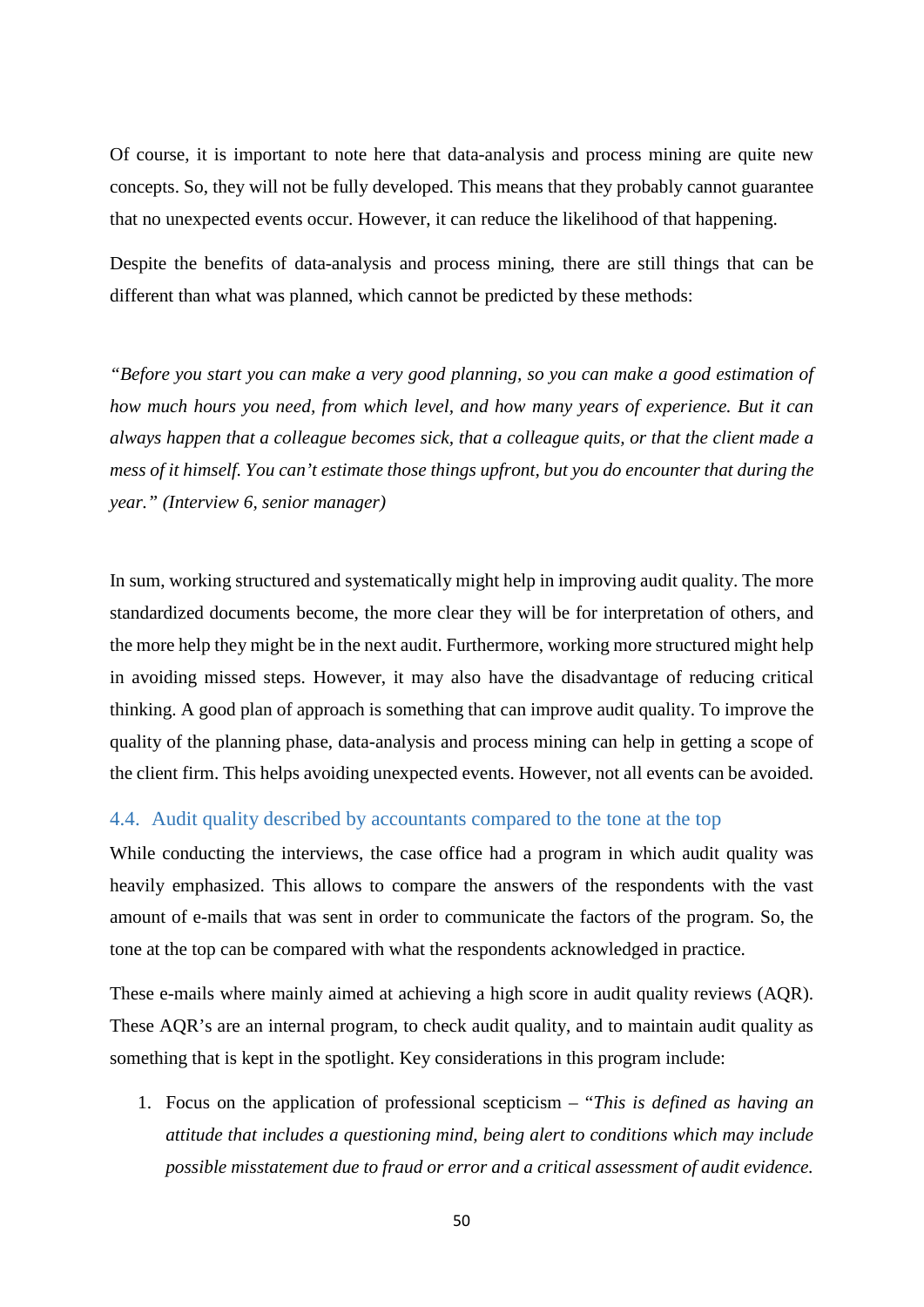Of course, it is important to note here that data-analysis and process mining are quite new concepts. So, they will not be fully developed. This means that they probably cannot guarantee that no unexpected events occur. However, it can reduce the likelihood of that happening.

Despite the benefits of data-analysis and process mining, there are still things that can be different than what was planned, which cannot be predicted by these methods:

*"Before you start you can make a very good planning, so you can make a good estimation of how much hours you need, from which level, and how many years of experience. But it can always happen that a colleague becomes sick, that a colleague quits, or that the client made a mess of it himself. You can't estimate those things upfront, but you do encounter that during the year." (Interview 6, senior manager)*

In sum, working structured and systematically might help in improving audit quality. The more standardized documents become, the more clear they will be for interpretation of others, and the more help they might be in the next audit. Furthermore, working more structured might help in avoiding missed steps. However, it may also have the disadvantage of reducing critical thinking. A good plan of approach is something that can improve audit quality. To improve the quality of the planning phase, data-analysis and process mining can help in getting a scope of the client firm. This helps avoiding unexpected events. However, not all events can be avoided.

### 4.4. Audit quality described by accountants compared to the tone at the top

While conducting the interviews, the case office had a program in which audit quality was heavily emphasized. This allows to compare the answers of the respondents with the vast amount of e-mails that was sent in order to communicate the factors of the program. So, the tone at the top can be compared with what the respondents acknowledged in practice.

These e-mails where mainly aimed at achieving a high score in audit quality reviews (AQR). These AQR's are an internal program, to check audit quality, and to maintain audit quality as something that is kept in the spotlight. Key considerations in this program include:

1. Focus on the application of professional scepticism – "*This is defined as having an attitude that includes a questioning mind, being alert to conditions which may include possible misstatement due to fraud or error and a critical assessment of audit evidence.*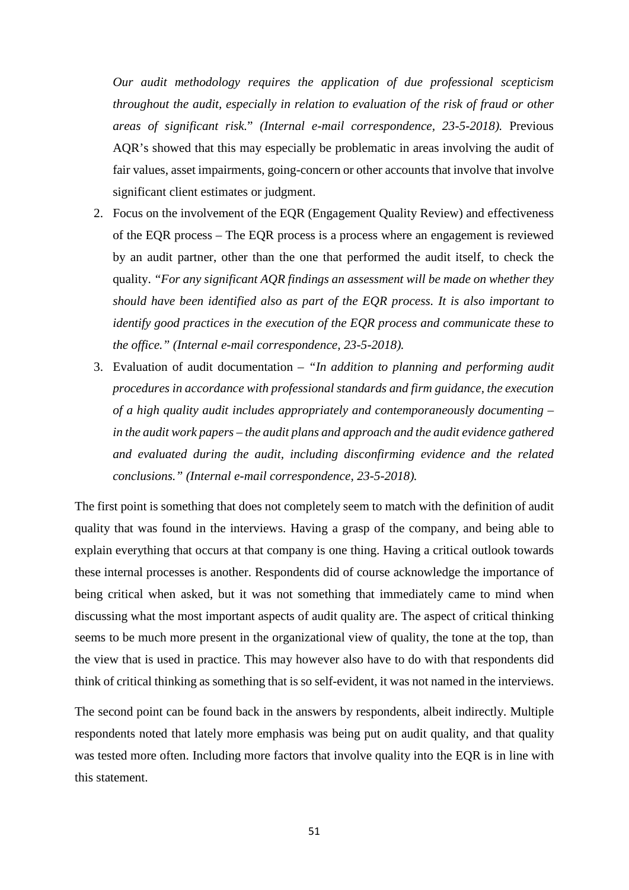*Our audit methodology requires the application of due professional scepticism throughout the audit, especially in relation to evaluation of the risk of fraud or other areas of significant risk.*" *(Internal e-mail correspondence, 23-5-2018).* Previous AQR's showed that this may especially be problematic in areas involving the audit of fair values, asset impairments, going-concern or other accounts that involve that involve significant client estimates or judgment.

2. Focus on the involvement of the EQR (Engagement Quality Review) and effectiveness of the EQR process – The EQR process is a process where an engagement is reviewed by an audit partner, other than the one that performed the audit itself, to check the quality. *"For any significant AQR findings an assessment will be made on whether they should have been identified also as part of the EQR process. It is also important to identify good practices in the execution of the EQR process and communicate these to the office." (Internal e-mail correspondence, 23-5-2018).*
3. Evaluation of audit documentation – *"In addition to planning and performing audit procedures in accordance with professional standards and firm guidance, the execution of a high quality audit includes appropriately and contemporaneously documenting – in the audit work papers – the audit plans and approach and the audit evidence gathered and evaluated during the audit, including disconfirming evidence and the related conclusions." (Internal e-mail correspondence, 23-5-2018).*

The first point is something that does not completely seem to match with the definition of audit quality that was found in the interviews. Having a grasp of the company, and being able to explain everything that occurs at that company is one thing. Having a critical outlook towards these internal processes is another. Respondents did of course acknowledge the importance of being critical when asked, but it was not something that immediately came to mind when discussing what the most important aspects of audit quality are. The aspect of critical thinking seems to be much more present in the organizational view of quality, the tone at the top, than the view that is used in practice. This may however also have to do with that respondents did think of critical thinking as something that is so self-evident, it was not named in the interviews.

The second point can be found back in the answers by respondents, albeit indirectly. Multiple respondents noted that lately more emphasis was being put on audit quality, and that quality was tested more often. Including more factors that involve quality into the EQR is in line with this statement.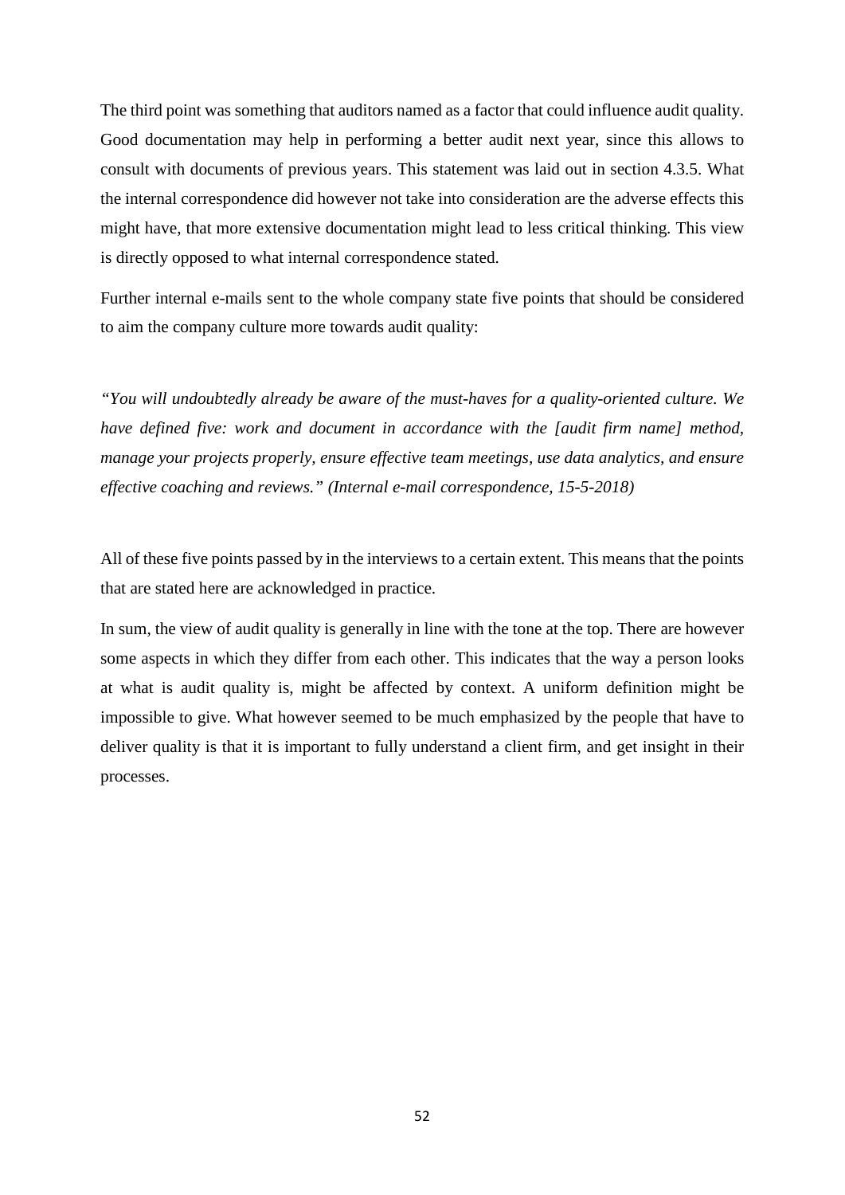The third point was something that auditors named as a factor that could influence audit quality. Good documentation may help in performing a better audit next year, since this allows to consult with documents of previous years. This statement was laid out in section 4.3.5. What the internal correspondence did however not take into consideration are the adverse effects this might have, that more extensive documentation might lead to less critical thinking. This view is directly opposed to what internal correspondence stated.

Further internal e-mails sent to the whole company state five points that should be considered to aim the company culture more towards audit quality:

*"You will undoubtedly already be aware of the must-haves for a quality-oriented culture. We have defined five: work and document in accordance with the [audit firm name] method, manage your projects properly, ensure effective team meetings, use data analytics, and ensure effective coaching and reviews." (Internal e-mail correspondence, 15-5-2018)*

All of these five points passed by in the interviews to a certain extent. This means that the points that are stated here are acknowledged in practice.

In sum, the view of audit quality is generally in line with the tone at the top. There are however some aspects in which they differ from each other. This indicates that the way a person looks at what is audit quality is, might be affected by context. A uniform definition might be impossible to give. What however seemed to be much emphasized by the people that have to deliver quality is that it is important to fully understand a client firm, and get insight in their processes.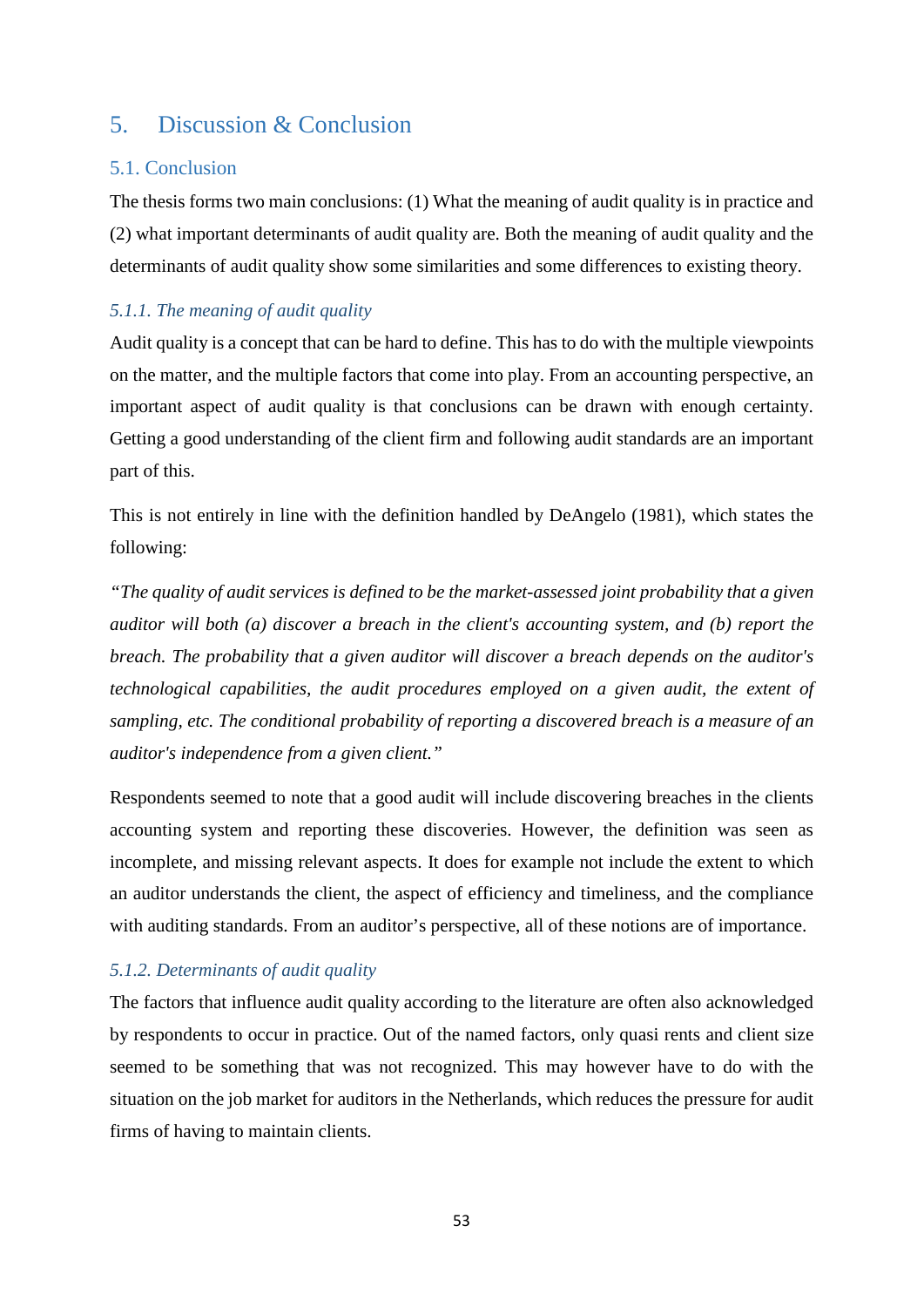# 5. Discussion & Conclusion

## 5.1. Conclusion

The thesis forms two main conclusions: (1) What the meaning of audit quality is in practice and (2) what important determinants of audit quality are. Both the meaning of audit quality and the determinants of audit quality show some similarities and some differences to existing theory.

### *5.1.1. The meaning of audit quality*

Audit quality is a concept that can be hard to define. This has to do with the multiple viewpoints on the matter, and the multiple factors that come into play. From an accounting perspective, an important aspect of audit quality is that conclusions can be drawn with enough certainty. Getting a good understanding of the client firm and following audit standards are an important part of this.

This is not entirely in line with the definition handled by DeAngelo (1981), which states the following:

*"The quality of audit services is defined to be the market-assessed joint probability that a given auditor will both (a) discover a breach in the client's accounting system, and (b) report the breach. The probability that a given auditor will discover a breach depends on the auditor's technological capabilities, the audit procedures employed on a given audit, the extent of sampling, etc. The conditional probability of reporting a discovered breach is a measure of an auditor's independence from a given client."*

Respondents seemed to note that a good audit will include discovering breaches in the clients accounting system and reporting these discoveries. However, the definition was seen as incomplete, and missing relevant aspects. It does for example not include the extent to which an auditor understands the client, the aspect of efficiency and timeliness, and the compliance with auditing standards. From an auditor's perspective, all of these notions are of importance.

### *5.1.2. Determinants of audit quality*

The factors that influence audit quality according to the literature are often also acknowledged by respondents to occur in practice. Out of the named factors, only quasi rents and client size seemed to be something that was not recognized. This may however have to do with the situation on the job market for auditors in the Netherlands, which reduces the pressure for audit firms of having to maintain clients.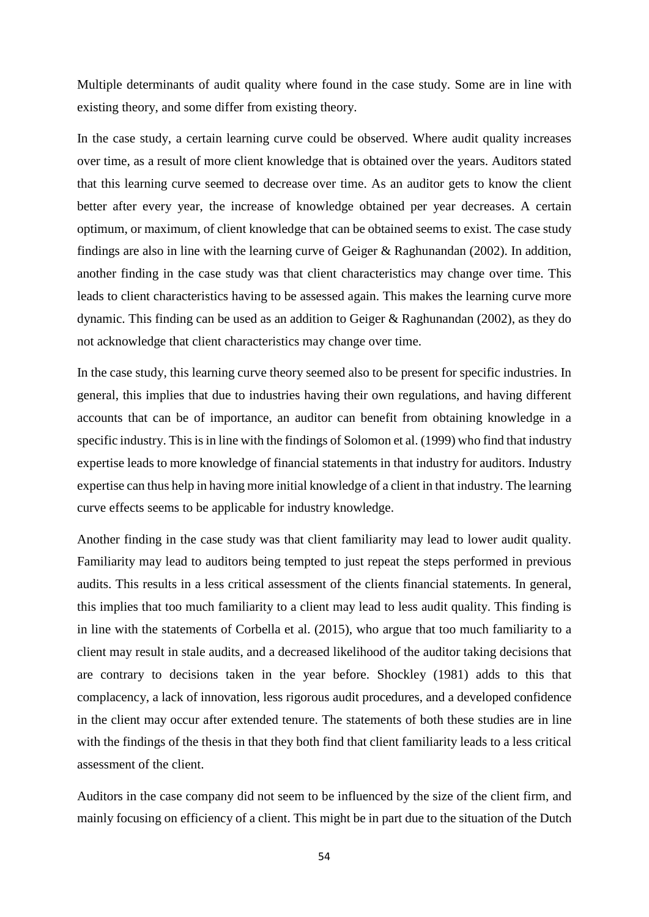Multiple determinants of audit quality where found in the case study. Some are in line with existing theory, and some differ from existing theory.

In the case study, a certain learning curve could be observed. Where audit quality increases over time, as a result of more client knowledge that is obtained over the years. Auditors stated that this learning curve seemed to decrease over time. As an auditor gets to know the client better after every year, the increase of knowledge obtained per year decreases. A certain optimum, or maximum, of client knowledge that can be obtained seems to exist. The case study findings are also in line with the learning curve of Geiger & Raghunandan (2002). In addition, another finding in the case study was that client characteristics may change over time. This leads to client characteristics having to be assessed again. This makes the learning curve more dynamic. This finding can be used as an addition to Geiger & Raghunandan (2002), as they do not acknowledge that client characteristics may change over time.

In the case study, this learning curve theory seemed also to be present for specific industries. In general, this implies that due to industries having their own regulations, and having different accounts that can be of importance, an auditor can benefit from obtaining knowledge in a specific industry. This is in line with the findings of Solomon et al. (1999) who find that industry expertise leads to more knowledge of financial statements in that industry for auditors. Industry expertise can thus help in having more initial knowledge of a client in that industry. The learning curve effects seems to be applicable for industry knowledge.

Another finding in the case study was that client familiarity may lead to lower audit quality. Familiarity may lead to auditors being tempted to just repeat the steps performed in previous audits. This results in a less critical assessment of the clients financial statements. In general, this implies that too much familiarity to a client may lead to less audit quality. This finding is in line with the statements of Corbella et al. (2015), who argue that too much familiarity to a client may result in stale audits, and a decreased likelihood of the auditor taking decisions that are contrary to decisions taken in the year before. Shockley (1981) adds to this that complacency, a lack of innovation, less rigorous audit procedures, and a developed confidence in the client may occur after extended tenure. The statements of both these studies are in line with the findings of the thesis in that they both find that client familiarity leads to a less critical assessment of the client.

Auditors in the case company did not seem to be influenced by the size of the client firm, and mainly focusing on efficiency of a client. This might be in part due to the situation of the Dutch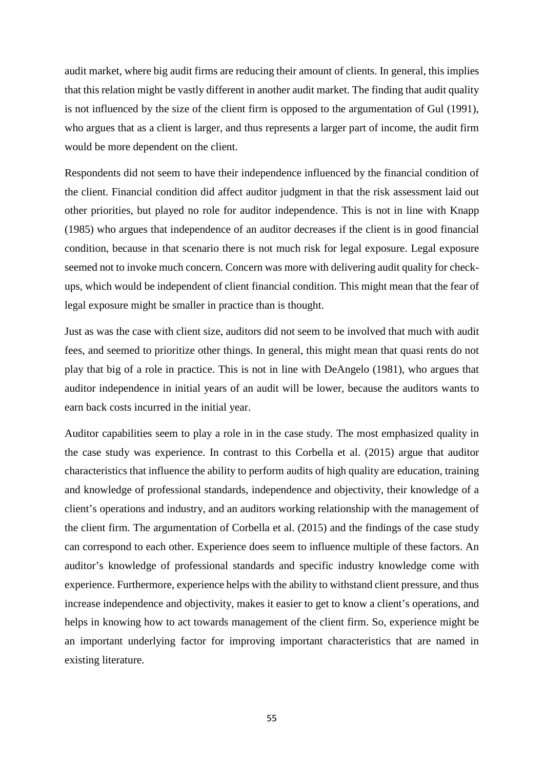audit market, where big audit firms are reducing their amount of clients. In general, this implies that this relation might be vastly different in another audit market. The finding that audit quality is not influenced by the size of the client firm is opposed to the argumentation of Gul (1991), who argues that as a client is larger, and thus represents a larger part of income, the audit firm would be more dependent on the client.

Respondents did not seem to have their independence influenced by the financial condition of the client. Financial condition did affect auditor judgment in that the risk assessment laid out other priorities, but played no role for auditor independence. This is not in line with Knapp (1985) who argues that independence of an auditor decreases if the client is in good financial condition, because in that scenario there is not much risk for legal exposure. Legal exposure seemed not to invoke much concern. Concern was more with delivering audit quality for check-ups, which would be independent of client financial condition. This might mean that the fear of legal exposure might be smaller in practice than is thought.

Just as was the case with client size, auditors did not seem to be involved that much with audit fees, and seemed to prioritize other things. In general, this might mean that quasi rents do not play that big of a role in practice. This is not in line with DeAngelo (1981), who argues that auditor independence in initial years of an audit will be lower, because the auditors wants to earn back costs incurred in the initial year.

Auditor capabilities seem to play a role in in the case study. The most emphasized quality in the case study was experience. In contrast to this Corbella et al. (2015) argue that auditor characteristics that influence the ability to perform audits of high quality are education, training and knowledge of professional standards, independence and objectivity, their knowledge of a client's operations and industry, and an auditors working relationship with the management of the client firm. The argumentation of Corbella et al. (2015) and the findings of the case study can correspond to each other. Experience does seem to influence multiple of these factors. An auditor's knowledge of professional standards and specific industry knowledge come with experience. Furthermore, experience helps with the ability to withstand client pressure, and thus increase independence and objectivity, makes it easier to get to know a client's operations, and helps in knowing how to act towards management of the client firm. So, experience might be an important underlying factor for improving important characteristics that are named in existing literature.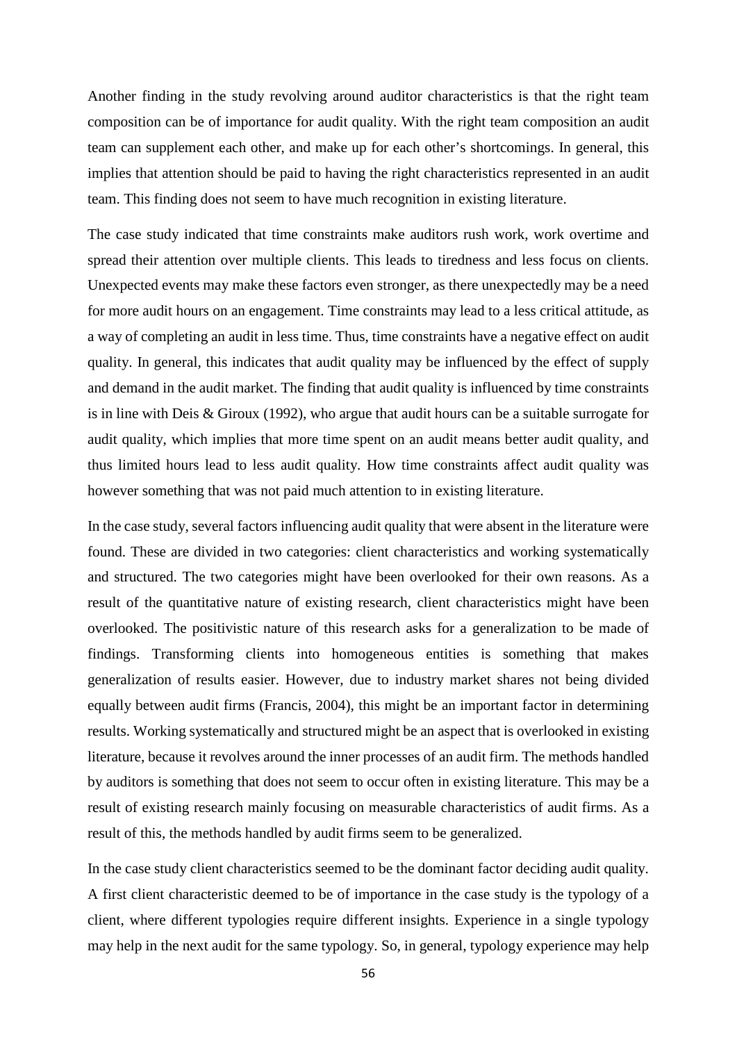Another finding in the study revolving around auditor characteristics is that the right team composition can be of importance for audit quality. With the right team composition an audit team can supplement each other, and make up for each other's shortcomings. In general, this implies that attention should be paid to having the right characteristics represented in an audit team. This finding does not seem to have much recognition in existing literature.

The case study indicated that time constraints make auditors rush work, work overtime and spread their attention over multiple clients. This leads to tiredness and less focus on clients. Unexpected events may make these factors even stronger, as there unexpectedly may be a need for more audit hours on an engagement. Time constraints may lead to a less critical attitude, as a way of completing an audit in less time. Thus, time constraints have a negative effect on audit quality. In general, this indicates that audit quality may be influenced by the effect of supply and demand in the audit market. The finding that audit quality is influenced by time constraints is in line with Deis & Giroux (1992), who argue that audit hours can be a suitable surrogate for audit quality, which implies that more time spent on an audit means better audit quality, and thus limited hours lead to less audit quality. How time constraints affect audit quality was however something that was not paid much attention to in existing literature.

In the case study, several factors influencing audit quality that were absent in the literature were found. These are divided in two categories: client characteristics and working systematically and structured. The two categories might have been overlooked for their own reasons. As a result of the quantitative nature of existing research, client characteristics might have been overlooked. The positivistic nature of this research asks for a generalization to be made of findings. Transforming clients into homogeneous entities is something that makes generalization of results easier. However, due to industry market shares not being divided equally between audit firms (Francis, 2004), this might be an important factor in determining results. Working systematically and structured might be an aspect that is overlooked in existing literature, because it revolves around the inner processes of an audit firm. The methods handled by auditors is something that does not seem to occur often in existing literature. This may be a result of existing research mainly focusing on measurable characteristics of audit firms. As a result of this, the methods handled by audit firms seem to be generalized.

In the case study client characteristics seemed to be the dominant factor deciding audit quality. A first client characteristic deemed to be of importance in the case study is the typology of a client, where different typologies require different insights. Experience in a single typology may help in the next audit for the same typology. So, in general, typology experience may help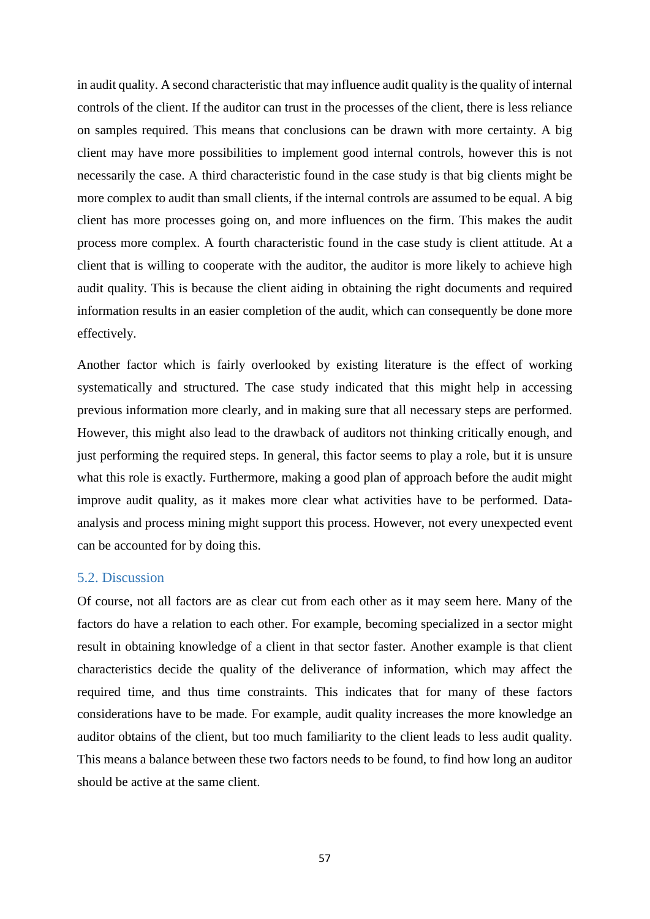in audit quality. A second characteristic that may influence audit quality is the quality of internal controls of the client. If the auditor can trust in the processes of the client, there is less reliance on samples required. This means that conclusions can be drawn with more certainty. A big client may have more possibilities to implement good internal controls, however this is not necessarily the case. A third characteristic found in the case study is that big clients might be more complex to audit than small clients, if the internal controls are assumed to be equal. A big client has more processes going on, and more influences on the firm. This makes the audit process more complex. A fourth characteristic found in the case study is client attitude. At a client that is willing to cooperate with the auditor, the auditor is more likely to achieve high audit quality. This is because the client aiding in obtaining the right documents and required information results in an easier completion of the audit, which can consequently be done more effectively.

Another factor which is fairly overlooked by existing literature is the effect of working systematically and structured. The case study indicated that this might help in accessing previous information more clearly, and in making sure that all necessary steps are performed. However, this might also lead to the drawback of auditors not thinking critically enough, and just performing the required steps. In general, this factor seems to play a role, but it is unsure what this role is exactly. Furthermore, making a good plan of approach before the audit might improve audit quality, as it makes more clear what activities have to be performed. Data-analysis and process mining might support this process. However, not every unexpected event can be accounted for by doing this.

## 5.2. Discussion

Of course, not all factors are as clear cut from each other as it may seem here. Many of the factors do have a relation to each other. For example, becoming specialized in a sector might result in obtaining knowledge of a client in that sector faster. Another example is that client characteristics decide the quality of the deliverance of information, which may affect the required time, and thus time constraints. This indicates that for many of these factors considerations have to be made. For example, audit quality increases the more knowledge an auditor obtains of the client, but too much familiarity to the client leads to less audit quality. This means a balance between these two factors needs to be found, to find how long an auditor should be active at the same client.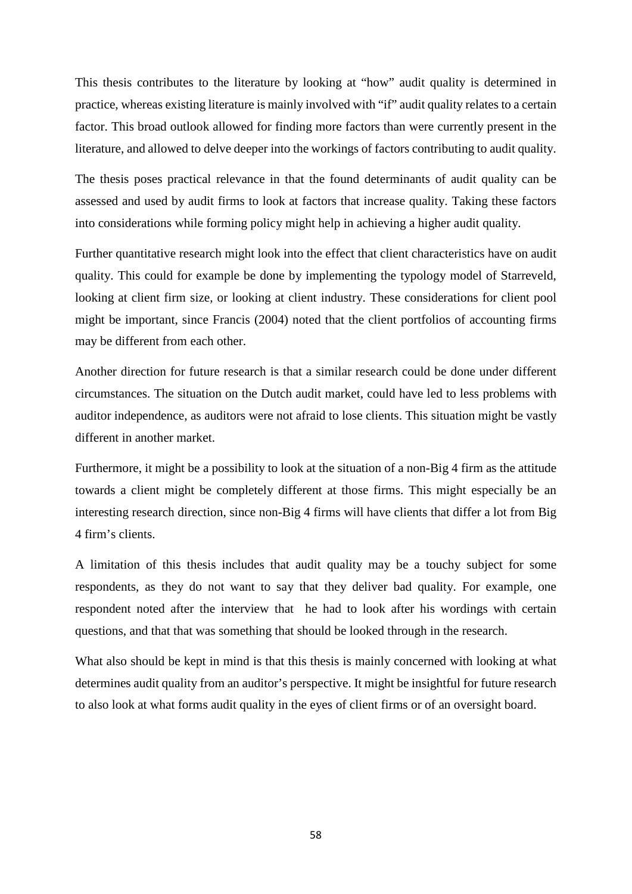This thesis contributes to the literature by looking at "how" audit quality is determined in practice, whereas existing literature is mainly involved with "if" audit quality relates to a certain factor. This broad outlook allowed for finding more factors than were currently present in the literature, and allowed to delve deeper into the workings of factors contributing to audit quality.

The thesis poses practical relevance in that the found determinants of audit quality can be assessed and used by audit firms to look at factors that increase quality. Taking these factors into considerations while forming policy might help in achieving a higher audit quality.

Further quantitative research might look into the effect that client characteristics have on audit quality. This could for example be done by implementing the typology model of Starreveld, looking at client firm size, or looking at client industry. These considerations for client pool might be important, since Francis (2004) noted that the client portfolios of accounting firms may be different from each other.

Another direction for future research is that a similar research could be done under different circumstances. The situation on the Dutch audit market, could have led to less problems with auditor independence, as auditors were not afraid to lose clients. This situation might be vastly different in another market.

Furthermore, it might be a possibility to look at the situation of a non-Big 4 firm as the attitude towards a client might be completely different at those firms. This might especially be an interesting research direction, since non-Big 4 firms will have clients that differ a lot from Big 4 firm's clients.

A limitation of this thesis includes that audit quality may be a touchy subject for some respondents, as they do not want to say that they deliver bad quality. For example, one respondent noted after the interview that he had to look after his wordings with certain questions, and that that was something that should be looked through in the research.

What also should be kept in mind is that this thesis is mainly concerned with looking at what determines audit quality from an auditor's perspective. It might be insightful for future research to also look at what forms audit quality in the eyes of client firms or of an oversight board.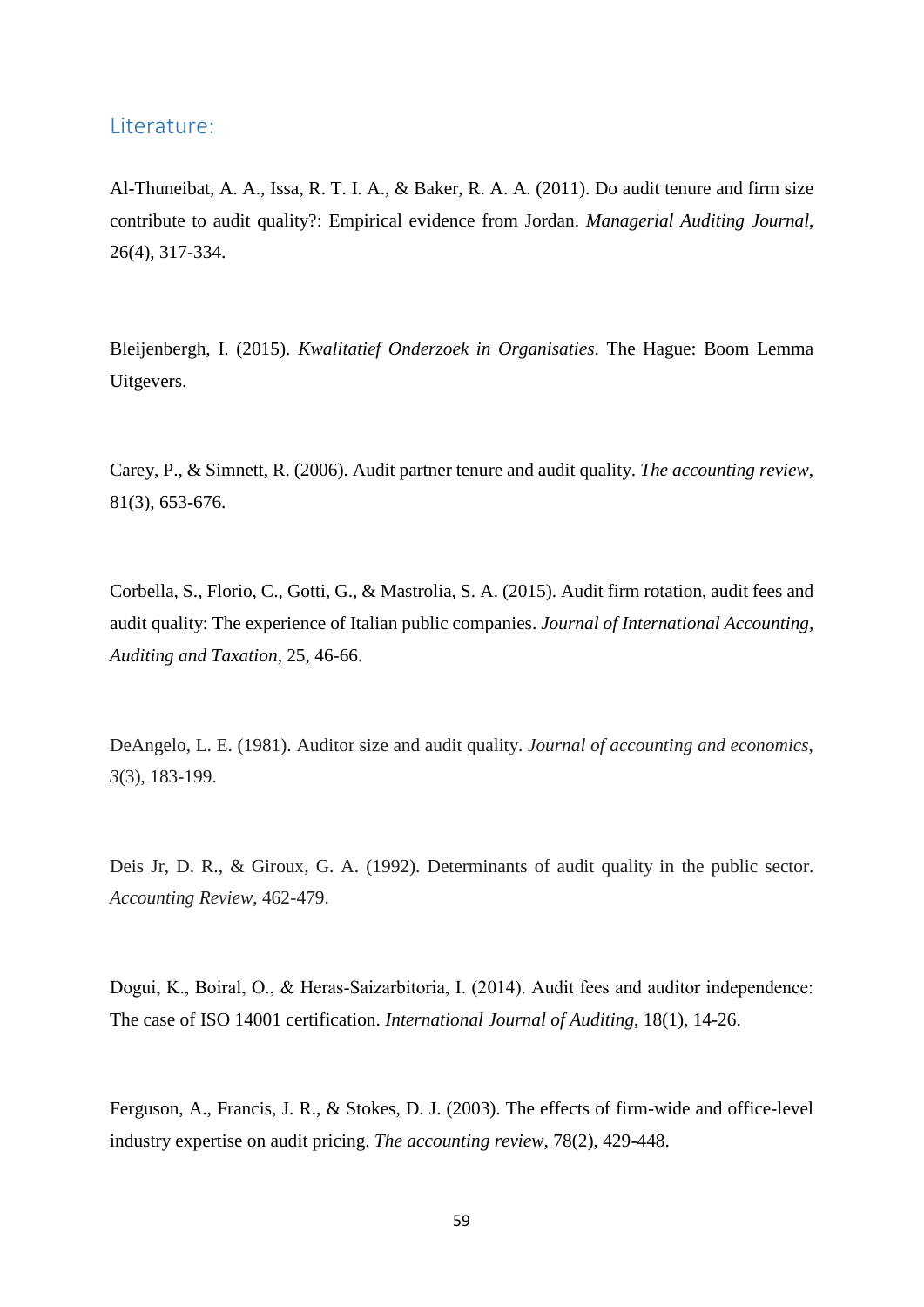## Literature:

Al-Thuneibat, A. A., Issa, R. T. I. A., & Baker, R. A. A. (2011). Do audit tenure and firm size contribute to audit quality?: Empirical evidence from Jordan. *Managerial Auditing Journal*, 26(4), 317-334.

Bleijenbergh, I. (2015). *Kwalitatief Onderzoek in Organisaties*. The Hague: Boom Lemma Uitgevers.

Carey, P., & Simnett, R. (2006). Audit partner tenure and audit quality. *The accounting review*, 81(3), 653-676.

Corbella, S., Florio, C., Gotti, G., & Mastrolia, S. A. (2015). Audit firm rotation, audit fees and audit quality: The experience of Italian public companies. *Journal of International Accounting, Auditing and Taxation*, 25, 46-66.

DeAngelo, L. E. (1981). Auditor size and audit quality. *Journal of accounting and economics*, *3*(3), 183-199.

Deis Jr, D. R., & Giroux, G. A. (1992). Determinants of audit quality in the public sector. *Accounting Review*, 462-479.

Dogui, K., Boiral, O., & Heras-Saizarbitoria, I. (2014). Audit fees and auditor independence: The case of ISO 14001 certification. *International Journal of Auditing*, 18(1), 14-26.

Ferguson, A., Francis, J. R., & Stokes, D. J. (2003). The effects of firm-wide and office-level industry expertise on audit pricing. *The accounting review*, 78(2), 429-448.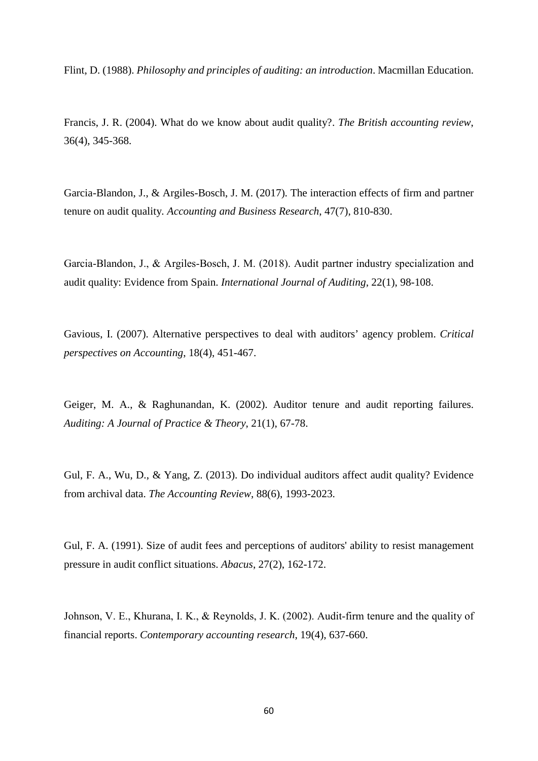Flint, D. (1988). *Philosophy and principles of auditing: an introduction*. Macmillan Education.

Francis, J. R. (2004). What do we know about audit quality?. *The British accounting review*, 36(4), 345-368.

Garcia-Blandon, J., & Argiles-Bosch, J. M. (2017). The interaction effects of firm and partner tenure on audit quality. *Accounting and Business Research*, 47(7), 810-830.

Garcia-Blandon, J., & Argiles-Bosch, J. M. (2018). Audit partner industry specialization and audit quality: Evidence from Spain. *International Journal of Auditing*, 22(1), 98-108.

Gavious, I. (2007). Alternative perspectives to deal with auditors' agency problem. *Critical perspectives on Accounting*, 18(4), 451-467.

Geiger, M. A., & Raghunandan, K. (2002). Auditor tenure and audit reporting failures. *Auditing: A Journal of Practice & Theory*, 21(1), 67-78.

Gul, F. A., Wu, D., & Yang, Z. (2013). Do individual auditors affect audit quality? Evidence from archival data. *The Accounting Review*, 88(6), 1993-2023.

Gul, F. A. (1991). Size of audit fees and perceptions of auditors' ability to resist management pressure in audit conflict situations. *Abacus*, 27(2), 162-172.

Johnson, V. E., Khurana, I. K., & Reynolds, J. K. (2002). Audit-firm tenure and the quality of financial reports. *Contemporary accounting research*, 19(4), 637-660.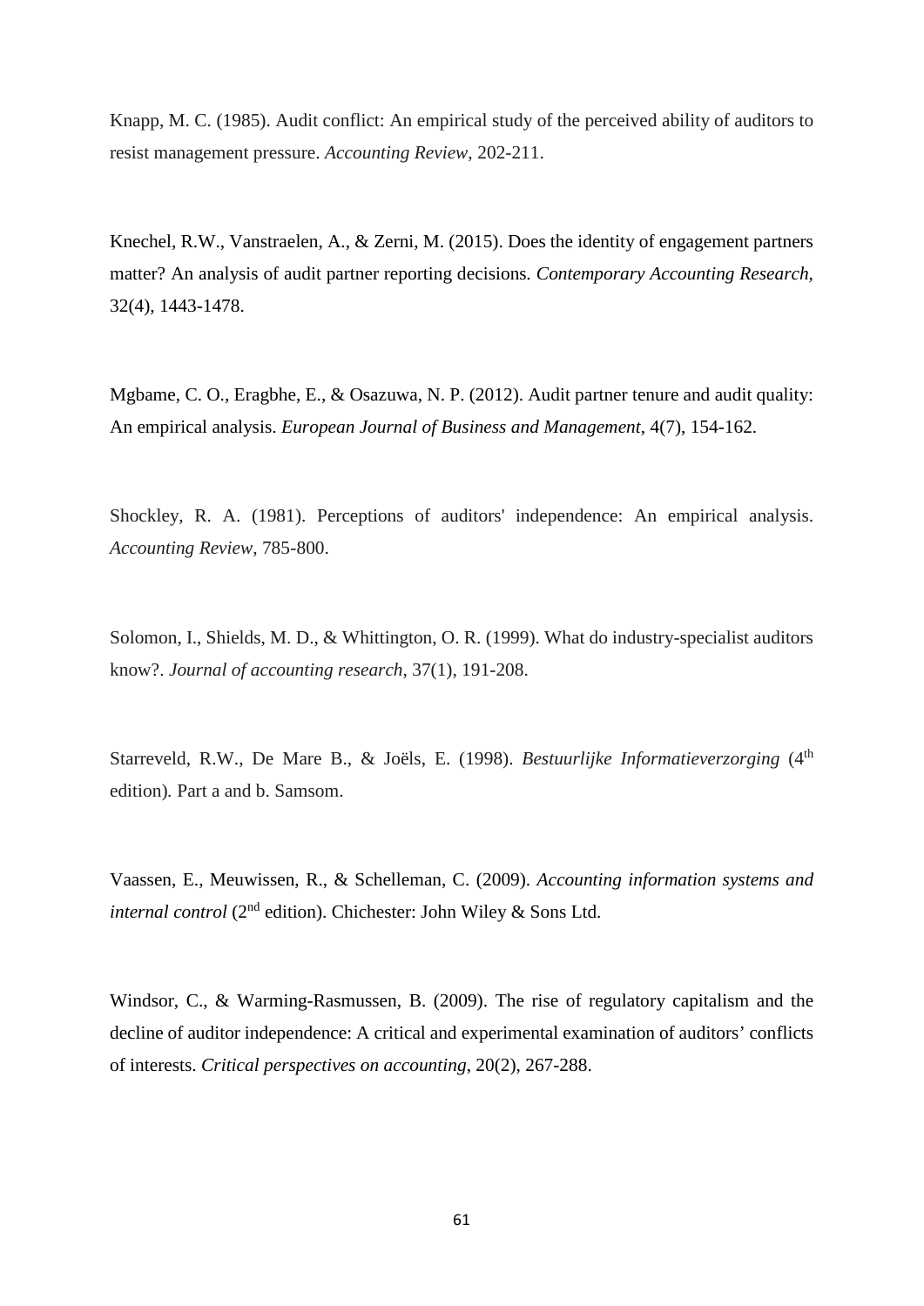Knapp, M. C. (1985). Audit conflict: An empirical study of the perceived ability of auditors to resist management pressure. *Accounting Review*, 202-211.

Knechel, R.W., Vanstraelen, A., & Zerni, M. (2015). Does the identity of engagement partners matter? An analysis of audit partner reporting decisions. *Contemporary Accounting Research*, 32(4), 1443-1478.

Mgbame, C. O., Eragbhe, E., & Osazuwa, N. P. (2012). Audit partner tenure and audit quality: An empirical analysis. *European Journal of Business and Management*, 4(7), 154-162.

Shockley, R. A. (1981). Perceptions of auditors' independence: An empirical analysis. *Accounting Review*, 785-800.

Solomon, I., Shields, M. D., & Whittington, O. R. (1999). What do industry-specialist auditors know?. *Journal of accounting research*, 37(1), 191-208.

Starreveld, R.W., De Mare B., & Joëls, E. (1998). *Bestuurlijke Informatieverzorging* (4th edition). Part a and b. Samsom.

Vaassen, E., Meuwissen, R., & Schelleman, C. (2009). *Accounting information systems and internal control* (2nd edition). Chichester: John Wiley & Sons Ltd.

Windsor, C., & Warming-Rasmussen, B. (2009). The rise of regulatory capitalism and the decline of auditor independence: A critical and experimental examination of auditors' conflicts of interests. *Critical perspectives on accounting*, 20(2), 267-288.